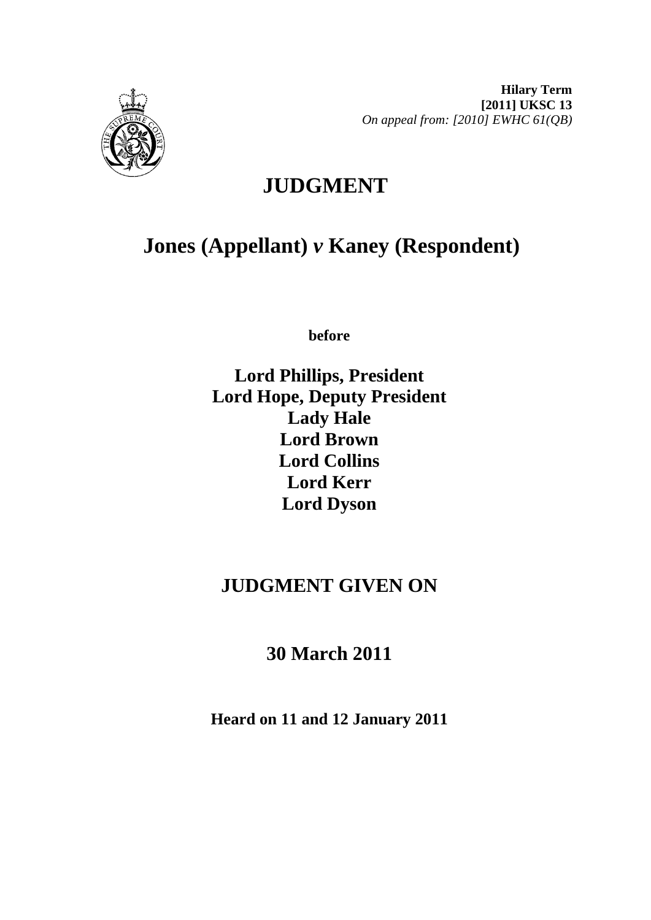**Hilary Term**
**[2011] UKSC 13**
*On appeal from: [2010] EWHC 61(QB)*

# JUDGMENT

## Jones (Appellant) *v* Kaney (Respondent)

**before**

**Lord Phillips, President**
**Lord Hope, Deputy President**
**Lady Hale**
**Lord Brown**
**Lord Collins**
**Lord Kerr**
**Lord Dyson**

## JUDGMENT GIVEN ON

## 30 March 2011

**Heard on 11 and 12 January 2011**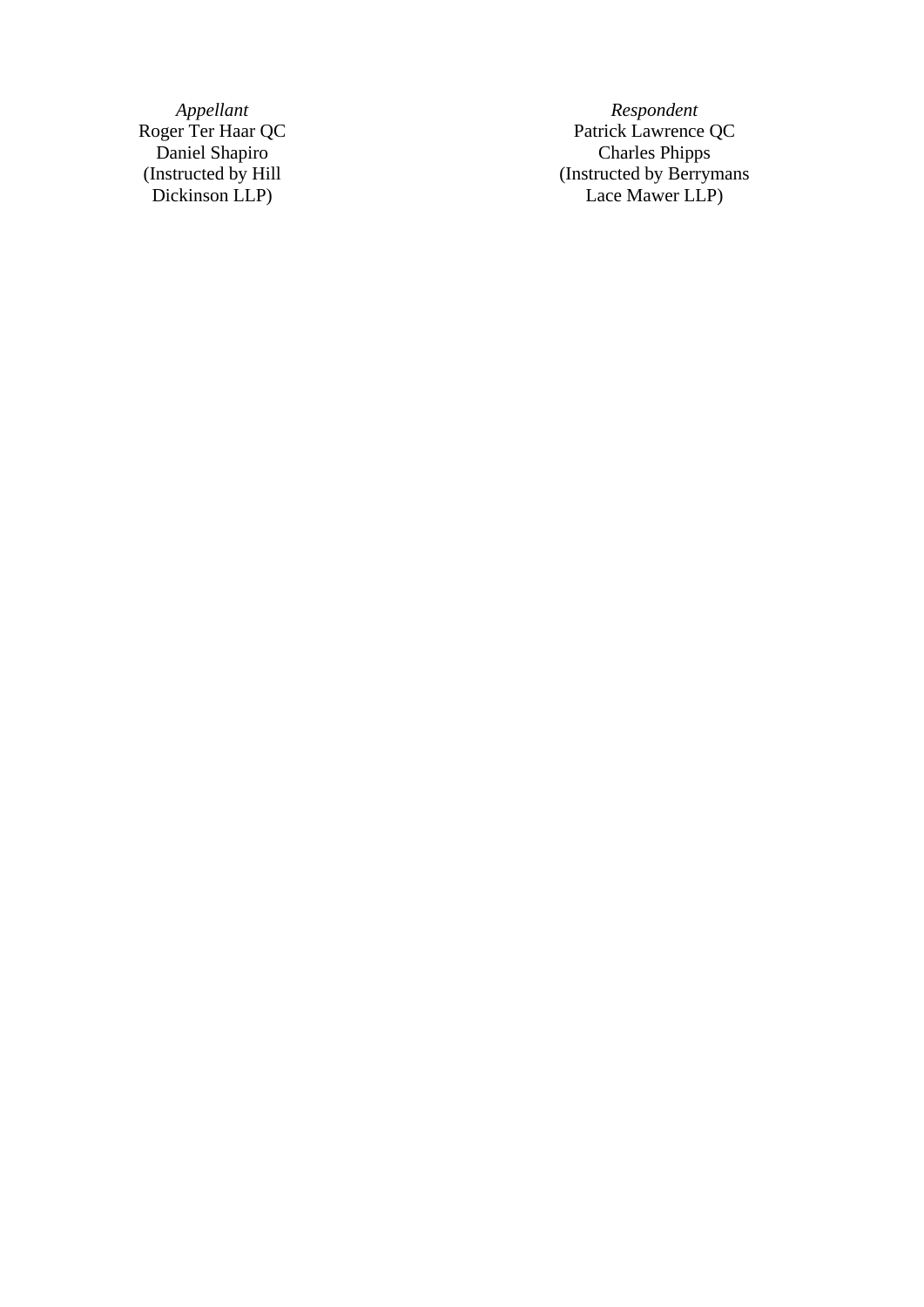| *Appellant* | *Respondent* |
|---|---|
| Roger Ter Haar QC | Patrick Lawrence QC |
| Daniel Shapiro | Charles Phipps |
| (Instructed by Hill Dickinson LLP) | (Instructed by Berrymans Lace Mawer LLP) |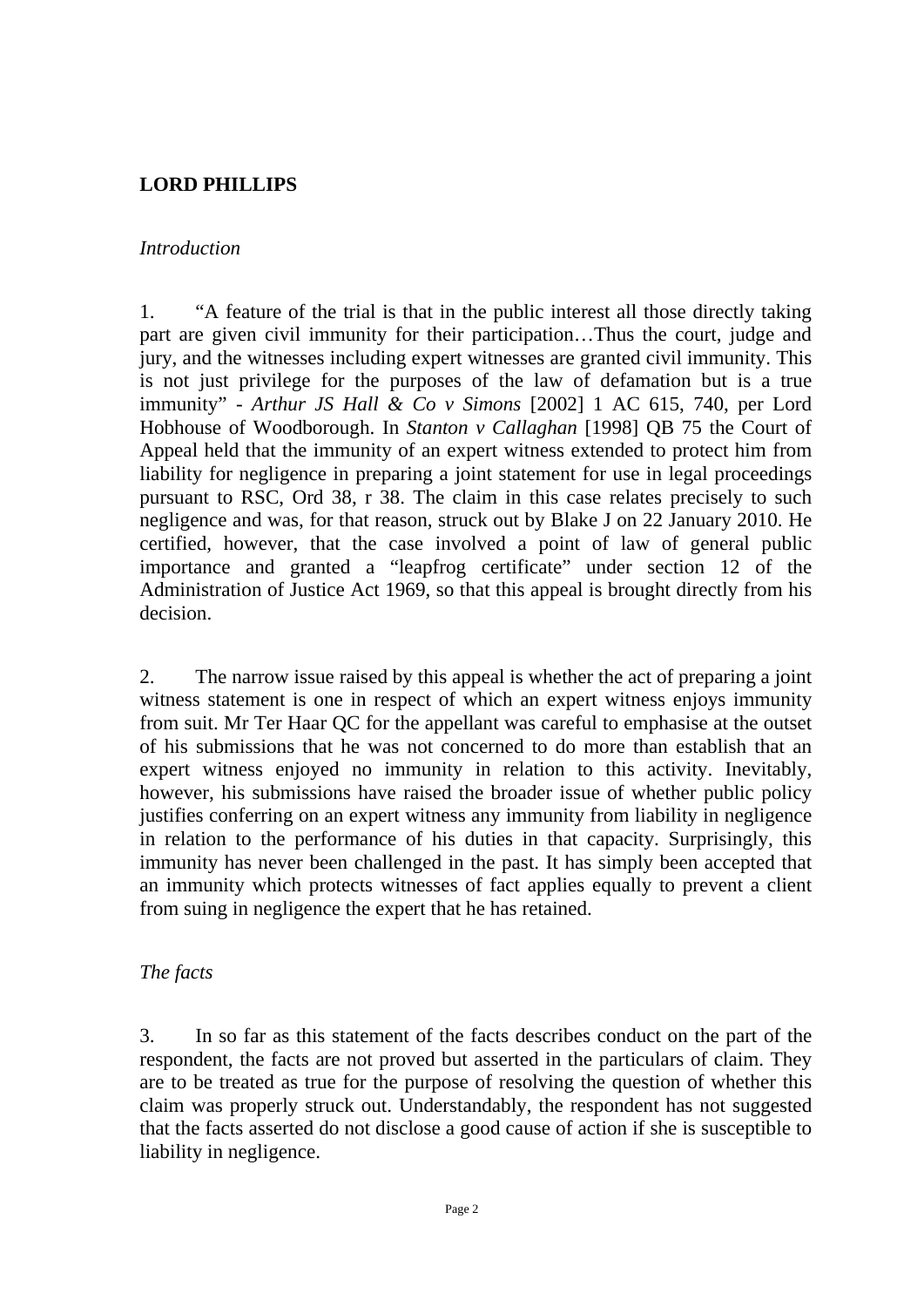**LORD PHILLIPS**

*Introduction*

1. "A feature of the trial is that in the public interest all those directly taking part are given civil immunity for their participation…Thus the court, judge and jury, and the witnesses including expert witnesses are granted civil immunity. This is not just privilege for the purposes of the law of defamation but is a true immunity" - *Arthur JS Hall & Co v Simons* [2002] 1 AC 615, 740, per Lord Hobhouse of Woodborough. In *Stanton v Callaghan* [1998] QB 75 the Court of Appeal held that the immunity of an expert witness extended to protect him from liability for negligence in preparing a joint statement for use in legal proceedings pursuant to RSC, Ord 38, r 38. The claim in this case relates precisely to such negligence and was, for that reason, struck out by Blake J on 22 January 2010. He certified, however, that the case involved a point of law of general public importance and granted a "leapfrog certificate" under section 12 of the Administration of Justice Act 1969, so that this appeal is brought directly from his decision.

2. The narrow issue raised by this appeal is whether the act of preparing a joint witness statement is one in respect of which an expert witness enjoys immunity from suit. Mr Ter Haar QC for the appellant was careful to emphasise at the outset of his submissions that he was not concerned to do more than establish that an expert witness enjoyed no immunity in relation to this activity. Inevitably, however, his submissions have raised the broader issue of whether public policy justifies conferring on an expert witness any immunity from liability in negligence in relation to the performance of his duties in that capacity. Surprisingly, this immunity has never been challenged in the past. It has simply been accepted that an immunity which protects witnesses of fact applies equally to prevent a client from suing in negligence the expert that he has retained.

*The facts*

3. In so far as this statement of the facts describes conduct on the part of the respondent, the facts are not proved but asserted in the particulars of claim. They are to be treated as true for the purpose of resolving the question of whether this claim was properly struck out. Understandably, the respondent has not suggested that the facts asserted do not disclose a good cause of action if she is susceptible to liability in negligence.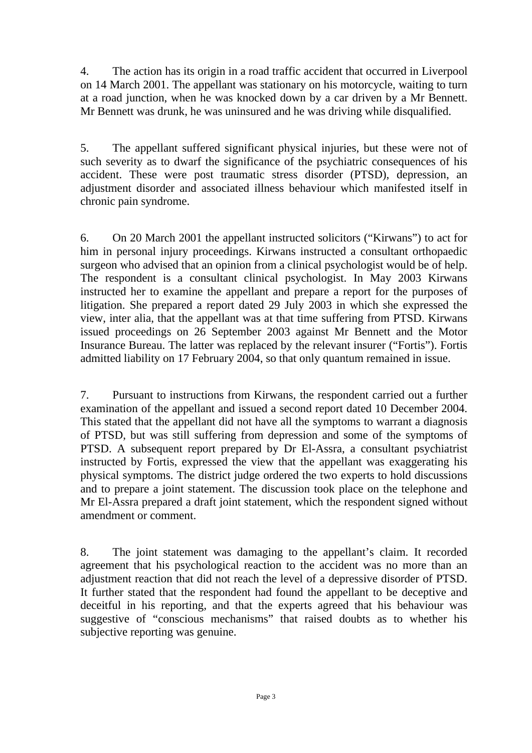4. The action has its origin in a road traffic accident that occurred in Liverpool on 14 March 2001. The appellant was stationary on his motorcycle, waiting to turn at a road junction, when he was knocked down by a car driven by a Mr Bennett. Mr Bennett was drunk, he was uninsured and he was driving while disqualified.

5. The appellant suffered significant physical injuries, but these were not of such severity as to dwarf the significance of the psychiatric consequences of his accident. These were post traumatic stress disorder (PTSD), depression, an adjustment disorder and associated illness behaviour which manifested itself in chronic pain syndrome.

6. On 20 March 2001 the appellant instructed solicitors ("Kirwans") to act for him in personal injury proceedings. Kirwans instructed a consultant orthopaedic surgeon who advised that an opinion from a clinical psychologist would be of help. The respondent is a consultant clinical psychologist. In May 2003 Kirwans instructed her to examine the appellant and prepare a report for the purposes of litigation. She prepared a report dated 29 July 2003 in which she expressed the view, inter alia, that the appellant was at that time suffering from PTSD. Kirwans issued proceedings on 26 September 2003 against Mr Bennett and the Motor Insurance Bureau. The latter was replaced by the relevant insurer ("Fortis"). Fortis admitted liability on 17 February 2004, so that only quantum remained in issue.

7. Pursuant to instructions from Kirwans, the respondent carried out a further examination of the appellant and issued a second report dated 10 December 2004. This stated that the appellant did not have all the symptoms to warrant a diagnosis of PTSD, but was still suffering from depression and some of the symptoms of PTSD. A subsequent report prepared by Dr El-Assra, a consultant psychiatrist instructed by Fortis, expressed the view that the appellant was exaggerating his physical symptoms. The district judge ordered the two experts to hold discussions and to prepare a joint statement. The discussion took place on the telephone and Mr El-Assra prepared a draft joint statement, which the respondent signed without amendment or comment.

8. The joint statement was damaging to the appellant's claim. It recorded agreement that his psychological reaction to the accident was no more than an adjustment reaction that did not reach the level of a depressive disorder of PTSD. It further stated that the respondent had found the appellant to be deceptive and deceitful in his reporting, and that the experts agreed that his behaviour was suggestive of "conscious mechanisms" that raised doubts as to whether his subjective reporting was genuine.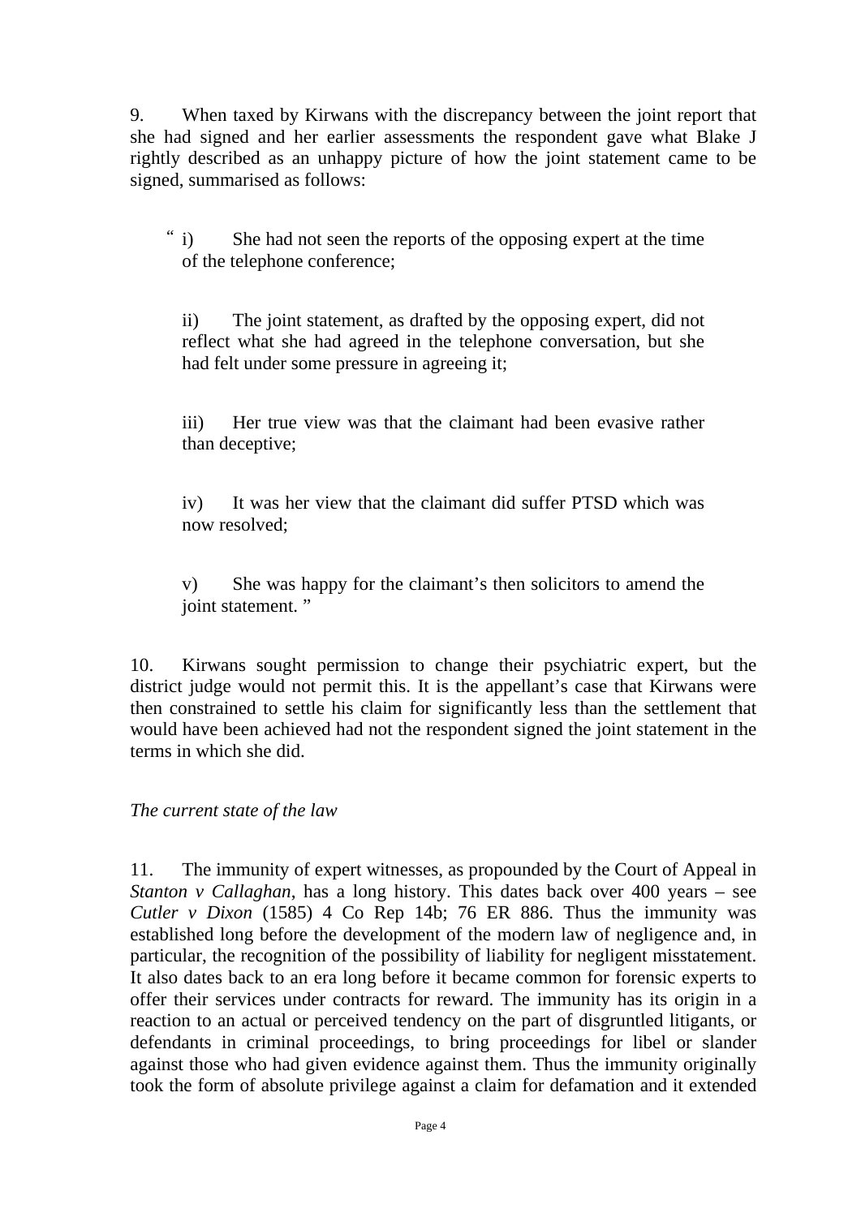9. When taxed by Kirwans with the discrepancy between the joint report that she had signed and her earlier assessments the respondent gave what Blake J rightly described as an unhappy picture of how the joint statement came to be signed, summarised as follows:

> "i) She had not seen the reports of the opposing expert at the time of the telephone conference;
>
> ii) The joint statement, as drafted by the opposing expert, did not reflect what she had agreed in the telephone conversation, but she had felt under some pressure in agreeing it;
>
> iii) Her true view was that the claimant had been evasive rather than deceptive;
>
> iv) It was her view that the claimant did suffer PTSD which was now resolved;
>
> v) She was happy for the claimant's then solicitors to amend the joint statement."

10. Kirwans sought permission to change their psychiatric expert, but the district judge would not permit this. It is the appellant's case that Kirwans were then constrained to settle his claim for significantly less than the settlement that would have been achieved had not the respondent signed the joint statement in the terms in which she did.

*The current state of the law*

11. The immunity of expert witnesses, as propounded by the Court of Appeal in *Stanton v Callaghan*, has a long history. This dates back over 400 years – see *Cutler v Dixon* (1585) 4 Co Rep 14b; 76 ER 886. Thus the immunity was established long before the development of the modern law of negligence and, in particular, the recognition of the possibility of liability for negligent misstatement. It also dates back to an era long before it became common for forensic experts to offer their services under contracts for reward. The immunity has its origin in a reaction to an actual or perceived tendency on the part of disgruntled litigants, or defendants in criminal proceedings, to bring proceedings for libel or slander against those who had given evidence against them. Thus the immunity originally took the form of absolute privilege against a claim for defamation and it extended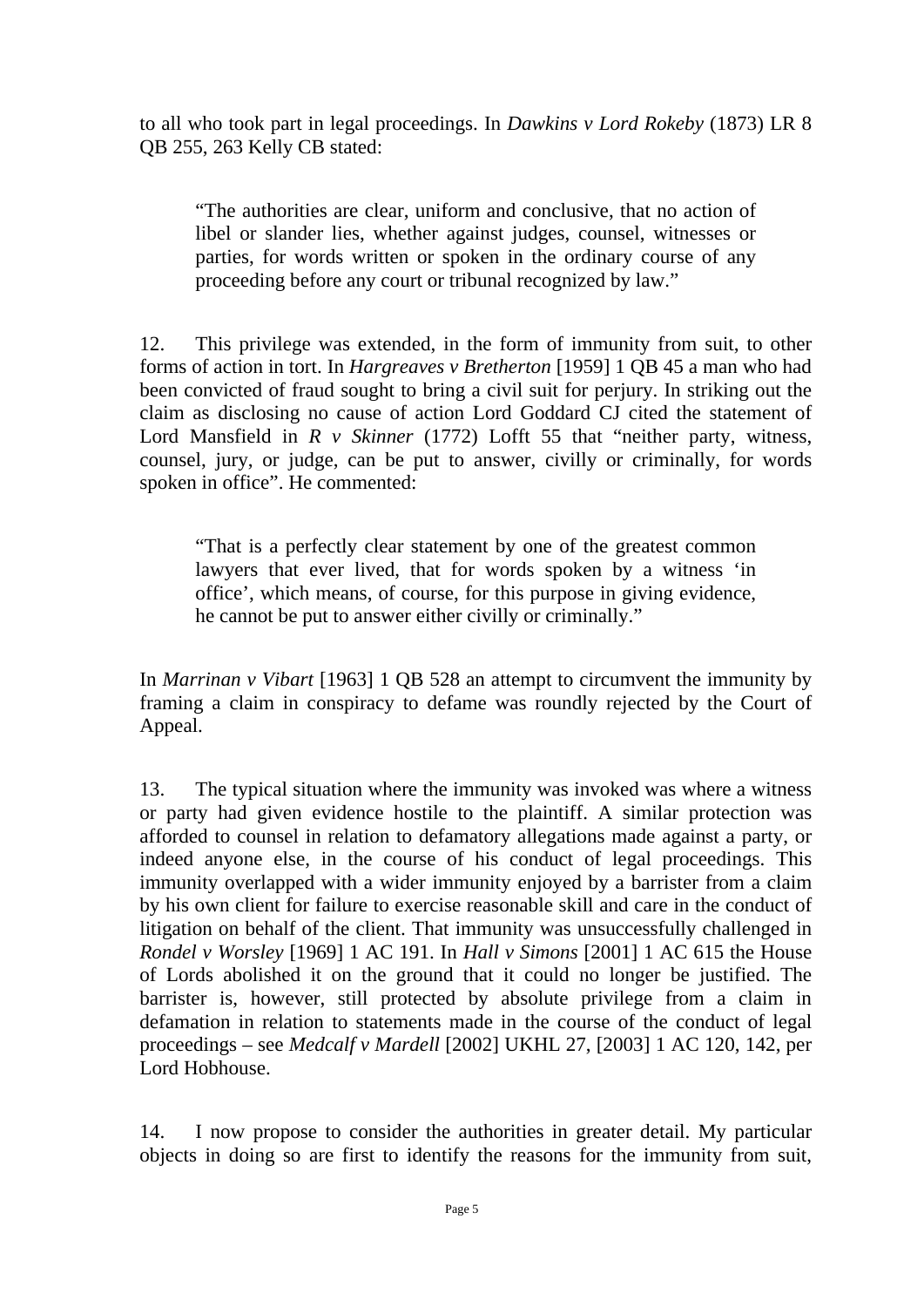to all who took part in legal proceedings. In *Dawkins v Lord Rokeby* (1873) LR 8 QB 255, 263 Kelly CB stated:

> "The authorities are clear, uniform and conclusive, that no action of libel or slander lies, whether against judges, counsel, witnesses or parties, for words written or spoken in the ordinary course of any proceeding before any court or tribunal recognized by law."

12. This privilege was extended, in the form of immunity from suit, to other forms of action in tort. In *Hargreaves v Bretherton* [1959] 1 QB 45 a man who had been convicted of fraud sought to bring a civil suit for perjury. In striking out the claim as disclosing no cause of action Lord Goddard CJ cited the statement of Lord Mansfield in *R v Skinner* (1772) Lofft 55 that "neither party, witness, counsel, jury, or judge, can be put to answer, civilly or criminally, for words spoken in office". He commented:

> "That is a perfectly clear statement by one of the greatest common lawyers that ever lived, that for words spoken by a witness 'in office', which means, of course, for this purpose in giving evidence, he cannot be put to answer either civilly or criminally."

In *Marrinan v Vibart* [1963] 1 QB 528 an attempt to circumvent the immunity by framing a claim in conspiracy to defame was roundly rejected by the Court of Appeal.

13. The typical situation where the immunity was invoked was where a witness or party had given evidence hostile to the plaintiff. A similar protection was afforded to counsel in relation to defamatory allegations made against a party, or indeed anyone else, in the course of his conduct of legal proceedings. This immunity overlapped with a wider immunity enjoyed by a barrister from a claim by his own client for failure to exercise reasonable skill and care in the conduct of litigation on behalf of the client. That immunity was unsuccessfully challenged in *Rondel v Worsley* [1969] 1 AC 191. In *Hall v Simons* [2001] 1 AC 615 the House of Lords abolished it on the ground that it could no longer be justified. The barrister is, however, still protected by absolute privilege from a claim in defamation in relation to statements made in the course of the conduct of legal proceedings – see *Medcalf v Mardell* [2002] UKHL 27, [2003] 1 AC 120, 142, per Lord Hobhouse.

14. I now propose to consider the authorities in greater detail. My particular objects in doing so are first to identify the reasons for the immunity from suit,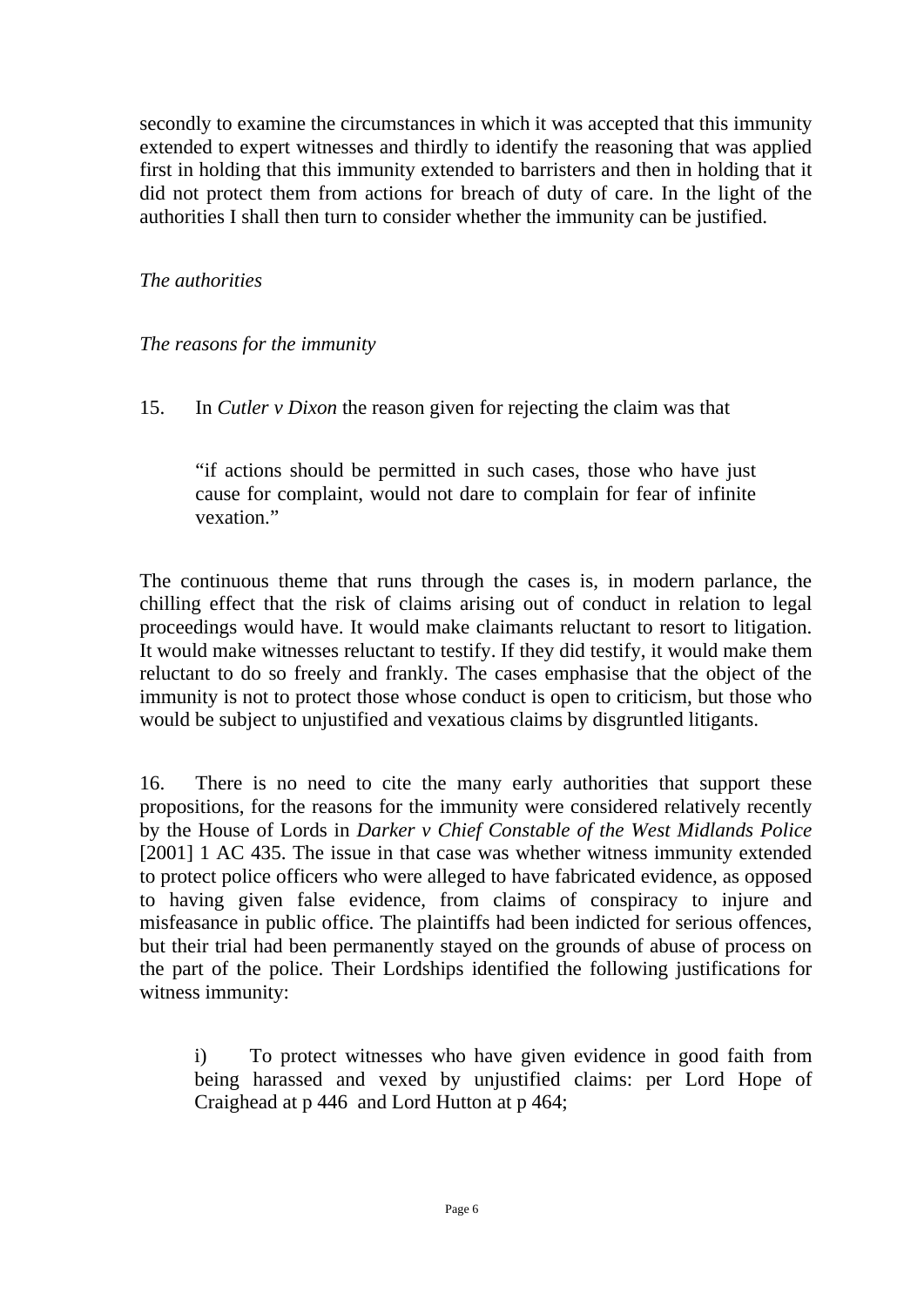secondly to examine the circumstances in which it was accepted that this immunity extended to expert witnesses and thirdly to identify the reasoning that was applied first in holding that this immunity extended to barristers and then in holding that it did not protect them from actions for breach of duty of care. In the light of the authorities I shall then turn to consider whether the immunity can be justified.

*The authorities*

*The reasons for the immunity*

15. In *Cutler v Dixon* the reason given for rejecting the claim was that

> "if actions should be permitted in such cases, those who have just cause for complaint, would not dare to complain for fear of infinite vexation."

The continuous theme that runs through the cases is, in modern parlance, the chilling effect that the risk of claims arising out of conduct in relation to legal proceedings would have. It would make claimants reluctant to resort to litigation. It would make witnesses reluctant to testify. If they did testify, it would make them reluctant to do so freely and frankly. The cases emphasise that the object of the immunity is not to protect those whose conduct is open to criticism, but those who would be subject to unjustified and vexatious claims by disgruntled litigants.

16. There is no need to cite the many early authorities that support these propositions, for the reasons for the immunity were considered relatively recently by the House of Lords in *Darker v Chief Constable of the West Midlands Police* [2001] 1 AC 435. The issue in that case was whether witness immunity extended to protect police officers who were alleged to have fabricated evidence, as opposed to having given false evidence, from claims of conspiracy to injure and misfeasance in public office. The plaintiffs had been indicted for serious offences, but their trial had been permanently stayed on the grounds of abuse of process on the part of the police. Their Lordships identified the following justifications for witness immunity:

> i) To protect witnesses who have given evidence in good faith from being harassed and vexed by unjustified claims: per Lord Hope of Craighead at p 446 and Lord Hutton at p 464;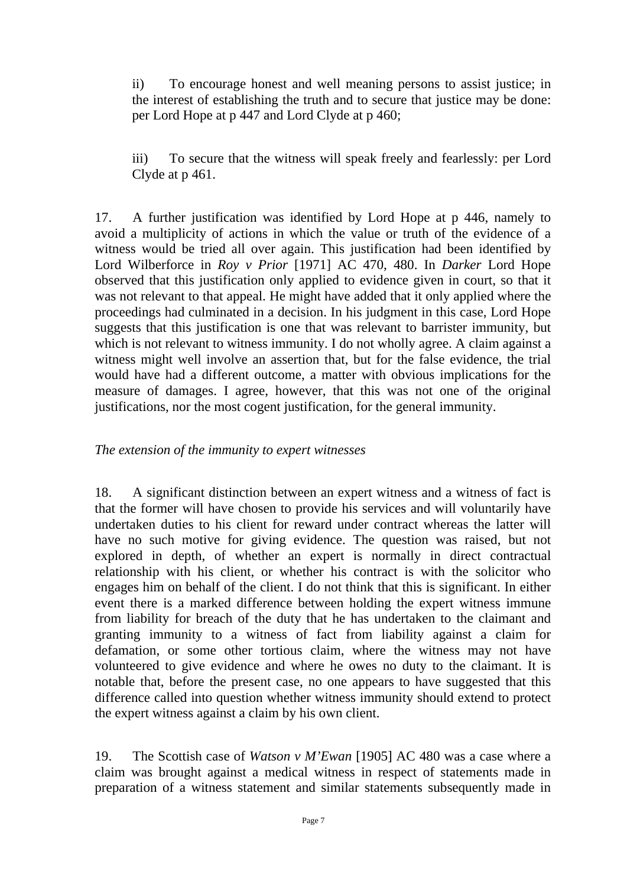ii) To encourage honest and well meaning persons to assist justice; in the interest of establishing the truth and to secure that justice may be done: per Lord Hope at p 447 and Lord Clyde at p 460;

iii) To secure that the witness will speak freely and fearlessly: per Lord Clyde at p 461.

17. A further justification was identified by Lord Hope at p 446, namely to avoid a multiplicity of actions in which the value or truth of the evidence of a witness would be tried all over again. This justification had been identified by Lord Wilberforce in *Roy v Prior* [1971] AC 470, 480. In *Darker* Lord Hope observed that this justification only applied to evidence given in court, so that it was not relevant to that appeal. He might have added that it only applied where the proceedings had culminated in a decision. In his judgment in this case, Lord Hope suggests that this justification is one that was relevant to barrister immunity, but which is not relevant to witness immunity. I do not wholly agree. A claim against a witness might well involve an assertion that, but for the false evidence, the trial would have had a different outcome, a matter with obvious implications for the measure of damages. I agree, however, that this was not one of the original justifications, nor the most cogent justification, for the general immunity.

*The extension of the immunity to expert witnesses*

18. A significant distinction between an expert witness and a witness of fact is that the former will have chosen to provide his services and will voluntarily have undertaken duties to his client for reward under contract whereas the latter will have no such motive for giving evidence. The question was raised, but not explored in depth, of whether an expert is normally in direct contractual relationship with his client, or whether his contract is with the solicitor who engages him on behalf of the client. I do not think that this is significant. In either event there is a marked difference between holding the expert witness immune from liability for breach of the duty that he has undertaken to the claimant and granting immunity to a witness of fact from liability against a claim for defamation, or some other tortious claim, where the witness may not have volunteered to give evidence and where he owes no duty to the claimant. It is notable that, before the present case, no one appears to have suggested that this difference called into question whether witness immunity should extend to protect the expert witness against a claim by his own client.

19. The Scottish case of *Watson v M'Ewan* [1905] AC 480 was a case where a claim was brought against a medical witness in respect of statements made in preparation of a witness statement and similar statements subsequently made in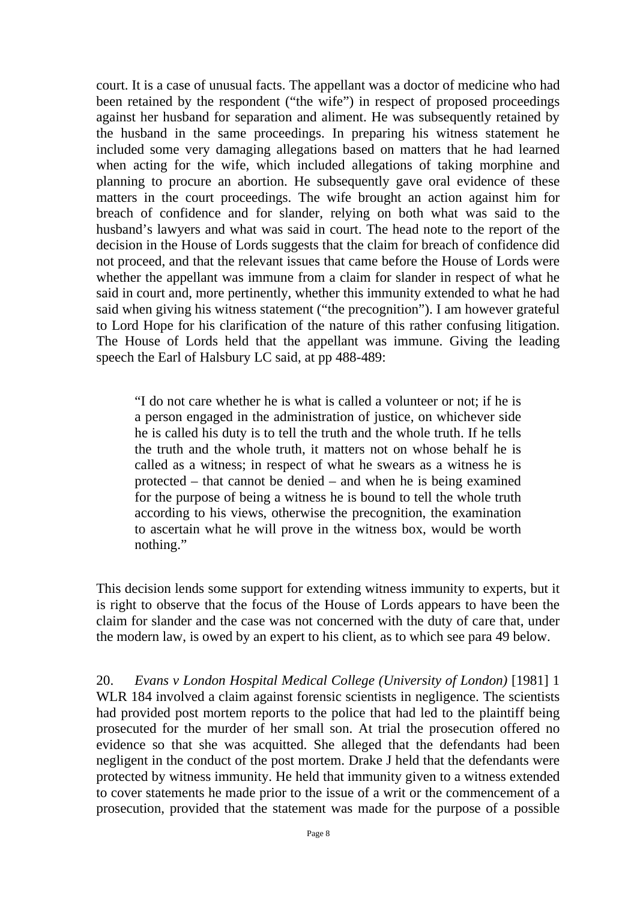court. It is a case of unusual facts. The appellant was a doctor of medicine who had been retained by the respondent ("the wife") in respect of proposed proceedings against her husband for separation and aliment. He was subsequently retained by the husband in the same proceedings. In preparing his witness statement he included some very damaging allegations based on matters that he had learned when acting for the wife, which included allegations of taking morphine and planning to procure an abortion. He subsequently gave oral evidence of these matters in the court proceedings. The wife brought an action against him for breach of confidence and for slander, relying on both what was said to the husband's lawyers and what was said in court. The head note to the report of the decision in the House of Lords suggests that the claim for breach of confidence did not proceed, and that the relevant issues that came before the House of Lords were whether the appellant was immune from a claim for slander in respect of what he said in court and, more pertinently, whether this immunity extended to what he had said when giving his witness statement ("the precognition"). I am however grateful to Lord Hope for his clarification of the nature of this rather confusing litigation. The House of Lords held that the appellant was immune. Giving the leading speech the Earl of Halsbury LC said, at pp 488-489:

> "I do not care whether he is what is called a volunteer or not; if he is a person engaged in the administration of justice, on whichever side he is called his duty is to tell the truth and the whole truth. If he tells the truth and the whole truth, it matters not on whose behalf he is called as a witness; in respect of what he swears as a witness he is protected – that cannot be denied – and when he is being examined for the purpose of being a witness he is bound to tell the whole truth according to his views, otherwise the precognition, the examination to ascertain what he will prove in the witness box, would be worth nothing."

This decision lends some support for extending witness immunity to experts, but it is right to observe that the focus of the House of Lords appears to have been the claim for slander and the case was not concerned with the duty of care that, under the modern law, is owed by an expert to his client, as to which see para 49 below.

20. *Evans v London Hospital Medical College (University of London)* [1981] 1 WLR 184 involved a claim against forensic scientists in negligence. The scientists had provided post mortem reports to the police that had led to the plaintiff being prosecuted for the murder of her small son. At trial the prosecution offered no evidence so that she was acquitted. She alleged that the defendants had been negligent in the conduct of the post mortem. Drake J held that the defendants were protected by witness immunity. He held that immunity given to a witness extended to cover statements he made prior to the issue of a writ or the commencement of a prosecution, provided that the statement was made for the purpose of a possible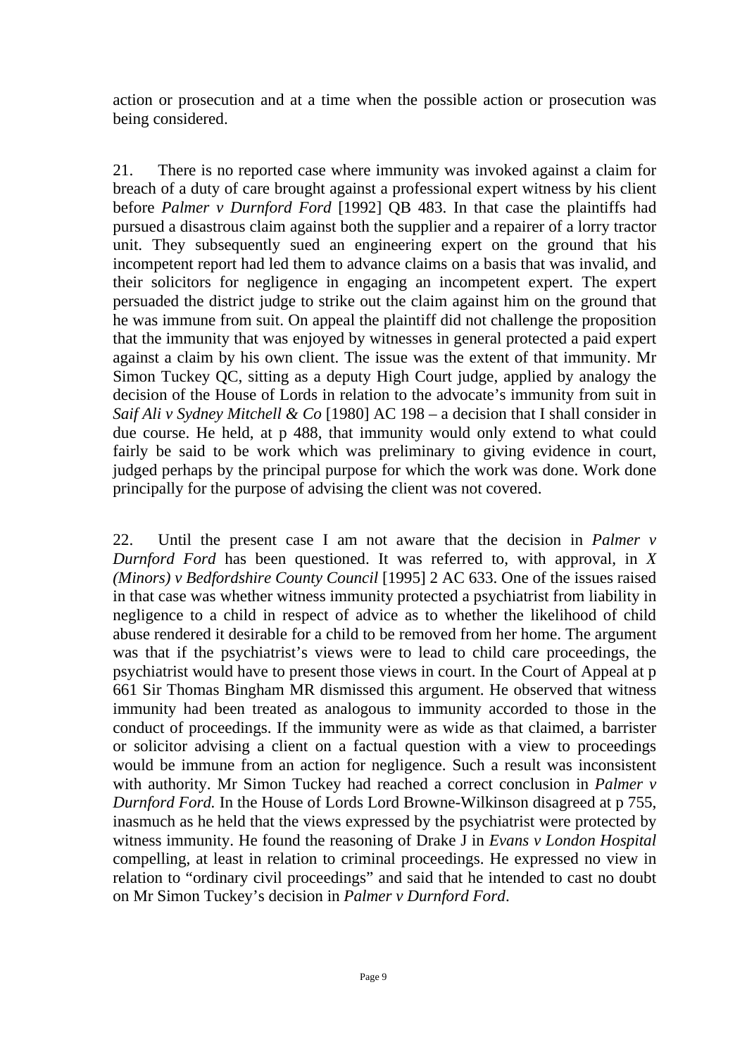action or prosecution and at a time when the possible action or prosecution was being considered.

21. There is no reported case where immunity was invoked against a claim for breach of a duty of care brought against a professional expert witness by his client before *Palmer v Durnford Ford* [1992] QB 483. In that case the plaintiffs had pursued a disastrous claim against both the supplier and a repairer of a lorry tractor unit. They subsequently sued an engineering expert on the ground that his incompetent report had led them to advance claims on a basis that was invalid, and their solicitors for negligence in engaging an incompetent expert. The expert persuaded the district judge to strike out the claim against him on the ground that he was immune from suit. On appeal the plaintiff did not challenge the proposition that the immunity that was enjoyed by witnesses in general protected a paid expert against a claim by his own client. The issue was the extent of that immunity. Mr Simon Tuckey QC, sitting as a deputy High Court judge, applied by analogy the decision of the House of Lords in relation to the advocate's immunity from suit in *Saif Ali v Sydney Mitchell & Co* [1980] AC 198 – a decision that I shall consider in due course. He held, at p 488, that immunity would only extend to what could fairly be said to be work which was preliminary to giving evidence in court, judged perhaps by the principal purpose for which the work was done. Work done principally for the purpose of advising the client was not covered.

22. Until the present case I am not aware that the decision in *Palmer v Durnford Ford* has been questioned. It was referred to, with approval, in *X (Minors) v Bedfordshire County Council* [1995] 2 AC 633. One of the issues raised in that case was whether witness immunity protected a psychiatrist from liability in negligence to a child in respect of advice as to whether the likelihood of child abuse rendered it desirable for a child to be removed from her home. The argument was that if the psychiatrist's views were to lead to child care proceedings, the psychiatrist would have to present those views in court. In the Court of Appeal at p 661 Sir Thomas Bingham MR dismissed this argument. He observed that witness immunity had been treated as analogous to immunity accorded to those in the conduct of proceedings. If the immunity were as wide as that claimed, a barrister or solicitor advising a client on a factual question with a view to proceedings would be immune from an action for negligence. Such a result was inconsistent with authority. Mr Simon Tuckey had reached a correct conclusion in *Palmer v Durnford Ford.* In the House of Lords Lord Browne-Wilkinson disagreed at p 755, inasmuch as he held that the views expressed by the psychiatrist were protected by witness immunity. He found the reasoning of Drake J in *Evans v London Hospital* compelling, at least in relation to criminal proceedings. He expressed no view in relation to "ordinary civil proceedings" and said that he intended to cast no doubt on Mr Simon Tuckey's decision in *Palmer v Durnford Ford*.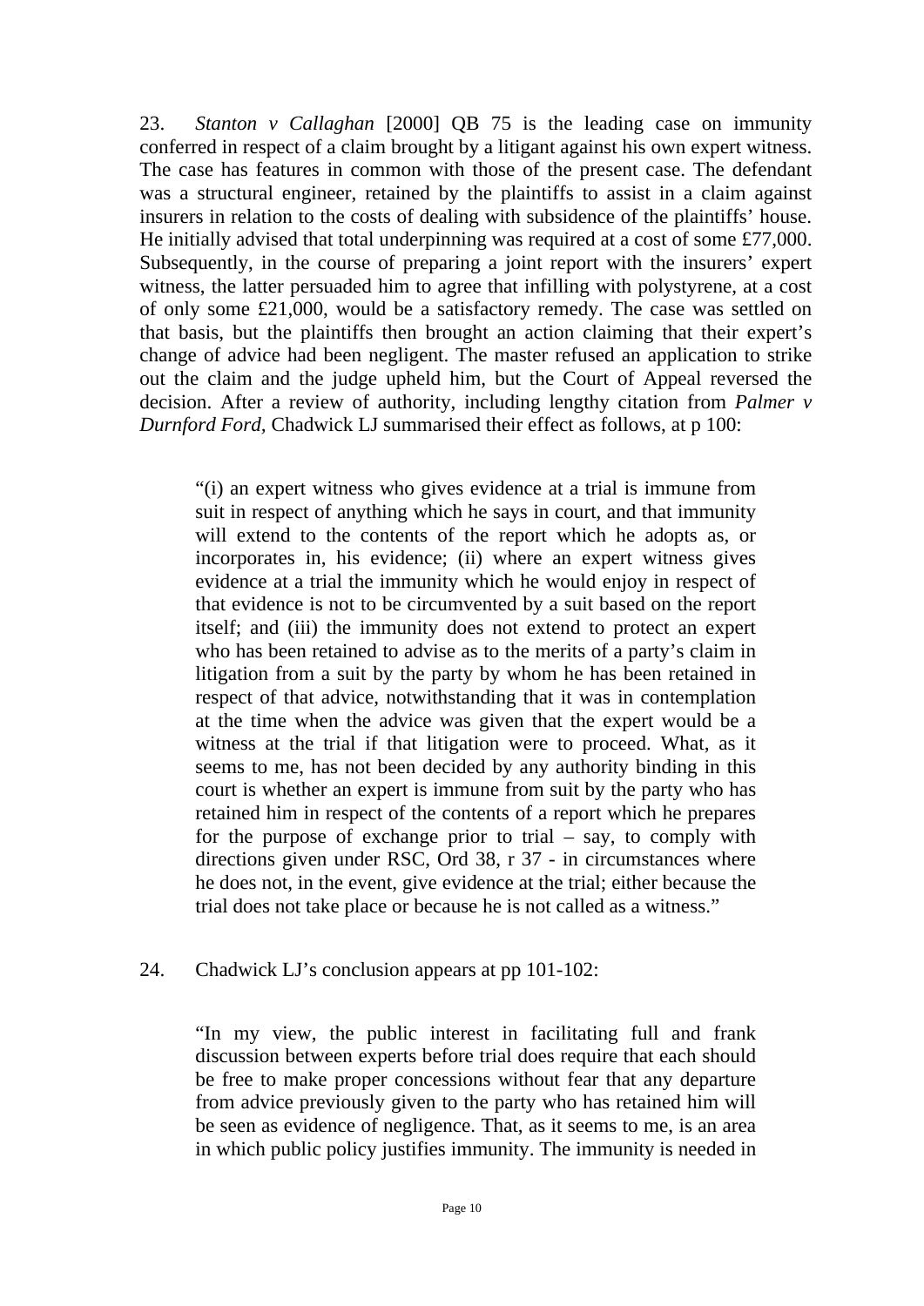23. *Stanton v Callaghan* [2000] QB 75 is the leading case on immunity conferred in respect of a claim brought by a litigant against his own expert witness. The case has features in common with those of the present case. The defendant was a structural engineer, retained by the plaintiffs to assist in a claim against insurers in relation to the costs of dealing with subsidence of the plaintiffs' house. He initially advised that total underpinning was required at a cost of some £77,000. Subsequently, in the course of preparing a joint report with the insurers' expert witness, the latter persuaded him to agree that infilling with polystyrene, at a cost of only some £21,000, would be a satisfactory remedy. The case was settled on that basis, but the plaintiffs then brought an action claiming that their expert's change of advice had been negligent. The master refused an application to strike out the claim and the judge upheld him, but the Court of Appeal reversed the decision. After a review of authority, including lengthy citation from *Palmer v Durnford Ford,* Chadwick LJ summarised their effect as follows, at p 100:

> "(i) an expert witness who gives evidence at a trial is immune from suit in respect of anything which he says in court, and that immunity will extend to the contents of the report which he adopts as, or incorporates in, his evidence; (ii) where an expert witness gives evidence at a trial the immunity which he would enjoy in respect of that evidence is not to be circumvented by a suit based on the report itself; and (iii) the immunity does not extend to protect an expert who has been retained to advise as to the merits of a party's claim in litigation from a suit by the party by whom he has been retained in respect of that advice, notwithstanding that it was in contemplation at the time when the advice was given that the expert would be a witness at the trial if that litigation were to proceed. What, as it seems to me, has not been decided by any authority binding in this court is whether an expert is immune from suit by the party who has retained him in respect of the contents of a report which he prepares for the purpose of exchange prior to trial – say, to comply with directions given under RSC, Ord 38, r 37 - in circumstances where he does not, in the event, give evidence at the trial; either because the trial does not take place or because he is not called as a witness."

24. Chadwick LJ's conclusion appears at pp 101-102:

> "In my view, the public interest in facilitating full and frank discussion between experts before trial does require that each should be free to make proper concessions without fear that any departure from advice previously given to the party who has retained him will be seen as evidence of negligence. That, as it seems to me, is an area in which public policy justifies immunity. The immunity is needed in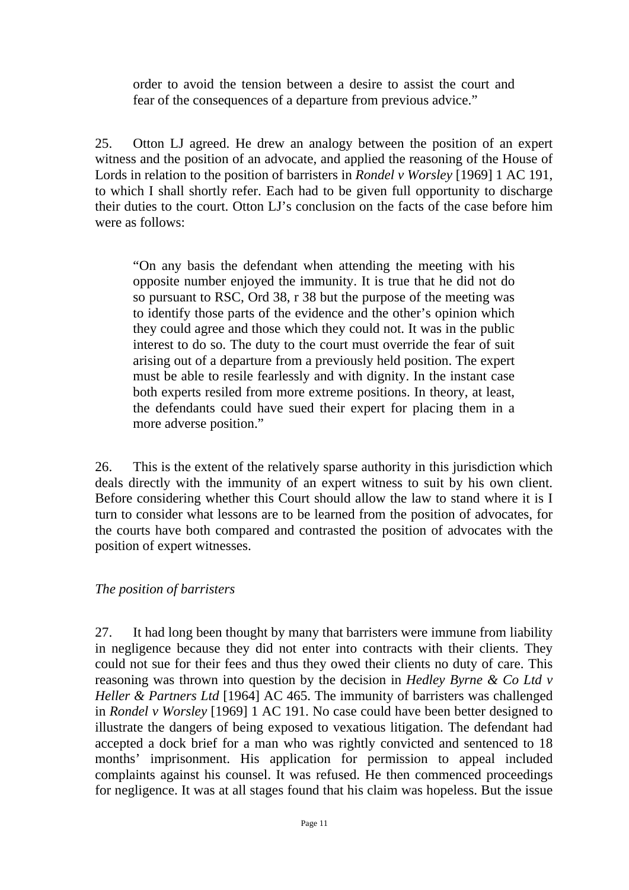order to avoid the tension between a desire to assist the court and fear of the consequences of a departure from previous advice."

25. Otton LJ agreed. He drew an analogy between the position of an expert witness and the position of an advocate, and applied the reasoning of the House of Lords in relation to the position of barristers in *Rondel v Worsley* [1969] 1 AC 191, to which I shall shortly refer. Each had to be given full opportunity to discharge their duties to the court. Otton LJ's conclusion on the facts of the case before him were as follows:

> "On any basis the defendant when attending the meeting with his opposite number enjoyed the immunity. It is true that he did not do so pursuant to RSC, Ord 38, r 38 but the purpose of the meeting was to identify those parts of the evidence and the other's opinion which they could agree and those which they could not. It was in the public interest to do so. The duty to the court must override the fear of suit arising out of a departure from a previously held position. The expert must be able to resile fearlessly and with dignity. In the instant case both experts resiled from more extreme positions. In theory, at least, the defendants could have sued their expert for placing them in a more adverse position."

26. This is the extent of the relatively sparse authority in this jurisdiction which deals directly with the immunity of an expert witness to suit by his own client. Before considering whether this Court should allow the law to stand where it is I turn to consider what lessons are to be learned from the position of advocates, for the courts have both compared and contrasted the position of advocates with the position of expert witnesses.

*The position of barristers*

27. It had long been thought by many that barristers were immune from liability in negligence because they did not enter into contracts with their clients. They could not sue for their fees and thus they owed their clients no duty of care. This reasoning was thrown into question by the decision in *Hedley Byrne & Co Ltd v Heller & Partners Ltd* [1964] AC 465. The immunity of barristers was challenged in *Rondel v Worsley* [1969] 1 AC 191. No case could have been better designed to illustrate the dangers of being exposed to vexatious litigation. The defendant had accepted a dock brief for a man who was rightly convicted and sentenced to 18 months' imprisonment. His application for permission to appeal included complaints against his counsel. It was refused. He then commenced proceedings for negligence. It was at all stages found that his claim was hopeless. But the issue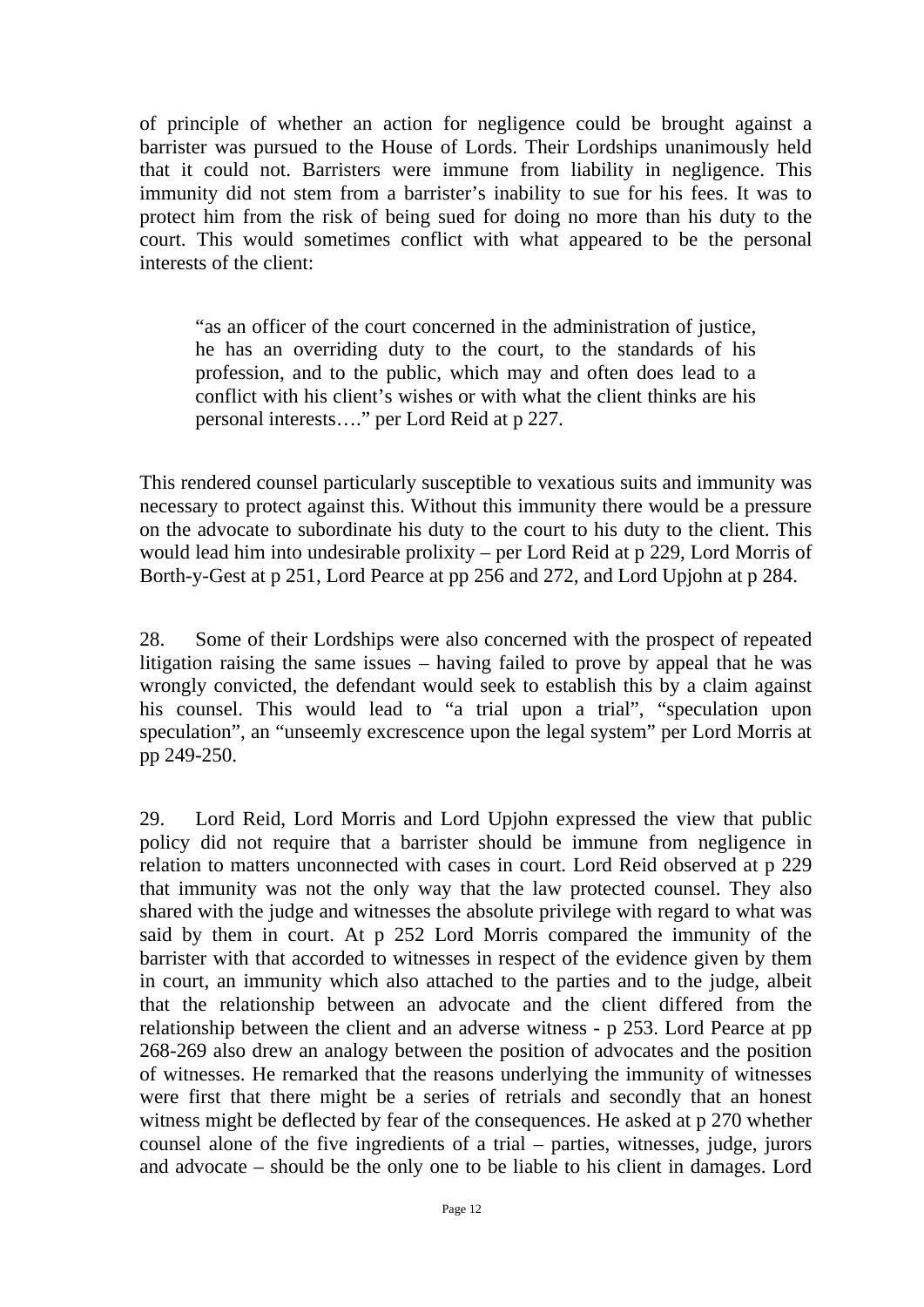of principle of whether an action for negligence could be brought against a barrister was pursued to the House of Lords. Their Lordships unanimously held that it could not. Barristers were immune from liability in negligence. This immunity did not stem from a barrister's inability to sue for his fees. It was to protect him from the risk of being sued for doing no more than his duty to the court. This would sometimes conflict with what appeared to be the personal interests of the client:

> "as an officer of the court concerned in the administration of justice, he has an overriding duty to the court, to the standards of his profession, and to the public, which may and often does lead to a conflict with his client's wishes or with what the client thinks are his personal interests…." per Lord Reid at p 227.

This rendered counsel particularly susceptible to vexatious suits and immunity was necessary to protect against this. Without this immunity there would be a pressure on the advocate to subordinate his duty to the court to his duty to the client. This would lead him into undesirable prolixity – per Lord Reid at p 229, Lord Morris of Borth-y-Gest at p 251, Lord Pearce at pp 256 and 272, and Lord Upjohn at p 284.

28. Some of their Lordships were also concerned with the prospect of repeated litigation raising the same issues – having failed to prove by appeal that he was wrongly convicted, the defendant would seek to establish this by a claim against his counsel. This would lead to "a trial upon a trial", "speculation upon speculation", an "unseemly excrescence upon the legal system" per Lord Morris at pp 249-250.

29. Lord Reid, Lord Morris and Lord Upjohn expressed the view that public policy did not require that a barrister should be immune from negligence in relation to matters unconnected with cases in court. Lord Reid observed at p 229 that immunity was not the only way that the law protected counsel. They also shared with the judge and witnesses the absolute privilege with regard to what was said by them in court. At p 252 Lord Morris compared the immunity of the barrister with that accorded to witnesses in respect of the evidence given by them in court, an immunity which also attached to the parties and to the judge, albeit that the relationship between an advocate and the client differed from the relationship between the client and an adverse witness - p 253. Lord Pearce at pp 268-269 also drew an analogy between the position of advocates and the position of witnesses. He remarked that the reasons underlying the immunity of witnesses were first that there might be a series of retrials and secondly that an honest witness might be deflected by fear of the consequences. He asked at p 270 whether counsel alone of the five ingredients of a trial – parties, witnesses, judge, jurors and advocate – should be the only one to be liable to his client in damages. Lord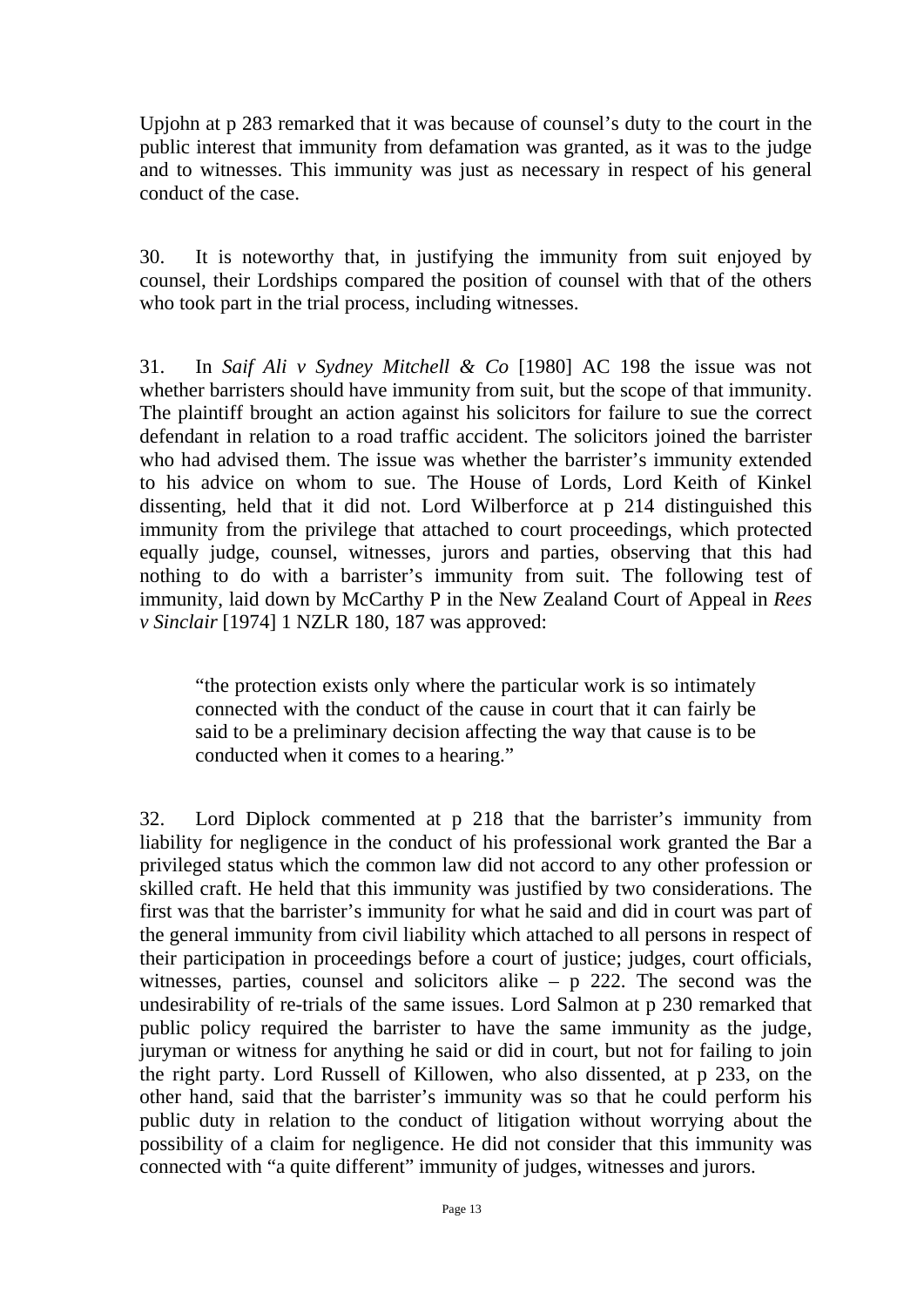Upjohn at p 283 remarked that it was because of counsel's duty to the court in the public interest that immunity from defamation was granted, as it was to the judge and to witnesses. This immunity was just as necessary in respect of his general conduct of the case.

30. It is noteworthy that, in justifying the immunity from suit enjoyed by counsel, their Lordships compared the position of counsel with that of the others who took part in the trial process, including witnesses.

31. In *Saif Ali v Sydney Mitchell & Co* [1980] AC 198 the issue was not whether barristers should have immunity from suit, but the scope of that immunity. The plaintiff brought an action against his solicitors for failure to sue the correct defendant in relation to a road traffic accident. The solicitors joined the barrister who had advised them. The issue was whether the barrister's immunity extended to his advice on whom to sue. The House of Lords, Lord Keith of Kinkel dissenting, held that it did not. Lord Wilberforce at p 214 distinguished this immunity from the privilege that attached to court proceedings, which protected equally judge, counsel, witnesses, jurors and parties, observing that this had nothing to do with a barrister's immunity from suit. The following test of immunity, laid down by McCarthy P in the New Zealand Court of Appeal in *Rees v Sinclair* [1974] 1 NZLR 180, 187 was approved:

> "the protection exists only where the particular work is so intimately connected with the conduct of the cause in court that it can fairly be said to be a preliminary decision affecting the way that cause is to be conducted when it comes to a hearing."

32. Lord Diplock commented at p 218 that the barrister's immunity from liability for negligence in the conduct of his professional work granted the Bar a privileged status which the common law did not accord to any other profession or skilled craft. He held that this immunity was justified by two considerations. The first was that the barrister's immunity for what he said and did in court was part of the general immunity from civil liability which attached to all persons in respect of their participation in proceedings before a court of justice; judges, court officials, witnesses, parties, counsel and solicitors alike – p 222. The second was the undesirability of re-trials of the same issues. Lord Salmon at p 230 remarked that public policy required the barrister to have the same immunity as the judge, juryman or witness for anything he said or did in court, but not for failing to join the right party. Lord Russell of Killowen, who also dissented, at p 233, on the other hand, said that the barrister's immunity was so that he could perform his public duty in relation to the conduct of litigation without worrying about the possibility of a claim for negligence. He did not consider that this immunity was connected with "a quite different" immunity of judges, witnesses and jurors.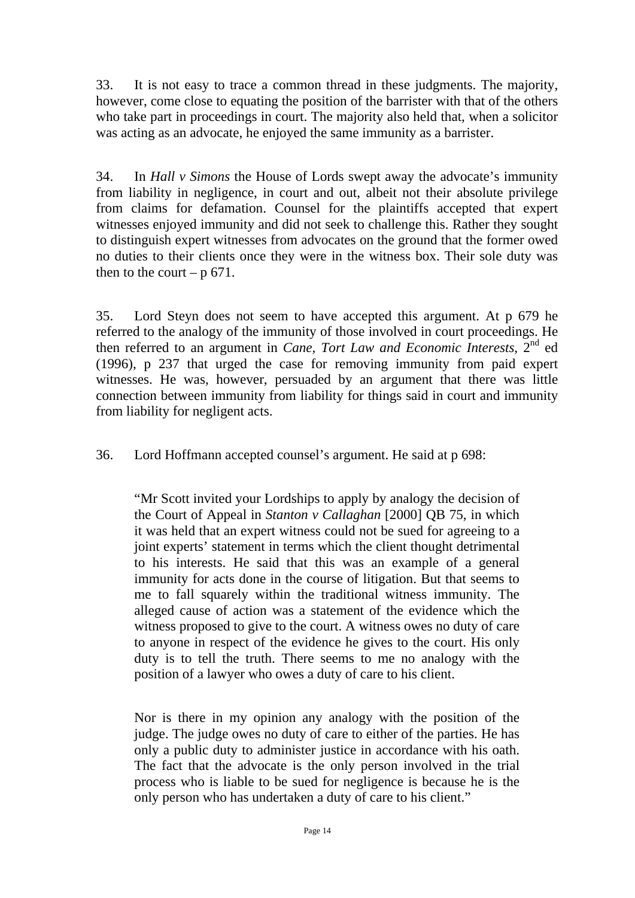33. It is not easy to trace a common thread in these judgments. The majority, however, come close to equating the position of the barrister with that of the others who take part in proceedings in court. The majority also held that, when a solicitor was acting as an advocate, he enjoyed the same immunity as a barrister.

34. In *Hall v Simons* the House of Lords swept away the advocate's immunity from liability in negligence, in court and out, albeit not their absolute privilege from claims for defamation. Counsel for the plaintiffs accepted that expert witnesses enjoyed immunity and did not seek to challenge this. Rather they sought to distinguish expert witnesses from advocates on the ground that the former owed no duties to their clients once they were in the witness box. Their sole duty was then to the court – p 671.

35. Lord Steyn does not seem to have accepted this argument. At p 679 he referred to the analogy of the immunity of those involved in court proceedings. He then referred to an argument in *Cane, Tort Law and Economic Interests*, 2nd ed (1996), p 237 that urged the case for removing immunity from paid expert witnesses. He was, however, persuaded by an argument that there was little connection between immunity from liability for things said in court and immunity from liability for negligent acts.

36. Lord Hoffmann accepted counsel's argument. He said at p 698:

> "Mr Scott invited your Lordships to apply by analogy the decision of the Court of Appeal in *Stanton v Callaghan* [2000] QB 75, in which it was held that an expert witness could not be sued for agreeing to a joint experts' statement in terms which the client thought detrimental to his interests. He said that this was an example of a general immunity for acts done in the course of litigation. But that seems to me to fall squarely within the traditional witness immunity. The alleged cause of action was a statement of the evidence which the witness proposed to give to the court. A witness owes no duty of care to anyone in respect of the evidence he gives to the court. His only duty is to tell the truth. There seems to me no analogy with the position of a lawyer who owes a duty of care to his client.
>
> Nor is there in my opinion any analogy with the position of the judge. The judge owes no duty of care to either of the parties. He has only a public duty to administer justice in accordance with his oath. The fact that the advocate is the only person involved in the trial process who is liable to be sued for negligence is because he is the only person who has undertaken a duty of care to his client."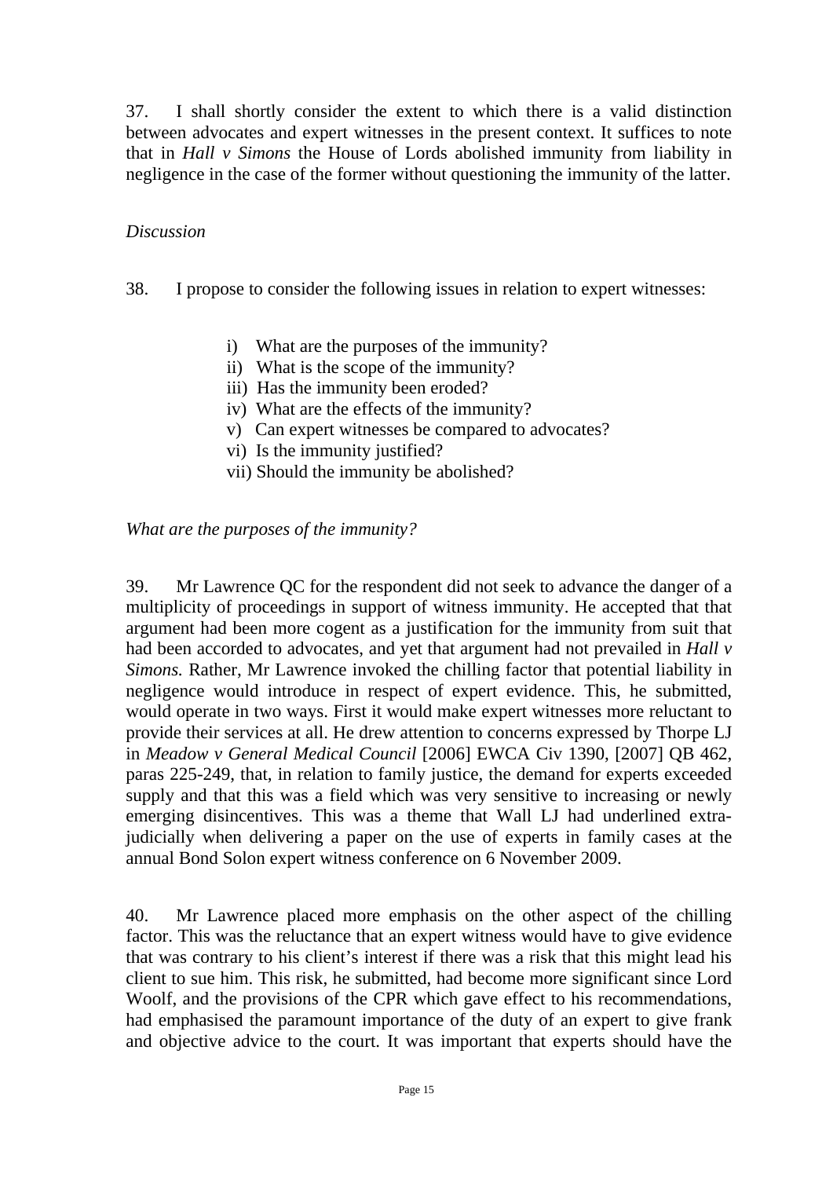37. I shall shortly consider the extent to which there is a valid distinction between advocates and expert witnesses in the present context. It suffices to note that in *Hall v Simons* the House of Lords abolished immunity from liability in negligence in the case of the former without questioning the immunity of the latter.

*Discussion*

38. I propose to consider the following issues in relation to expert witnesses:

i) What are the purposes of the immunity?
ii) What is the scope of the immunity?
iii) Has the immunity been eroded?
iv) What are the effects of the immunity?
v) Can expert witnesses be compared to advocates?
vi) Is the immunity justified?
vii) Should the immunity be abolished?

*What are the purposes of the immunity?*

39. Mr Lawrence QC for the respondent did not seek to advance the danger of a multiplicity of proceedings in support of witness immunity. He accepted that that argument had been more cogent as a justification for the immunity from suit that had been accorded to advocates, and yet that argument had not prevailed in *Hall v Simons.* Rather, Mr Lawrence invoked the chilling factor that potential liability in negligence would introduce in respect of expert evidence. This, he submitted, would operate in two ways. First it would make expert witnesses more reluctant to provide their services at all. He drew attention to concerns expressed by Thorpe LJ in *Meadow v General Medical Council* [2006] EWCA Civ 1390, [2007] QB 462, paras 225-249, that, in relation to family justice, the demand for experts exceeded supply and that this was a field which was very sensitive to increasing or newly emerging disincentives. This was a theme that Wall LJ had underlined extra-judicially when delivering a paper on the use of experts in family cases at the annual Bond Solon expert witness conference on 6 November 2009.

40. Mr Lawrence placed more emphasis on the other aspect of the chilling factor. This was the reluctance that an expert witness would have to give evidence that was contrary to his client's interest if there was a risk that this might lead his client to sue him. This risk, he submitted, had become more significant since Lord Woolf, and the provisions of the CPR which gave effect to his recommendations, had emphasised the paramount importance of the duty of an expert to give frank and objective advice to the court. It was important that experts should have the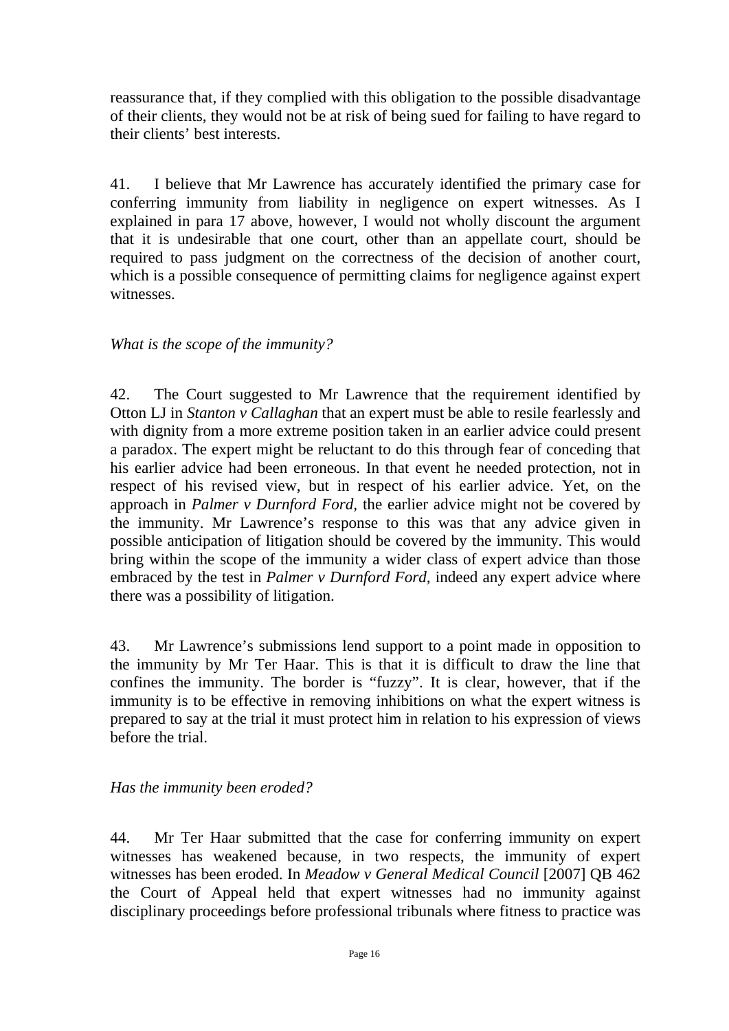reassurance that, if they complied with this obligation to the possible disadvantage of their clients, they would not be at risk of being sued for failing to have regard to their clients' best interests.

41. I believe that Mr Lawrence has accurately identified the primary case for conferring immunity from liability in negligence on expert witnesses. As I explained in para 17 above, however, I would not wholly discount the argument that it is undesirable that one court, other than an appellate court, should be required to pass judgment on the correctness of the decision of another court, which is a possible consequence of permitting claims for negligence against expert witnesses.

*What is the scope of the immunity?*

42. The Court suggested to Mr Lawrence that the requirement identified by Otton LJ in *Stanton v Callaghan* that an expert must be able to resile fearlessly and with dignity from a more extreme position taken in an earlier advice could present a paradox. The expert might be reluctant to do this through fear of conceding that his earlier advice had been erroneous. In that event he needed protection, not in respect of his revised view, but in respect of his earlier advice. Yet, on the approach in *Palmer v Durnford Ford*, the earlier advice might not be covered by the immunity. Mr Lawrence's response to this was that any advice given in possible anticipation of litigation should be covered by the immunity. This would bring within the scope of the immunity a wider class of expert advice than those embraced by the test in *Palmer v Durnford Ford*, indeed any expert advice where there was a possibility of litigation.

43. Mr Lawrence's submissions lend support to a point made in opposition to the immunity by Mr Ter Haar. This is that it is difficult to draw the line that confines the immunity. The border is "fuzzy". It is clear, however, that if the immunity is to be effective in removing inhibitions on what the expert witness is prepared to say at the trial it must protect him in relation to his expression of views before the trial.

*Has the immunity been eroded?*

44. Mr Ter Haar submitted that the case for conferring immunity on expert witnesses has weakened because, in two respects, the immunity of expert witnesses has been eroded. In *Meadow v General Medical Council* [2007] QB 462 the Court of Appeal held that expert witnesses had no immunity against disciplinary proceedings before professional tribunals where fitness to practice was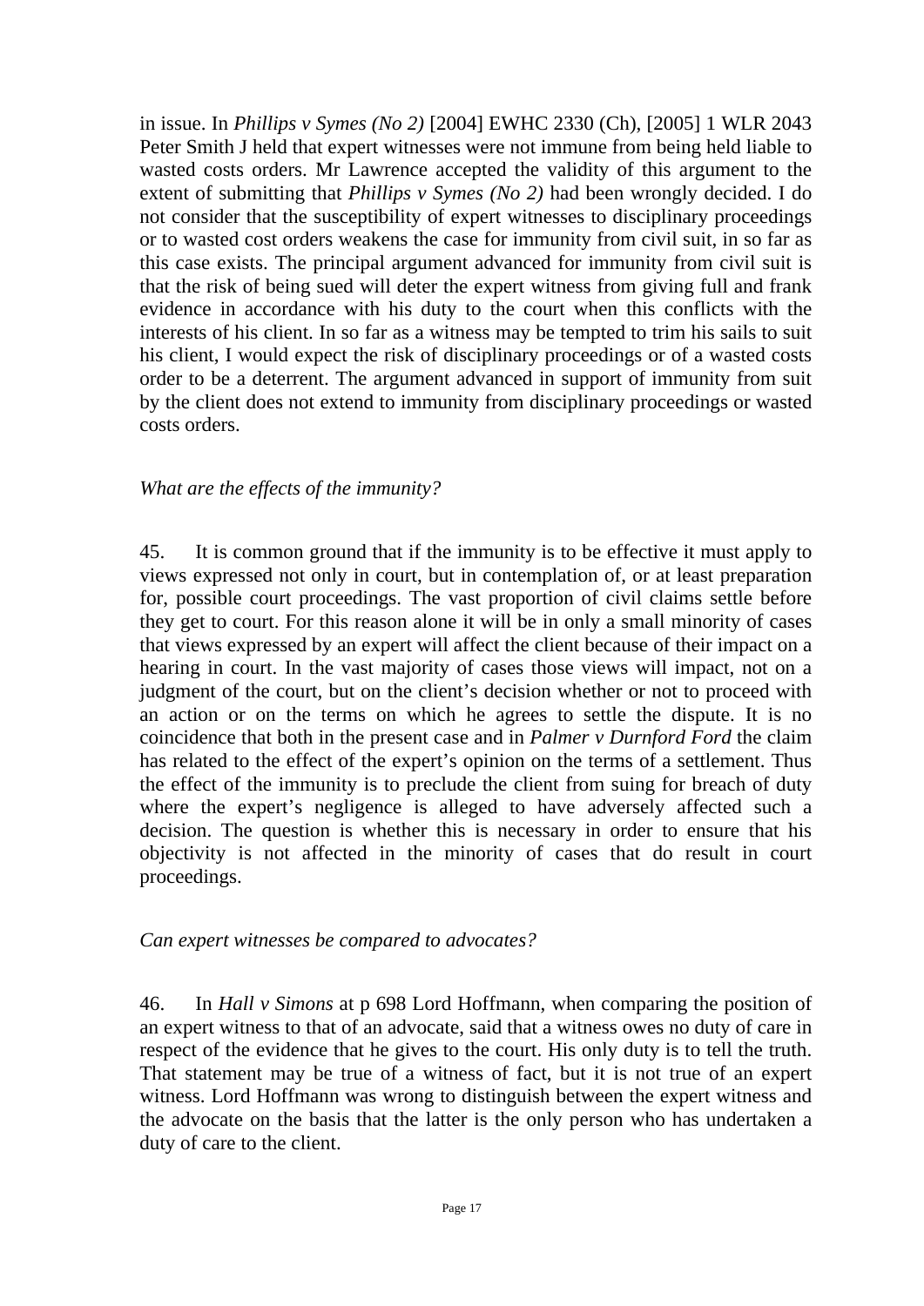in issue. In *Phillips v Symes (No 2)* [2004] EWHC 2330 (Ch), [2005] 1 WLR 2043 Peter Smith J held that expert witnesses were not immune from being held liable to wasted costs orders. Mr Lawrence accepted the validity of this argument to the extent of submitting that *Phillips v Symes (No 2)* had been wrongly decided. I do not consider that the susceptibility of expert witnesses to disciplinary proceedings or to wasted cost orders weakens the case for immunity from civil suit, in so far as this case exists. The principal argument advanced for immunity from civil suit is that the risk of being sued will deter the expert witness from giving full and frank evidence in accordance with his duty to the court when this conflicts with the interests of his client. In so far as a witness may be tempted to trim his sails to suit his client, I would expect the risk of disciplinary proceedings or of a wasted costs order to be a deterrent. The argument advanced in support of immunity from suit by the client does not extend to immunity from disciplinary proceedings or wasted costs orders.

*What are the effects of the immunity?*

45. It is common ground that if the immunity is to be effective it must apply to views expressed not only in court, but in contemplation of, or at least preparation for, possible court proceedings. The vast proportion of civil claims settle before they get to court. For this reason alone it will be in only a small minority of cases that views expressed by an expert will affect the client because of their impact on a hearing in court. In the vast majority of cases those views will impact, not on a judgment of the court, but on the client's decision whether or not to proceed with an action or on the terms on which he agrees to settle the dispute. It is no coincidence that both in the present case and in *Palmer v Durnford Ford* the claim has related to the effect of the expert's opinion on the terms of a settlement. Thus the effect of the immunity is to preclude the client from suing for breach of duty where the expert's negligence is alleged to have adversely affected such a decision. The question is whether this is necessary in order to ensure that his objectivity is not affected in the minority of cases that do result in court proceedings.

*Can expert witnesses be compared to advocates?*

46. In *Hall v Simons* at p 698 Lord Hoffmann, when comparing the position of an expert witness to that of an advocate, said that a witness owes no duty of care in respect of the evidence that he gives to the court. His only duty is to tell the truth. That statement may be true of a witness of fact, but it is not true of an expert witness. Lord Hoffmann was wrong to distinguish between the expert witness and the advocate on the basis that the latter is the only person who has undertaken a duty of care to the client.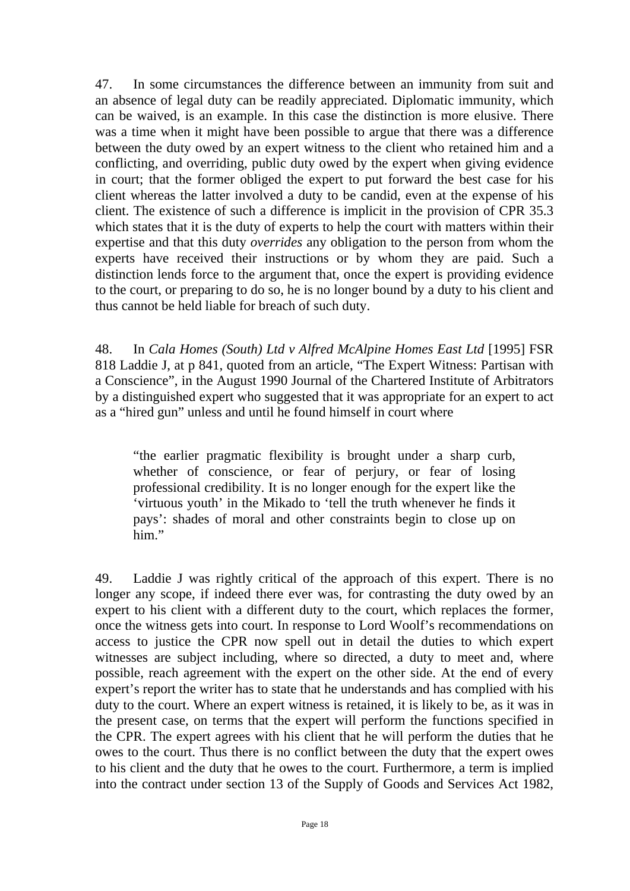47. In some circumstances the difference between an immunity from suit and an absence of legal duty can be readily appreciated. Diplomatic immunity, which can be waived, is an example. In this case the distinction is more elusive. There was a time when it might have been possible to argue that there was a difference between the duty owed by an expert witness to the client who retained him and a conflicting, and overriding, public duty owed by the expert when giving evidence in court; that the former obliged the expert to put forward the best case for his client whereas the latter involved a duty to be candid, even at the expense of his client. The existence of such a difference is implicit in the provision of CPR 35.3 which states that it is the duty of experts to help the court with matters within their expertise and that this duty *overrides* any obligation to the person from whom the experts have received their instructions or by whom they are paid. Such a distinction lends force to the argument that, once the expert is providing evidence to the court, or preparing to do so, he is no longer bound by a duty to his client and thus cannot be held liable for breach of such duty.

48. In *Cala Homes (South) Ltd v Alfred McAlpine Homes East Ltd* [1995] FSR 818 Laddie J, at p 841, quoted from an article, "The Expert Witness: Partisan with a Conscience", in the August 1990 Journal of the Chartered Institute of Arbitrators by a distinguished expert who suggested that it was appropriate for an expert to act as a "hired gun" unless and until he found himself in court where

> "the earlier pragmatic flexibility is brought under a sharp curb, whether of conscience, or fear of perjury, or fear of losing professional credibility. It is no longer enough for the expert like the 'virtuous youth' in the Mikado to 'tell the truth whenever he finds it pays': shades of moral and other constraints begin to close up on him."

49. Laddie J was rightly critical of the approach of this expert. There is no longer any scope, if indeed there ever was, for contrasting the duty owed by an expert to his client with a different duty to the court, which replaces the former, once the witness gets into court. In response to Lord Woolf's recommendations on access to justice the CPR now spell out in detail the duties to which expert witnesses are subject including, where so directed, a duty to meet and, where possible, reach agreement with the expert on the other side. At the end of every expert's report the writer has to state that he understands and has complied with his duty to the court. Where an expert witness is retained, it is likely to be, as it was in the present case, on terms that the expert will perform the functions specified in the CPR. The expert agrees with his client that he will perform the duties that he owes to the court. Thus there is no conflict between the duty that the expert owes to his client and the duty that he owes to the court. Furthermore, a term is implied into the contract under section 13 of the Supply of Goods and Services Act 1982,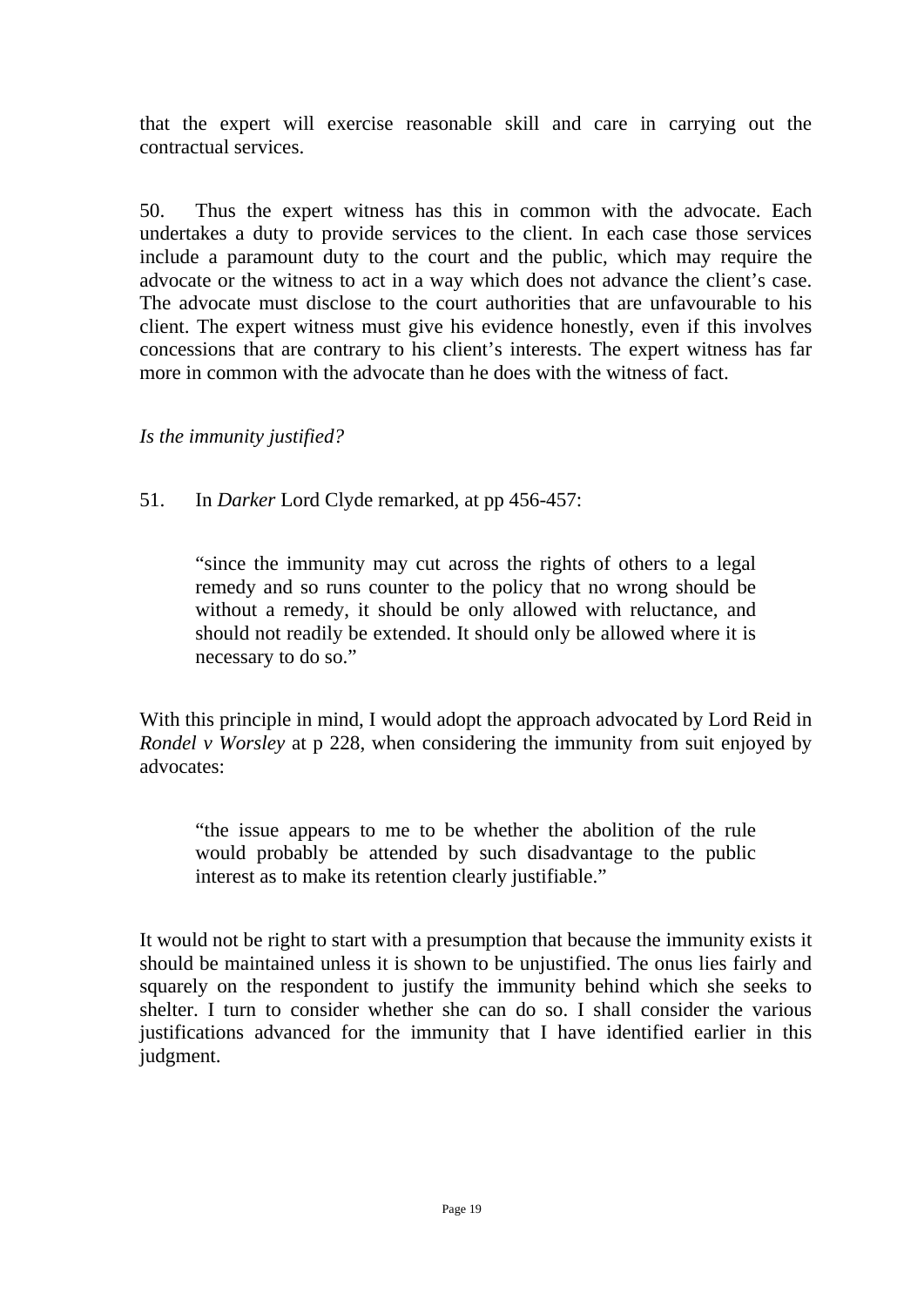that the expert will exercise reasonable skill and care in carrying out the contractual services.

50. Thus the expert witness has this in common with the advocate. Each undertakes a duty to provide services to the client. In each case those services include a paramount duty to the court and the public, which may require the advocate or the witness to act in a way which does not advance the client's case. The advocate must disclose to the court authorities that are unfavourable to his client. The expert witness must give his evidence honestly, even if this involves concessions that are contrary to his client's interests. The expert witness has far more in common with the advocate than he does with the witness of fact.

*Is the immunity justified?*

51. In *Darker* Lord Clyde remarked, at pp 456-457:

> "since the immunity may cut across the rights of others to a legal remedy and so runs counter to the policy that no wrong should be without a remedy, it should be only allowed with reluctance, and should not readily be extended. It should only be allowed where it is necessary to do so."

With this principle in mind, I would adopt the approach advocated by Lord Reid in *Rondel v Worsley* at p 228, when considering the immunity from suit enjoyed by advocates:

> "the issue appears to me to be whether the abolition of the rule would probably be attended by such disadvantage to the public interest as to make its retention clearly justifiable."

It would not be right to start with a presumption that because the immunity exists it should be maintained unless it is shown to be unjustified. The onus lies fairly and squarely on the respondent to justify the immunity behind which she seeks to shelter. I turn to consider whether she can do so. I shall consider the various justifications advanced for the immunity that I have identified earlier in this judgment.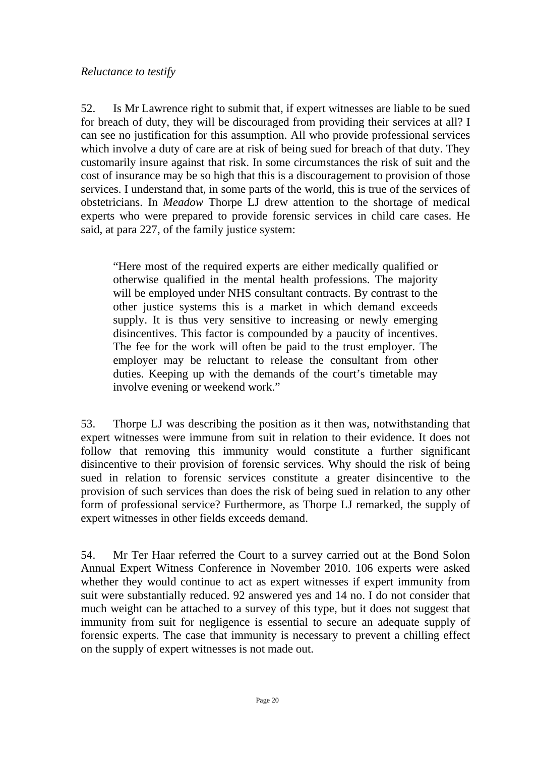*Reluctance to testify*

52. Is Mr Lawrence right to submit that, if expert witnesses are liable to be sued for breach of duty, they will be discouraged from providing their services at all? I can see no justification for this assumption. All who provide professional services which involve a duty of care are at risk of being sued for breach of that duty. They customarily insure against that risk. In some circumstances the risk of suit and the cost of insurance may be so high that this is a discouragement to provision of those services. I understand that, in some parts of the world, this is true of the services of obstetricians. In *Meadow* Thorpe LJ drew attention to the shortage of medical experts who were prepared to provide forensic services in child care cases. He said, at para 227, of the family justice system:

> "Here most of the required experts are either medically qualified or otherwise qualified in the mental health professions. The majority will be employed under NHS consultant contracts. By contrast to the other justice systems this is a market in which demand exceeds supply. It is thus very sensitive to increasing or newly emerging disincentives. This factor is compounded by a paucity of incentives. The fee for the work will often be paid to the trust employer. The employer may be reluctant to release the consultant from other duties. Keeping up with the demands of the court's timetable may involve evening or weekend work."

53. Thorpe LJ was describing the position as it then was, notwithstanding that expert witnesses were immune from suit in relation to their evidence. It does not follow that removing this immunity would constitute a further significant disincentive to their provision of forensic services. Why should the risk of being sued in relation to forensic services constitute a greater disincentive to the provision of such services than does the risk of being sued in relation to any other form of professional service? Furthermore, as Thorpe LJ remarked, the supply of expert witnesses in other fields exceeds demand.

54. Mr Ter Haar referred the Court to a survey carried out at the Bond Solon Annual Expert Witness Conference in November 2010. 106 experts were asked whether they would continue to act as expert witnesses if expert immunity from suit were substantially reduced. 92 answered yes and 14 no. I do not consider that much weight can be attached to a survey of this type, but it does not suggest that immunity from suit for negligence is essential to secure an adequate supply of forensic experts. The case that immunity is necessary to prevent a chilling effect on the supply of expert witnesses is not made out.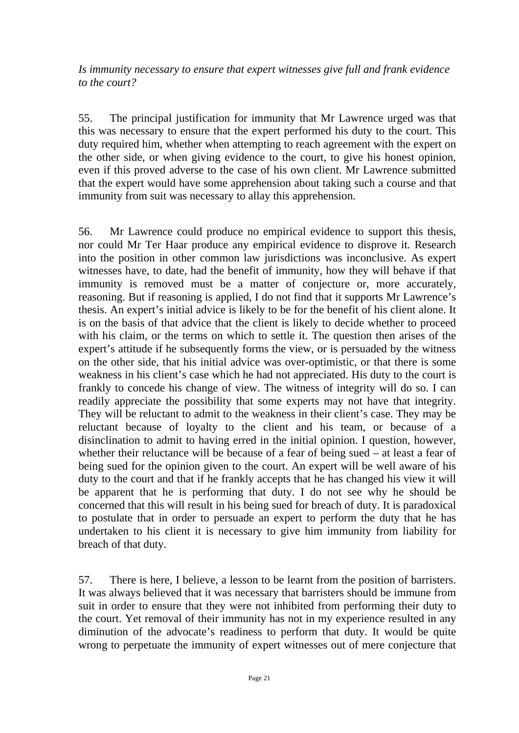*Is immunity necessary to ensure that expert witnesses give full and frank evidence to the court?*

55. The principal justification for immunity that Mr Lawrence urged was that this was necessary to ensure that the expert performed his duty to the court. This duty required him, whether when attempting to reach agreement with the expert on the other side, or when giving evidence to the court, to give his honest opinion, even if this proved adverse to the case of his own client. Mr Lawrence submitted that the expert would have some apprehension about taking such a course and that immunity from suit was necessary to allay this apprehension.

56. Mr Lawrence could produce no empirical evidence to support this thesis, nor could Mr Ter Haar produce any empirical evidence to disprove it. Research into the position in other common law jurisdictions was inconclusive. As expert witnesses have, to date, had the benefit of immunity, how they will behave if that immunity is removed must be a matter of conjecture or, more accurately, reasoning. But if reasoning is applied, I do not find that it supports Mr Lawrence's thesis. An expert's initial advice is likely to be for the benefit of his client alone. It is on the basis of that advice that the client is likely to decide whether to proceed with his claim, or the terms on which to settle it. The question then arises of the expert's attitude if he subsequently forms the view, or is persuaded by the witness on the other side, that his initial advice was over-optimistic, or that there is some weakness in his client's case which he had not appreciated. His duty to the court is frankly to concede his change of view. The witness of integrity will do so. I can readily appreciate the possibility that some experts may not have that integrity. They will be reluctant to admit to the weakness in their client's case. They may be reluctant because of loyalty to the client and his team, or because of a disinclination to admit to having erred in the initial opinion. I question, however, whether their reluctance will be because of a fear of being sued – at least a fear of being sued for the opinion given to the court. An expert will be well aware of his duty to the court and that if he frankly accepts that he has changed his view it will be apparent that he is performing that duty. I do not see why he should be concerned that this will result in his being sued for breach of duty. It is paradoxical to postulate that in order to persuade an expert to perform the duty that he has undertaken to his client it is necessary to give him immunity from liability for breach of that duty.

57. There is here, I believe, a lesson to be learnt from the position of barristers. It was always believed that it was necessary that barristers should be immune from suit in order to ensure that they were not inhibited from performing their duty to the court. Yet removal of their immunity has not in my experience resulted in any diminution of the advocate's readiness to perform that duty. It would be quite wrong to perpetuate the immunity of expert witnesses out of mere conjecture that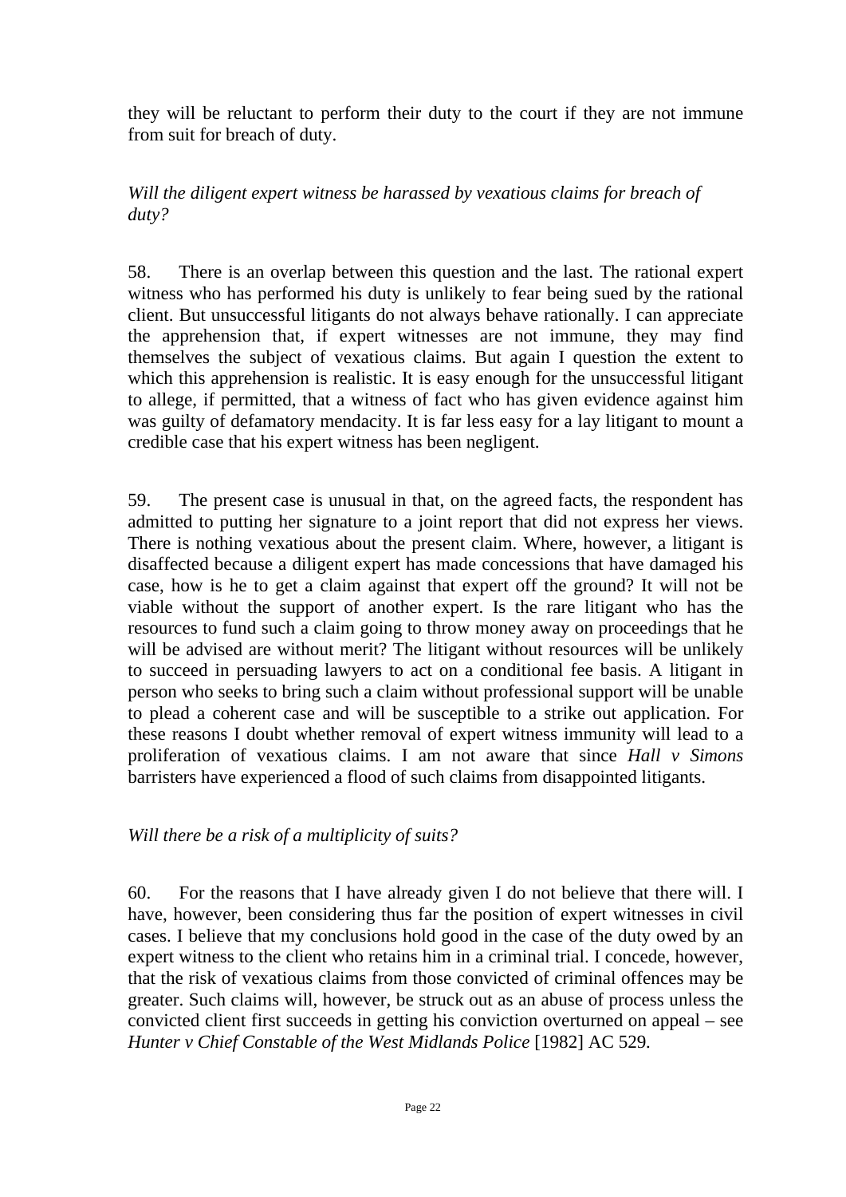they will be reluctant to perform their duty to the court if they are not immune from suit for breach of duty.

*Will the diligent expert witness be harassed by vexatious claims for breach of duty?*

58. There is an overlap between this question and the last. The rational expert witness who has performed his duty is unlikely to fear being sued by the rational client. But unsuccessful litigants do not always behave rationally. I can appreciate the apprehension that, if expert witnesses are not immune, they may find themselves the subject of vexatious claims. But again I question the extent to which this apprehension is realistic. It is easy enough for the unsuccessful litigant to allege, if permitted, that a witness of fact who has given evidence against him was guilty of defamatory mendacity. It is far less easy for a lay litigant to mount a credible case that his expert witness has been negligent.

59. The present case is unusual in that, on the agreed facts, the respondent has admitted to putting her signature to a joint report that did not express her views. There is nothing vexatious about the present claim. Where, however, a litigant is disaffected because a diligent expert has made concessions that have damaged his case, how is he to get a claim against that expert off the ground? It will not be viable without the support of another expert. Is the rare litigant who has the resources to fund such a claim going to throw money away on proceedings that he will be advised are without merit? The litigant without resources will be unlikely to succeed in persuading lawyers to act on a conditional fee basis. A litigant in person who seeks to bring such a claim without professional support will be unable to plead a coherent case and will be susceptible to a strike out application. For these reasons I doubt whether removal of expert witness immunity will lead to a proliferation of vexatious claims. I am not aware that since *Hall v Simons* barristers have experienced a flood of such claims from disappointed litigants.

*Will there be a risk of a multiplicity of suits?*

60. For the reasons that I have already given I do not believe that there will. I have, however, been considering thus far the position of expert witnesses in civil cases. I believe that my conclusions hold good in the case of the duty owed by an expert witness to the client who retains him in a criminal trial. I concede, however, that the risk of vexatious claims from those convicted of criminal offences may be greater. Such claims will, however, be struck out as an abuse of process unless the convicted client first succeeds in getting his conviction overturned on appeal – see *Hunter v Chief Constable of the West Midlands Police* [1982] AC 529.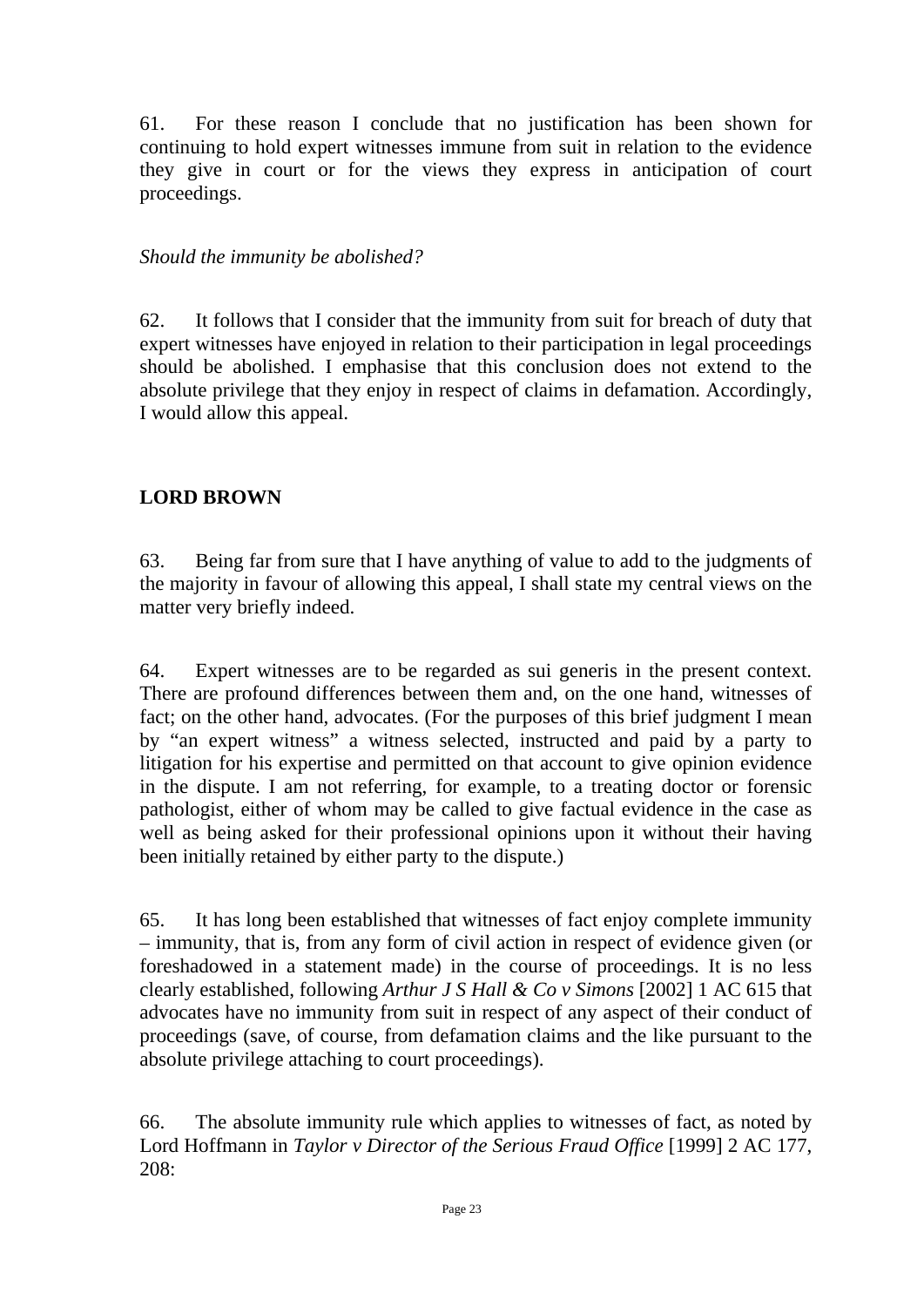61. For these reason I conclude that no justification has been shown for continuing to hold expert witnesses immune from suit in relation to the evidence they give in court or for the views they express in anticipation of court proceedings.

*Should the immunity be abolished?*

62. It follows that I consider that the immunity from suit for breach of duty that expert witnesses have enjoyed in relation to their participation in legal proceedings should be abolished. I emphasise that this conclusion does not extend to the absolute privilege that they enjoy in respect of claims in defamation. Accordingly, I would allow this appeal.

**LORD BROWN**

63. Being far from sure that I have anything of value to add to the judgments of the majority in favour of allowing this appeal, I shall state my central views on the matter very briefly indeed.

64. Expert witnesses are to be regarded as sui generis in the present context. There are profound differences between them and, on the one hand, witnesses of fact; on the other hand, advocates. (For the purposes of this brief judgment I mean by "an expert witness" a witness selected, instructed and paid by a party to litigation for his expertise and permitted on that account to give opinion evidence in the dispute. I am not referring, for example, to a treating doctor or forensic pathologist, either of whom may be called to give factual evidence in the case as well as being asked for their professional opinions upon it without their having been initially retained by either party to the dispute.)

65. It has long been established that witnesses of fact enjoy complete immunity – immunity, that is, from any form of civil action in respect of evidence given (or foreshadowed in a statement made) in the course of proceedings. It is no less clearly established, following *Arthur J S Hall & Co v Simons* [2002] 1 AC 615 that advocates have no immunity from suit in respect of any aspect of their conduct of proceedings (save, of course, from defamation claims and the like pursuant to the absolute privilege attaching to court proceedings).

66. The absolute immunity rule which applies to witnesses of fact, as noted by Lord Hoffmann in *Taylor v Director of the Serious Fraud Office* [1999] 2 AC 177, 208: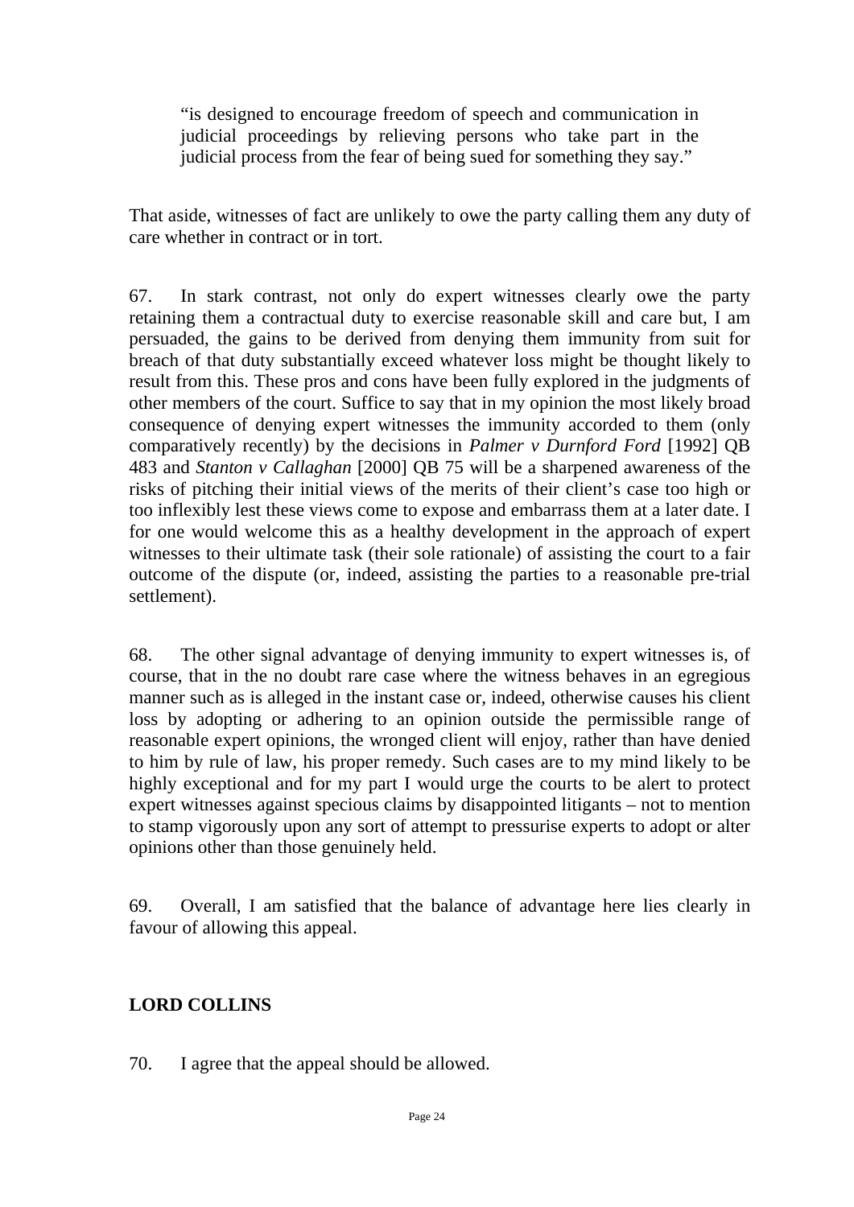> "is designed to encourage freedom of speech and communication in judicial proceedings by relieving persons who take part in the judicial process from the fear of being sued for something they say."

That aside, witnesses of fact are unlikely to owe the party calling them any duty of care whether in contract or in tort.

67. In stark contrast, not only do expert witnesses clearly owe the party retaining them a contractual duty to exercise reasonable skill and care but, I am persuaded, the gains to be derived from denying them immunity from suit for breach of that duty substantially exceed whatever loss might be thought likely to result from this. These pros and cons have been fully explored in the judgments of other members of the court. Suffice to say that in my opinion the most likely broad consequence of denying expert witnesses the immunity accorded to them (only comparatively recently) by the decisions in *Palmer v Durnford Ford* [1992] QB 483 and *Stanton v Callaghan* [2000] QB 75 will be a sharpened awareness of the risks of pitching their initial views of the merits of their client's case too high or too inflexibly lest these views come to expose and embarrass them at a later date. I for one would welcome this as a healthy development in the approach of expert witnesses to their ultimate task (their sole rationale) of assisting the court to a fair outcome of the dispute (or, indeed, assisting the parties to a reasonable pre-trial settlement).

68. The other signal advantage of denying immunity to expert witnesses is, of course, that in the no doubt rare case where the witness behaves in an egregious manner such as is alleged in the instant case or, indeed, otherwise causes his client loss by adopting or adhering to an opinion outside the permissible range of reasonable expert opinions, the wronged client will enjoy, rather than have denied to him by rule of law, his proper remedy. Such cases are to my mind likely to be highly exceptional and for my part I would urge the courts to be alert to protect expert witnesses against specious claims by disappointed litigants – not to mention to stamp vigorously upon any sort of attempt to pressurise experts to adopt or alter opinions other than those genuinely held.

69. Overall, I am satisfied that the balance of advantage here lies clearly in favour of allowing this appeal.

## LORD COLLINS

70. I agree that the appeal should be allowed.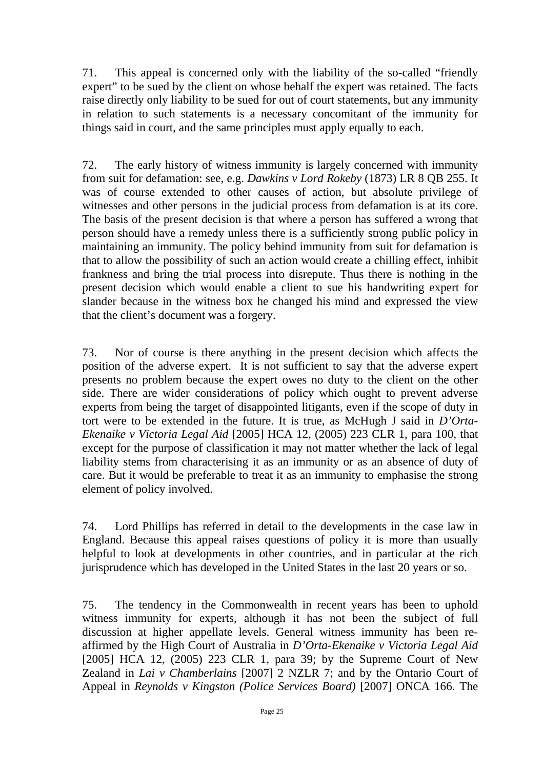71. This appeal is concerned only with the liability of the so-called "friendly expert" to be sued by the client on whose behalf the expert was retained. The facts raise directly only liability to be sued for out of court statements, but any immunity in relation to such statements is a necessary concomitant of the immunity for things said in court, and the same principles must apply equally to each.

72. The early history of witness immunity is largely concerned with immunity from suit for defamation: see, e.g. *Dawkins v Lord Rokeby* (1873) LR 8 QB 255. It was of course extended to other causes of action, but absolute privilege of witnesses and other persons in the judicial process from defamation is at its core. The basis of the present decision is that where a person has suffered a wrong that person should have a remedy unless there is a sufficiently strong public policy in maintaining an immunity. The policy behind immunity from suit for defamation is that to allow the possibility of such an action would create a chilling effect, inhibit frankness and bring the trial process into disrepute. Thus there is nothing in the present decision which would enable a client to sue his handwriting expert for slander because in the witness box he changed his mind and expressed the view that the client's document was a forgery.

73. Nor of course is there anything in the present decision which affects the position of the adverse expert. It is not sufficient to say that the adverse expert presents no problem because the expert owes no duty to the client on the other side. There are wider considerations of policy which ought to prevent adverse experts from being the target of disappointed litigants, even if the scope of duty in tort were to be extended in the future. It is true, as McHugh J said in *D'Orta-Ekenaike v Victoria Legal Aid* [2005] HCA 12, (2005) 223 CLR 1, para 100, that except for the purpose of classification it may not matter whether the lack of legal liability stems from characterising it as an immunity or as an absence of duty of care. But it would be preferable to treat it as an immunity to emphasise the strong element of policy involved.

74. Lord Phillips has referred in detail to the developments in the case law in England. Because this appeal raises questions of policy it is more than usually helpful to look at developments in other countries, and in particular at the rich jurisprudence which has developed in the United States in the last 20 years or so.

75. The tendency in the Commonwealth in recent years has been to uphold witness immunity for experts, although it has not been the subject of full discussion at higher appellate levels. General witness immunity has been re-affirmed by the High Court of Australia in *D'Orta-Ekenaike v Victoria Legal Aid* [2005] HCA 12, (2005) 223 CLR 1, para 39; by the Supreme Court of New Zealand in *Lai v Chamberlains* [2007] 2 NZLR 7; and by the Ontario Court of Appeal in *Reynolds v Kingston (Police Services Board)* [2007] ONCA 166. The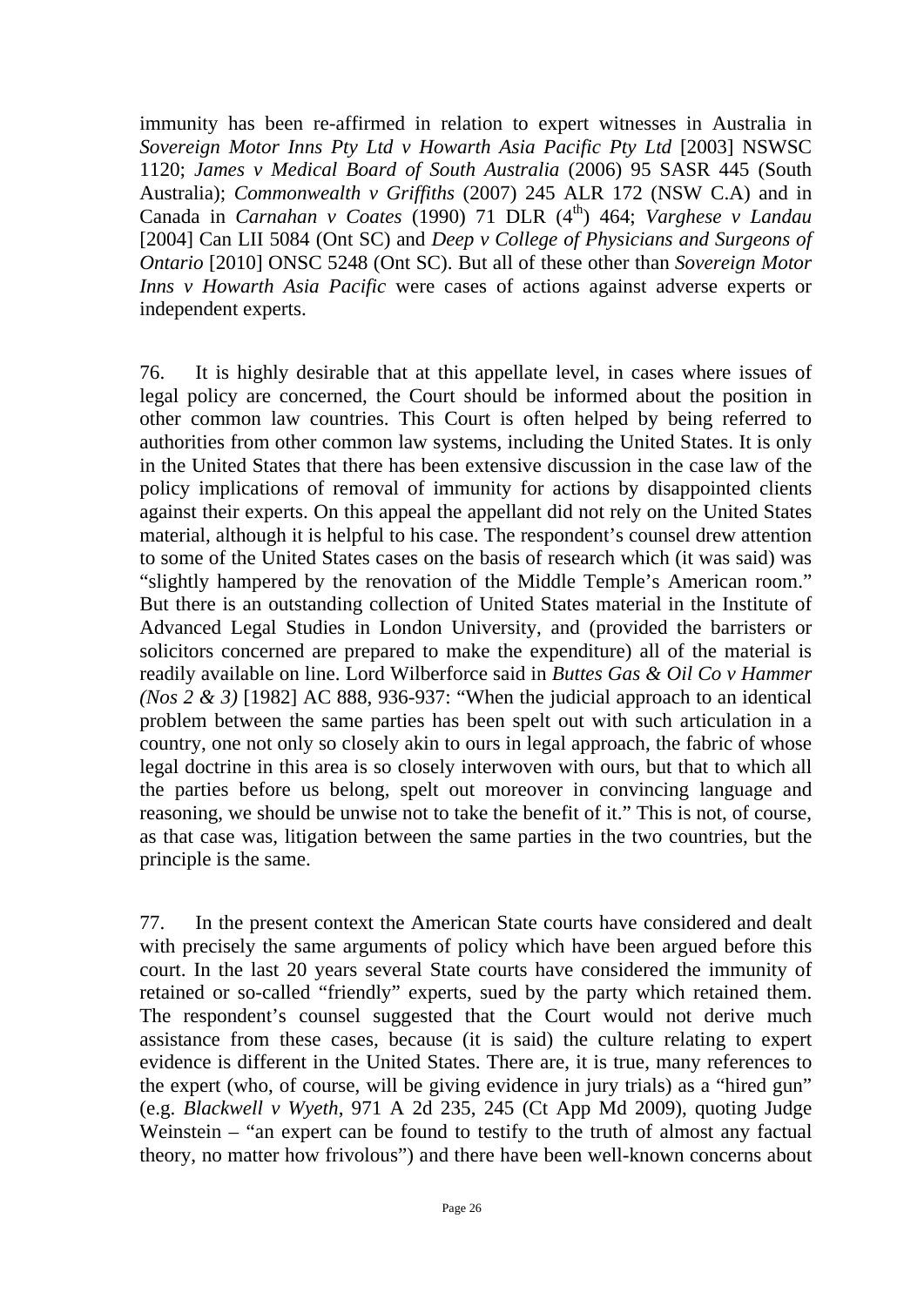immunity has been re-affirmed in relation to expert witnesses in Australia in *Sovereign Motor Inns Pty Ltd v Howarth Asia Pacific Pty Ltd* [2003] NSWSC 1120; *James v Medical Board of South Australia* (2006) 95 SASR 445 (South Australia); *Commonwealth v Griffiths* (2007) 245 ALR 172 (NSW C.A) and in Canada in *Carnahan v Coates* (1990) 71 DLR (4th) 464; *Varghese v Landau* [2004] Can LII 5084 (Ont SC) and *Deep v College of Physicians and Surgeons of Ontario* [2010] ONSC 5248 (Ont SC). But all of these other than *Sovereign Motor Inns v Howarth Asia Pacific* were cases of actions against adverse experts or independent experts.

76. It is highly desirable that at this appellate level, in cases where issues of legal policy are concerned, the Court should be informed about the position in other common law countries. This Court is often helped by being referred to authorities from other common law systems, including the United States. It is only in the United States that there has been extensive discussion in the case law of the policy implications of removal of immunity for actions by disappointed clients against their experts. On this appeal the appellant did not rely on the United States material, although it is helpful to his case. The respondent's counsel drew attention to some of the United States cases on the basis of research which (it was said) was "slightly hampered by the renovation of the Middle Temple's American room." But there is an outstanding collection of United States material in the Institute of Advanced Legal Studies in London University, and (provided the barristers or solicitors concerned are prepared to make the expenditure) all of the material is readily available on line. Lord Wilberforce said in *Buttes Gas & Oil Co v Hammer (Nos 2 & 3)* [1982] AC 888, 936-937: "When the judicial approach to an identical problem between the same parties has been spelt out with such articulation in a country, one not only so closely akin to ours in legal approach, the fabric of whose legal doctrine in this area is so closely interwoven with ours, but that to which all the parties before us belong, spelt out moreover in convincing language and reasoning, we should be unwise not to take the benefit of it." This is not, of course, as that case was, litigation between the same parties in the two countries, but the principle is the same.

77. In the present context the American State courts have considered and dealt with precisely the same arguments of policy which have been argued before this court. In the last 20 years several State courts have considered the immunity of retained or so-called "friendly" experts, sued by the party which retained them. The respondent's counsel suggested that the Court would not derive much assistance from these cases, because (it is said) the culture relating to expert evidence is different in the United States. There are, it is true, many references to the expert (who, of course, will be giving evidence in jury trials) as a "hired gun" (e.g. *Blackwell v Wyeth*, 971 A 2d 235, 245 (Ct App Md 2009), quoting Judge Weinstein – "an expert can be found to testify to the truth of almost any factual theory, no matter how frivolous") and there have been well-known concerns about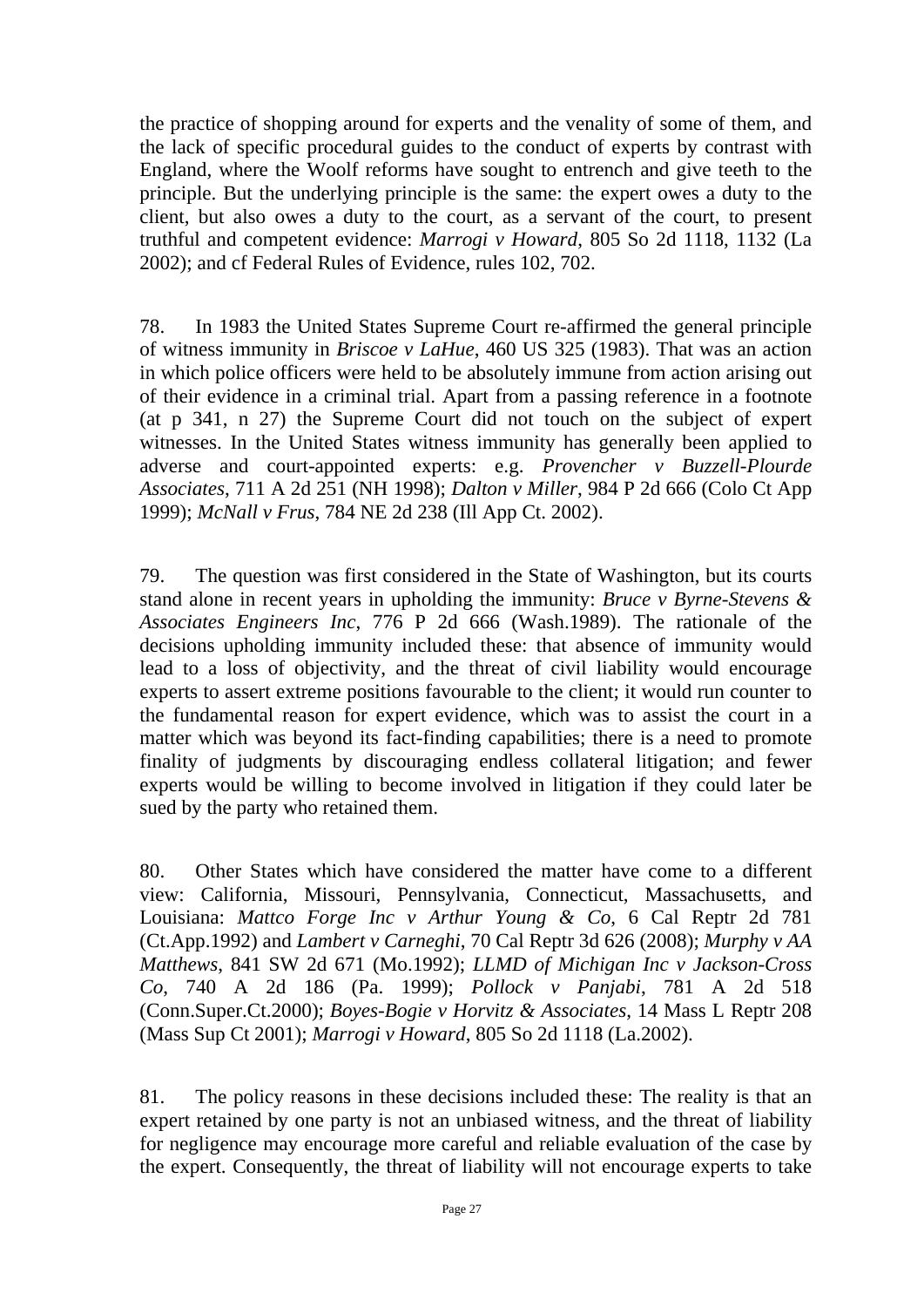the practice of shopping around for experts and the venality of some of them, and the lack of specific procedural guides to the conduct of experts by contrast with England, where the Woolf reforms have sought to entrench and give teeth to the principle. But the underlying principle is the same: the expert owes a duty to the client, but also owes a duty to the court, as a servant of the court, to present truthful and competent evidence: *Marrogi v Howard*, 805 So 2d 1118, 1132 (La 2002); and cf Federal Rules of Evidence, rules 102, 702.

78. In 1983 the United States Supreme Court re-affirmed the general principle of witness immunity in *Briscoe v LaHue*, 460 US 325 (1983). That was an action in which police officers were held to be absolutely immune from action arising out of their evidence in a criminal trial. Apart from a passing reference in a footnote (at p 341, n 27) the Supreme Court did not touch on the subject of expert witnesses. In the United States witness immunity has generally been applied to adverse and court-appointed experts: e.g. *Provencher v Buzzell-Plourde Associates*, 711 A 2d 251 (NH 1998); *Dalton v Miller*, 984 P 2d 666 (Colo Ct App 1999); *McNall v Frus*, 784 NE 2d 238 (Ill App Ct. 2002).

79. The question was first considered in the State of Washington, but its courts stand alone in recent years in upholding the immunity: *Bruce v Byrne-Stevens & Associates Engineers Inc*, 776 P 2d 666 (Wash.1989). The rationale of the decisions upholding immunity included these: that absence of immunity would lead to a loss of objectivity, and the threat of civil liability would encourage experts to assert extreme positions favourable to the client; it would run counter to the fundamental reason for expert evidence, which was to assist the court in a matter which was beyond its fact-finding capabilities; there is a need to promote finality of judgments by discouraging endless collateral litigation; and fewer experts would be willing to become involved in litigation if they could later be sued by the party who retained them.

80. Other States which have considered the matter have come to a different view: California, Missouri, Pennsylvania, Connecticut, Massachusetts, and Louisiana: *Mattco Forge Inc v Arthur Young & Co*, 6 Cal Reptr 2d 781 (Ct.App.1992) and *Lambert v Carneghi*, 70 Cal Reptr 3d 626 (2008); *Murphy v AA Matthews*, 841 SW 2d 671 (Mo.1992); *LLMD of Michigan Inc v Jackson-Cross Co*, 740 A 2d 186 (Pa. 1999); *Pollock v Panjabi*, 781 A 2d 518 (Conn.Super.Ct.2000); *Boyes-Bogie v Horvitz & Associates*, 14 Mass L Reptr 208 (Mass Sup Ct 2001); *Marrogi v Howard*, 805 So 2d 1118 (La.2002).

81. The policy reasons in these decisions included these: The reality is that an expert retained by one party is not an unbiased witness, and the threat of liability for negligence may encourage more careful and reliable evaluation of the case by the expert. Consequently, the threat of liability will not encourage experts to take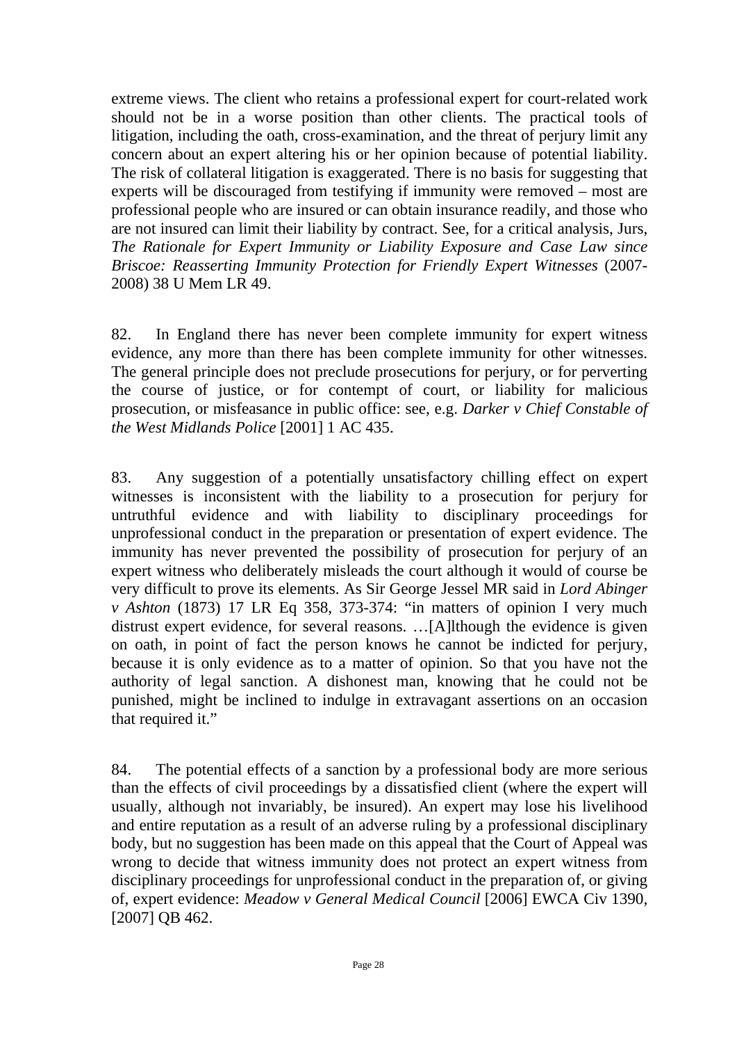extreme views. The client who retains a professional expert for court-related work should not be in a worse position than other clients. The practical tools of litigation, including the oath, cross-examination, and the threat of perjury limit any concern about an expert altering his or her opinion because of potential liability. The risk of collateral litigation is exaggerated. There is no basis for suggesting that experts will be discouraged from testifying if immunity were removed – most are professional people who are insured or can obtain insurance readily, and those who are not insured can limit their liability by contract. See, for a critical analysis, Jurs, *The Rationale for Expert Immunity or Liability Exposure and Case Law since Briscoe: Reasserting Immunity Protection for Friendly Expert Witnesses* (2007-2008) 38 U Mem LR 49.

82. In England there has never been complete immunity for expert witness evidence, any more than there has been complete immunity for other witnesses. The general principle does not preclude prosecutions for perjury, or for perverting the course of justice, or for contempt of court, or liability for malicious prosecution, or misfeasance in public office: see, e.g. *Darker v Chief Constable of the West Midlands Police* [2001] 1 AC 435.

83. Any suggestion of a potentially unsatisfactory chilling effect on expert witnesses is inconsistent with the liability to a prosecution for perjury for untruthful evidence and with liability to disciplinary proceedings for unprofessional conduct in the preparation or presentation of expert evidence. The immunity has never prevented the possibility of prosecution for perjury of an expert witness who deliberately misleads the court although it would of course be very difficult to prove its elements. As Sir George Jessel MR said in *Lord Abinger v Ashton* (1873) 17 LR Eq 358, 373-374: "in matters of opinion I very much distrust expert evidence, for several reasons. …[A]lthough the evidence is given on oath, in point of fact the person knows he cannot be indicted for perjury, because it is only evidence as to a matter of opinion. So that you have not the authority of legal sanction. A dishonest man, knowing that he could not be punished, might be inclined to indulge in extravagant assertions on an occasion that required it."

84. The potential effects of a sanction by a professional body are more serious than the effects of civil proceedings by a dissatisfied client (where the expert will usually, although not invariably, be insured). An expert may lose his livelihood and entire reputation as a result of an adverse ruling by a professional disciplinary body, but no suggestion has been made on this appeal that the Court of Appeal was wrong to decide that witness immunity does not protect an expert witness from disciplinary proceedings for unprofessional conduct in the preparation of, or giving of, expert evidence: *Meadow v General Medical Council* [2006] EWCA Civ 1390, [2007] QB 462.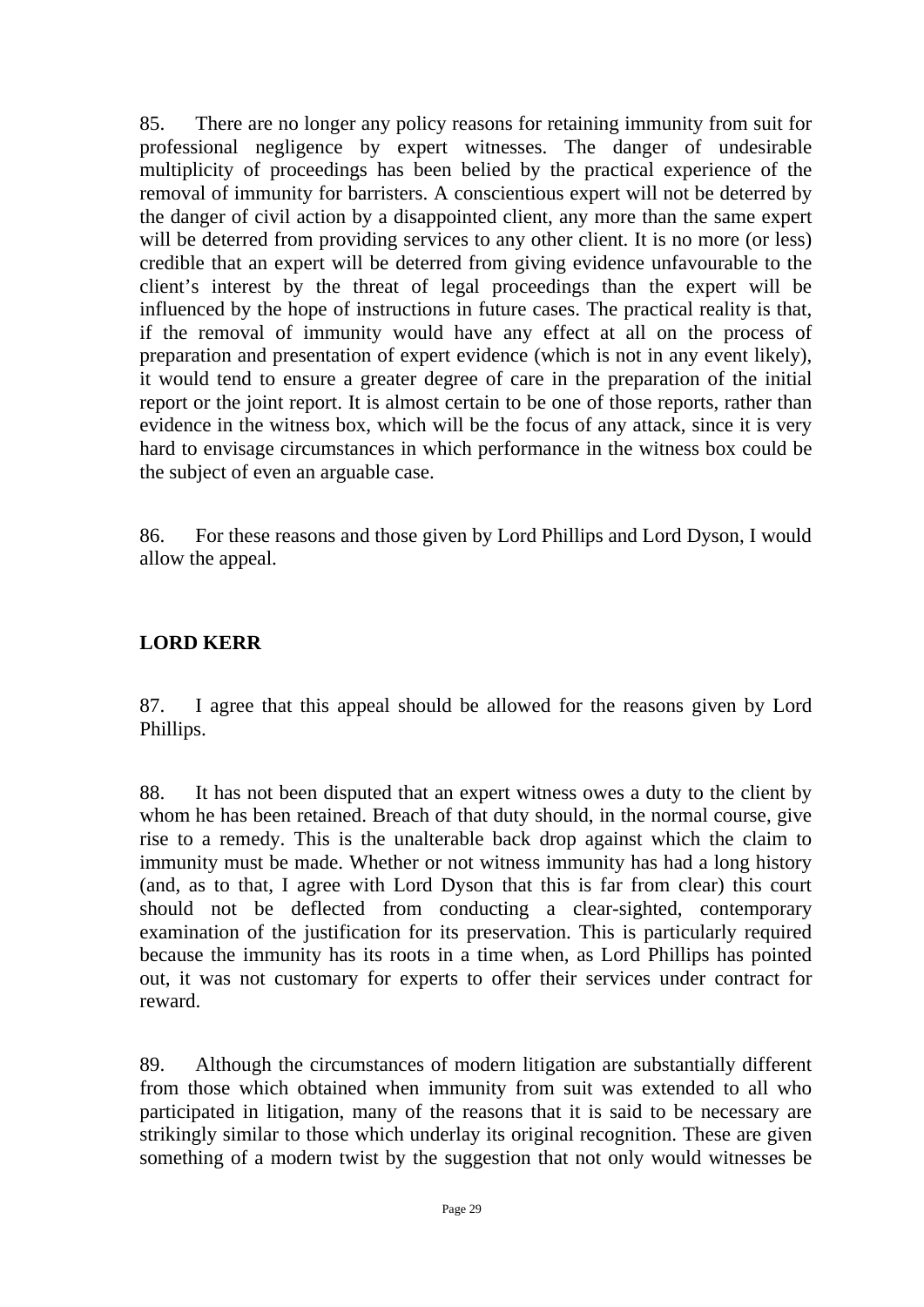85. There are no longer any policy reasons for retaining immunity from suit for professional negligence by expert witnesses. The danger of undesirable multiplicity of proceedings has been belied by the practical experience of the removal of immunity for barristers. A conscientious expert will not be deterred by the danger of civil action by a disappointed client, any more than the same expert will be deterred from providing services to any other client. It is no more (or less) credible that an expert will be deterred from giving evidence unfavourable to the client's interest by the threat of legal proceedings than the expert will be influenced by the hope of instructions in future cases. The practical reality is that, if the removal of immunity would have any effect at all on the process of preparation and presentation of expert evidence (which is not in any event likely), it would tend to ensure a greater degree of care in the preparation of the initial report or the joint report. It is almost certain to be one of those reports, rather than evidence in the witness box, which will be the focus of any attack, since it is very hard to envisage circumstances in which performance in the witness box could be the subject of even an arguable case.

86. For these reasons and those given by Lord Phillips and Lord Dyson, I would allow the appeal.

**LORD KERR**

87. I agree that this appeal should be allowed for the reasons given by Lord Phillips.

88. It has not been disputed that an expert witness owes a duty to the client by whom he has been retained. Breach of that duty should, in the normal course, give rise to a remedy. This is the unalterable back drop against which the claim to immunity must be made. Whether or not witness immunity has had a long history (and, as to that, I agree with Lord Dyson that this is far from clear) this court should not be deflected from conducting a clear-sighted, contemporary examination of the justification for its preservation. This is particularly required because the immunity has its roots in a time when, as Lord Phillips has pointed out, it was not customary for experts to offer their services under contract for reward.

89. Although the circumstances of modern litigation are substantially different from those which obtained when immunity from suit was extended to all who participated in litigation, many of the reasons that it is said to be necessary are strikingly similar to those which underlay its original recognition. These are given something of a modern twist by the suggestion that not only would witnesses be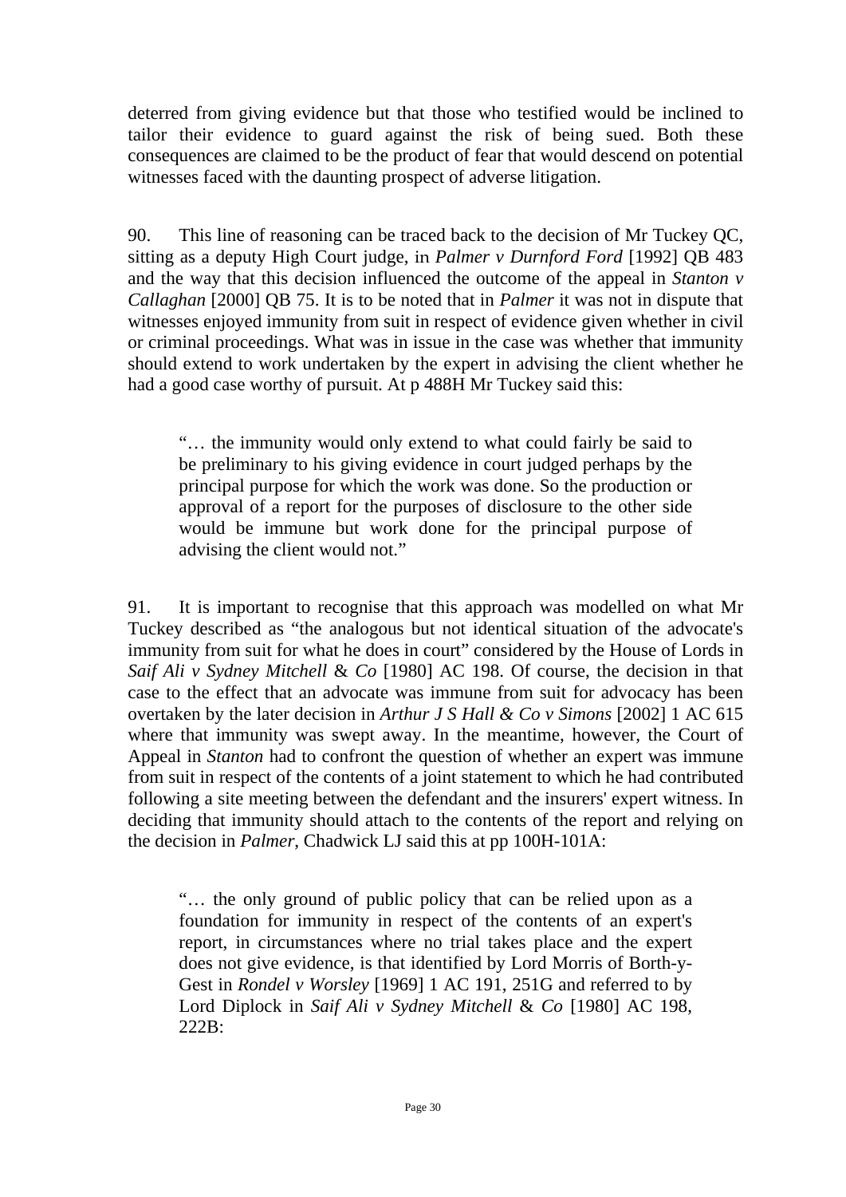deterred from giving evidence but that those who testified would be inclined to tailor their evidence to guard against the risk of being sued. Both these consequences are claimed to be the product of fear that would descend on potential witnesses faced with the daunting prospect of adverse litigation.

90. This line of reasoning can be traced back to the decision of Mr Tuckey QC, sitting as a deputy High Court judge, in *Palmer v Durnford Ford* [1992] QB 483 and the way that this decision influenced the outcome of the appeal in *Stanton v Callaghan* [2000] QB 75. It is to be noted that in *Palmer* it was not in dispute that witnesses enjoyed immunity from suit in respect of evidence given whether in civil or criminal proceedings. What was in issue in the case was whether that immunity should extend to work undertaken by the expert in advising the client whether he had a good case worthy of pursuit. At p 488H Mr Tuckey said this:

> "… the immunity would only extend to what could fairly be said to be preliminary to his giving evidence in court judged perhaps by the principal purpose for which the work was done. So the production or approval of a report for the purposes of disclosure to the other side would be immune but work done for the principal purpose of advising the client would not."

91. It is important to recognise that this approach was modelled on what Mr Tuckey described as "the analogous but not identical situation of the advocate's immunity from suit for what he does in court" considered by the House of Lords in *Saif Ali v Sydney Mitchell* & *Co* [1980] AC 198. Of course, the decision in that case to the effect that an advocate was immune from suit for advocacy has been overtaken by the later decision in *Arthur J S Hall & Co v Simons* [2002] 1 AC 615 where that immunity was swept away. In the meantime, however, the Court of Appeal in *Stanton* had to confront the question of whether an expert was immune from suit in respect of the contents of a joint statement to which he had contributed following a site meeting between the defendant and the insurers' expert witness. In deciding that immunity should attach to the contents of the report and relying on the decision in *Palmer*, Chadwick LJ said this at pp 100H-101A:

> "… the only ground of public policy that can be relied upon as a foundation for immunity in respect of the contents of an expert's report, in circumstances where no trial takes place and the expert does not give evidence, is that identified by Lord Morris of Borth-y-Gest in *Rondel v Worsley* [1969] 1 AC 191, 251G and referred to by Lord Diplock in *Saif Ali v Sydney Mitchell* & *Co* [1980] AC 198, 222B: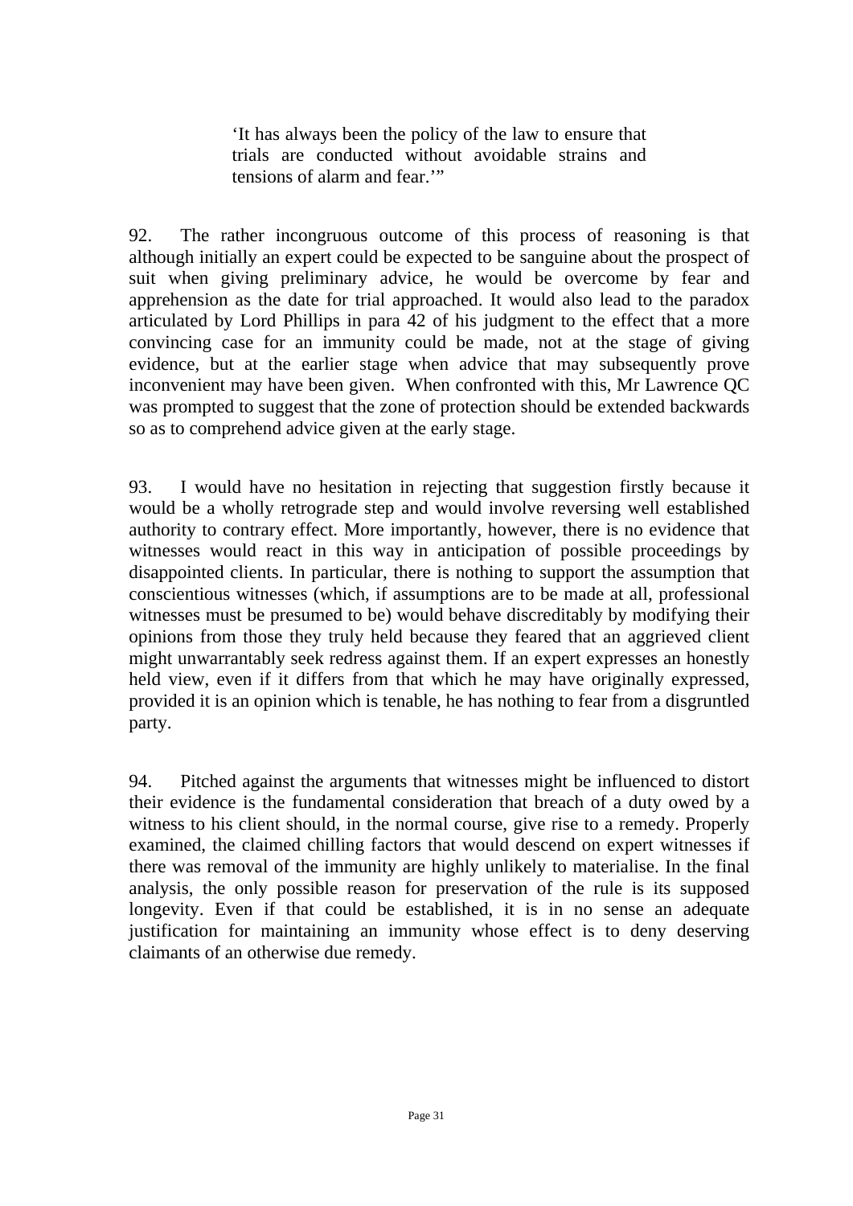> ‘It has always been the policy of the law to ensure that trials are conducted without avoidable strains and tensions of alarm and fear.’”

92. The rather incongruous outcome of this process of reasoning is that although initially an expert could be expected to be sanguine about the prospect of suit when giving preliminary advice, he would be overcome by fear and apprehension as the date for trial approached. It would also lead to the paradox articulated by Lord Phillips in para 42 of his judgment to the effect that a more convincing case for an immunity could be made, not at the stage of giving evidence, but at the earlier stage when advice that may subsequently prove inconvenient may have been given. When confronted with this, Mr Lawrence QC was prompted to suggest that the zone of protection should be extended backwards so as to comprehend advice given at the early stage.

93. I would have no hesitation in rejecting that suggestion firstly because it would be a wholly retrograde step and would involve reversing well established authority to contrary effect. More importantly, however, there is no evidence that witnesses would react in this way in anticipation of possible proceedings by disappointed clients. In particular, there is nothing to support the assumption that conscientious witnesses (which, if assumptions are to be made at all, professional witnesses must be presumed to be) would behave discreditably by modifying their opinions from those they truly held because they feared that an aggrieved client might unwarrantably seek redress against them. If an expert expresses an honestly held view, even if it differs from that which he may have originally expressed, provided it is an opinion which is tenable, he has nothing to fear from a disgruntled party.

94. Pitched against the arguments that witnesses might be influenced to distort their evidence is the fundamental consideration that breach of a duty owed by a witness to his client should, in the normal course, give rise to a remedy. Properly examined, the claimed chilling factors that would descend on expert witnesses if there was removal of the immunity are highly unlikely to materialise. In the final analysis, the only possible reason for preservation of the rule is its supposed longevity. Even if that could be established, it is in no sense an adequate justification for maintaining an immunity whose effect is to deny deserving claimants of an otherwise due remedy.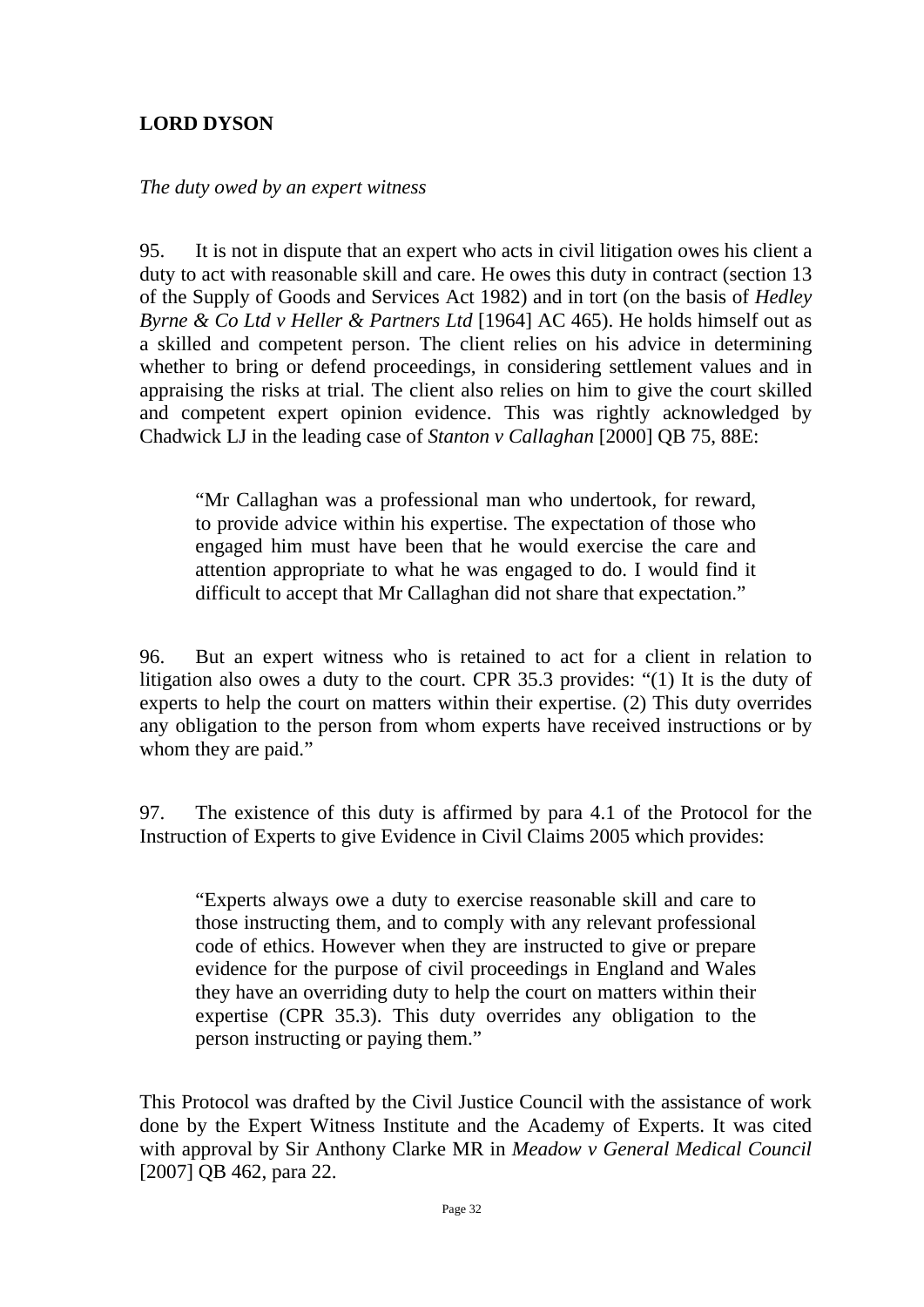**LORD DYSON**

*The duty owed by an expert witness*

95. It is not in dispute that an expert who acts in civil litigation owes his client a duty to act with reasonable skill and care. He owes this duty in contract (section 13 of the Supply of Goods and Services Act 1982) and in tort (on the basis of *Hedley Byrne & Co Ltd v Heller & Partners Ltd* [1964] AC 465). He holds himself out as a skilled and competent person. The client relies on his advice in determining whether to bring or defend proceedings, in considering settlement values and in appraising the risks at trial. The client also relies on him to give the court skilled and competent expert opinion evidence. This was rightly acknowledged by Chadwick LJ in the leading case of *Stanton v Callaghan* [2000] QB 75, 88E:

> "Mr Callaghan was a professional man who undertook, for reward, to provide advice within his expertise. The expectation of those who engaged him must have been that he would exercise the care and attention appropriate to what he was engaged to do. I would find it difficult to accept that Mr Callaghan did not share that expectation."

96. But an expert witness who is retained to act for a client in relation to litigation also owes a duty to the court. CPR 35.3 provides: "(1) It is the duty of experts to help the court on matters within their expertise. (2) This duty overrides any obligation to the person from whom experts have received instructions or by whom they are paid."

97. The existence of this duty is affirmed by para 4.1 of the Protocol for the Instruction of Experts to give Evidence in Civil Claims 2005 which provides:

> "Experts always owe a duty to exercise reasonable skill and care to those instructing them, and to comply with any relevant professional code of ethics. However when they are instructed to give or prepare evidence for the purpose of civil proceedings in England and Wales they have an overriding duty to help the court on matters within their expertise (CPR 35.3). This duty overrides any obligation to the person instructing or paying them."

This Protocol was drafted by the Civil Justice Council with the assistance of work done by the Expert Witness Institute and the Academy of Experts. It was cited with approval by Sir Anthony Clarke MR in *Meadow v General Medical Council* [2007] QB 462, para 22.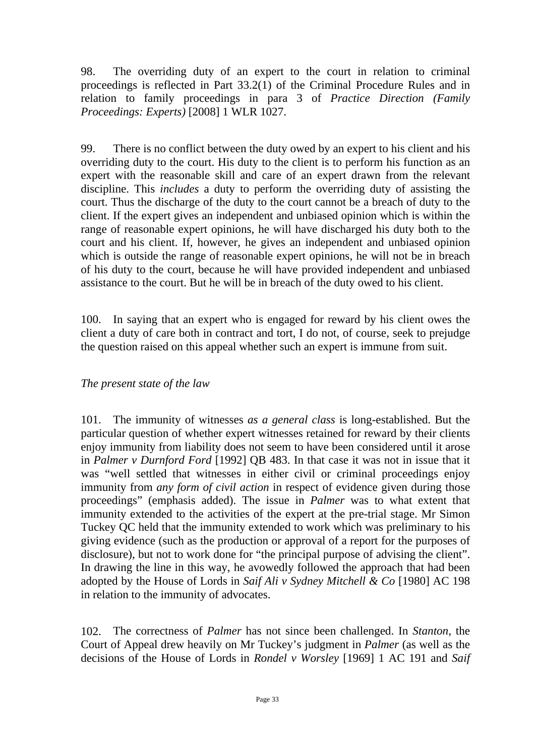98. The overriding duty of an expert to the court in relation to criminal proceedings is reflected in Part 33.2(1) of the Criminal Procedure Rules and in relation to family proceedings in para 3 of *Practice Direction (Family Proceedings: Experts)* [2008] 1 WLR 1027.

99. There is no conflict between the duty owed by an expert to his client and his overriding duty to the court. His duty to the client is to perform his function as an expert with the reasonable skill and care of an expert drawn from the relevant discipline. This *includes* a duty to perform the overriding duty of assisting the court. Thus the discharge of the duty to the court cannot be a breach of duty to the client. If the expert gives an independent and unbiased opinion which is within the range of reasonable expert opinions, he will have discharged his duty both to the court and his client. If, however, he gives an independent and unbiased opinion which is outside the range of reasonable expert opinions, he will not be in breach of his duty to the court, because he will have provided independent and unbiased assistance to the court. But he will be in breach of the duty owed to his client.

100. In saying that an expert who is engaged for reward by his client owes the client a duty of care both in contract and tort, I do not, of course, seek to prejudge the question raised on this appeal whether such an expert is immune from suit.

*The present state of the law*

101. The immunity of witnesses *as a general class* is long-established. But the particular question of whether expert witnesses retained for reward by their clients enjoy immunity from liability does not seem to have been considered until it arose in *Palmer v Durnford Ford* [1992] QB 483. In that case it was not in issue that it was "well settled that witnesses in either civil or criminal proceedings enjoy immunity from *any form of civil action* in respect of evidence given during those proceedings" (emphasis added). The issue in *Palmer* was to what extent that immunity extended to the activities of the expert at the pre-trial stage. Mr Simon Tuckey QC held that the immunity extended to work which was preliminary to his giving evidence (such as the production or approval of a report for the purposes of disclosure), but not to work done for "the principal purpose of advising the client". In drawing the line in this way, he avowedly followed the approach that had been adopted by the House of Lords in *Saif Ali v Sydney Mitchell & Co* [1980] AC 198 in relation to the immunity of advocates.

102. The correctness of *Palmer* has not since been challenged. In *Stanton*, the Court of Appeal drew heavily on Mr Tuckey's judgment in *Palmer* (as well as the decisions of the House of Lords in *Rondel v Worsley* [1969] 1 AC 191 and *Saif*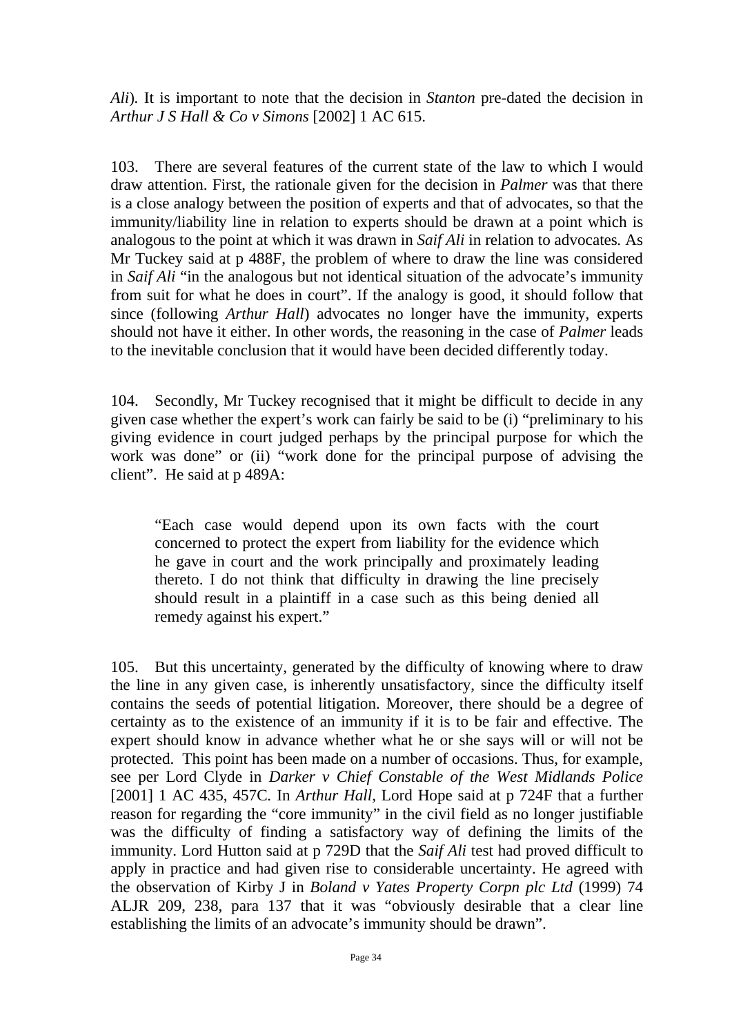*Ali*). It is important to note that the decision in *Stanton* pre-dated the decision in *Arthur J S Hall & Co v Simons* [2002] 1 AC 615.

103. There are several features of the current state of the law to which I would draw attention. First, the rationale given for the decision in *Palmer* was that there is a close analogy between the position of experts and that of advocates, so that the immunity/liability line in relation to experts should be drawn at a point which is analogous to the point at which it was drawn in *Saif Ali* in relation to advocates. As Mr Tuckey said at p 488F, the problem of where to draw the line was considered in *Saif Ali* "in the analogous but not identical situation of the advocate's immunity from suit for what he does in court". If the analogy is good, it should follow that since (following *Arthur Hall*) advocates no longer have the immunity, experts should not have it either. In other words, the reasoning in the case of *Palmer* leads to the inevitable conclusion that it would have been decided differently today.

104. Secondly, Mr Tuckey recognised that it might be difficult to decide in any given case whether the expert's work can fairly be said to be (i) "preliminary to his giving evidence in court judged perhaps by the principal purpose for which the work was done" or (ii) "work done for the principal purpose of advising the client". He said at p 489A:

> "Each case would depend upon its own facts with the court concerned to protect the expert from liability for the evidence which he gave in court and the work principally and proximately leading thereto. I do not think that difficulty in drawing the line precisely should result in a plaintiff in a case such as this being denied all remedy against his expert."

105. But this uncertainty, generated by the difficulty of knowing where to draw the line in any given case, is inherently unsatisfactory, since the difficulty itself contains the seeds of potential litigation. Moreover, there should be a degree of certainty as to the existence of an immunity if it is to be fair and effective. The expert should know in advance whether what he or she says will or will not be protected. This point has been made on a number of occasions. Thus, for example, see per Lord Clyde in *Darker v Chief Constable of the West Midlands Police* [2001] 1 AC 435, 457C. In *Arthur Hall*, Lord Hope said at p 724F that a further reason for regarding the "core immunity" in the civil field as no longer justifiable was the difficulty of finding a satisfactory way of defining the limits of the immunity. Lord Hutton said at p 729D that the *Saif Ali* test had proved difficult to apply in practice and had given rise to considerable uncertainty. He agreed with the observation of Kirby J in *Boland v Yates Property Corpn plc Ltd* (1999) 74 ALJR 209, 238, para 137 that it was "obviously desirable that a clear line establishing the limits of an advocate's immunity should be drawn".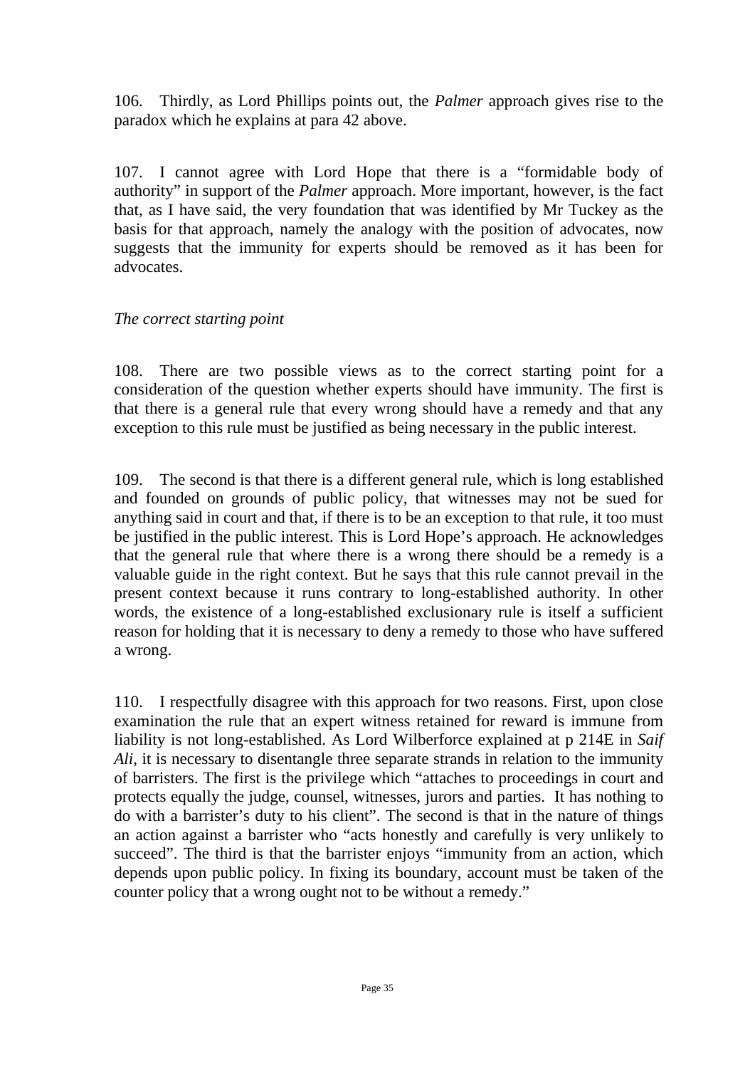106. Thirdly, as Lord Phillips points out, the *Palmer* approach gives rise to the paradox which he explains at para 42 above.

107. I cannot agree with Lord Hope that there is a "formidable body of authority" in support of the *Palmer* approach. More important, however, is the fact that, as I have said, the very foundation that was identified by Mr Tuckey as the basis for that approach, namely the analogy with the position of advocates, now suggests that the immunity for experts should be removed as it has been for advocates.

*The correct starting point*

108. There are two possible views as to the correct starting point for a consideration of the question whether experts should have immunity. The first is that there is a general rule that every wrong should have a remedy and that any exception to this rule must be justified as being necessary in the public interest.

109. The second is that there is a different general rule, which is long established and founded on grounds of public policy, that witnesses may not be sued for anything said in court and that, if there is to be an exception to that rule, it too must be justified in the public interest. This is Lord Hope's approach. He acknowledges that the general rule that where there is a wrong there should be a remedy is a valuable guide in the right context. But he says that this rule cannot prevail in the present context because it runs contrary to long-established authority. In other words, the existence of a long-established exclusionary rule is itself a sufficient reason for holding that it is necessary to deny a remedy to those who have suffered a wrong.

110. I respectfully disagree with this approach for two reasons. First, upon close examination the rule that an expert witness retained for reward is immune from liability is not long-established. As Lord Wilberforce explained at p 214E in *Saif Ali*, it is necessary to disentangle three separate strands in relation to the immunity of barristers. The first is the privilege which "attaches to proceedings in court and protects equally the judge, counsel, witnesses, jurors and parties. It has nothing to do with a barrister's duty to his client". The second is that in the nature of things an action against a barrister who "acts honestly and carefully is very unlikely to succeed". The third is that the barrister enjoys "immunity from an action, which depends upon public policy. In fixing its boundary, account must be taken of the counter policy that a wrong ought not to be without a remedy."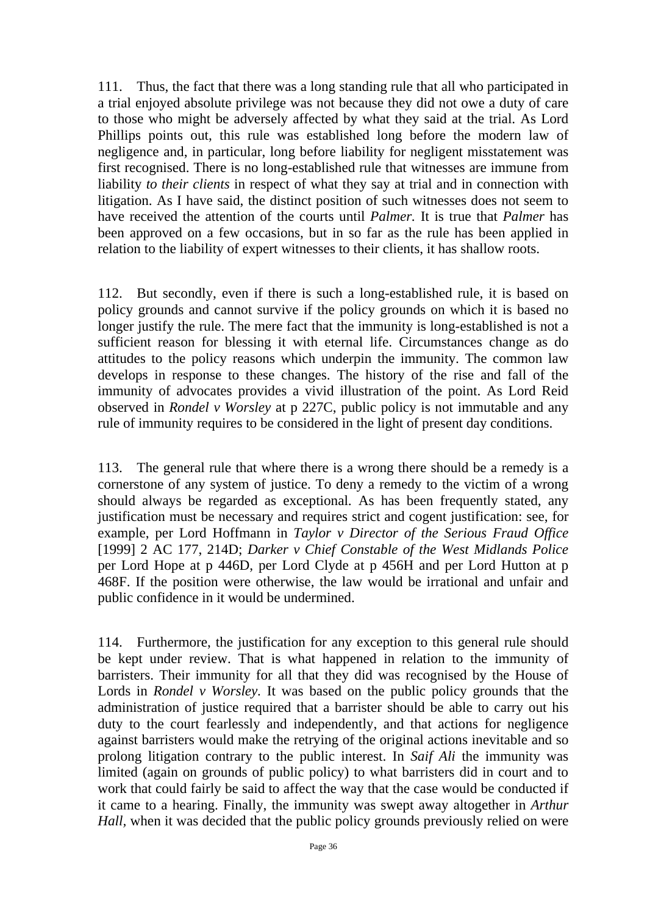111. Thus, the fact that there was a long standing rule that all who participated in a trial enjoyed absolute privilege was not because they did not owe a duty of care to those who might be adversely affected by what they said at the trial. As Lord Phillips points out, this rule was established long before the modern law of negligence and, in particular, long before liability for negligent misstatement was first recognised. There is no long-established rule that witnesses are immune from liability *to their clients* in respect of what they say at trial and in connection with litigation. As I have said, the distinct position of such witnesses does not seem to have received the attention of the courts until *Palmer.* It is true that *Palmer* has been approved on a few occasions, but in so far as the rule has been applied in relation to the liability of expert witnesses to their clients, it has shallow roots.

112. But secondly, even if there is such a long-established rule, it is based on policy grounds and cannot survive if the policy grounds on which it is based no longer justify the rule. The mere fact that the immunity is long-established is not a sufficient reason for blessing it with eternal life. Circumstances change as do attitudes to the policy reasons which underpin the immunity. The common law develops in response to these changes. The history of the rise and fall of the immunity of advocates provides a vivid illustration of the point. As Lord Reid observed in *Rondel v Worsley* at p 227C, public policy is not immutable and any rule of immunity requires to be considered in the light of present day conditions.

113. The general rule that where there is a wrong there should be a remedy is a cornerstone of any system of justice. To deny a remedy to the victim of a wrong should always be regarded as exceptional. As has been frequently stated, any justification must be necessary and requires strict and cogent justification: see, for example, per Lord Hoffmann in *Taylor v Director of the Serious Fraud Office* [1999] 2 AC 177, 214D; *Darker v Chief Constable of the West Midlands Police* per Lord Hope at p 446D, per Lord Clyde at p 456H and per Lord Hutton at p 468F. If the position were otherwise, the law would be irrational and unfair and public confidence in it would be undermined.

114. Furthermore, the justification for any exception to this general rule should be kept under review. That is what happened in relation to the immunity of barristers. Their immunity for all that they did was recognised by the House of Lords in *Rondel v Worsley*. It was based on the public policy grounds that the administration of justice required that a barrister should be able to carry out his duty to the court fearlessly and independently, and that actions for negligence against barristers would make the retrying of the original actions inevitable and so prolong litigation contrary to the public interest. In *Saif Ali* the immunity was limited (again on grounds of public policy) to what barristers did in court and to work that could fairly be said to affect the way that the case would be conducted if it came to a hearing. Finally, the immunity was swept away altogether in *Arthur Hall*, when it was decided that the public policy grounds previously relied on were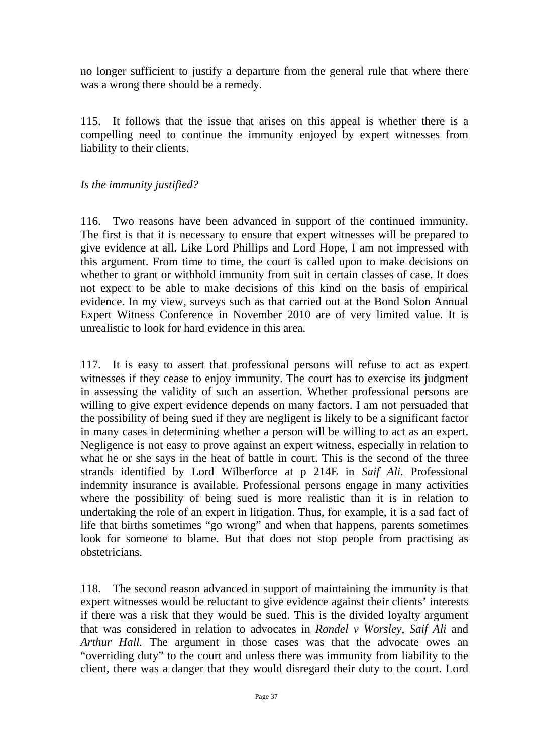no longer sufficient to justify a departure from the general rule that where there was a wrong there should be a remedy.

115. It follows that the issue that arises on this appeal is whether there is a compelling need to continue the immunity enjoyed by expert witnesses from liability to their clients.

*Is the immunity justified?*

116. Two reasons have been advanced in support of the continued immunity. The first is that it is necessary to ensure that expert witnesses will be prepared to give evidence at all. Like Lord Phillips and Lord Hope, I am not impressed with this argument. From time to time, the court is called upon to make decisions on whether to grant or withhold immunity from suit in certain classes of case. It does not expect to be able to make decisions of this kind on the basis of empirical evidence. In my view, surveys such as that carried out at the Bond Solon Annual Expert Witness Conference in November 2010 are of very limited value. It is unrealistic to look for hard evidence in this area.

117. It is easy to assert that professional persons will refuse to act as expert witnesses if they cease to enjoy immunity. The court has to exercise its judgment in assessing the validity of such an assertion. Whether professional persons are willing to give expert evidence depends on many factors. I am not persuaded that the possibility of being sued if they are negligent is likely to be a significant factor in many cases in determining whether a person will be willing to act as an expert. Negligence is not easy to prove against an expert witness, especially in relation to what he or she says in the heat of battle in court. This is the second of the three strands identified by Lord Wilberforce at p 214E in *Saif Ali.* Professional indemnity insurance is available. Professional persons engage in many activities where the possibility of being sued is more realistic than it is in relation to undertaking the role of an expert in litigation. Thus, for example, it is a sad fact of life that births sometimes "go wrong" and when that happens, parents sometimes look for someone to blame. But that does not stop people from practising as obstetricians.

118. The second reason advanced in support of maintaining the immunity is that expert witnesses would be reluctant to give evidence against their clients' interests if there was a risk that they would be sued. This is the divided loyalty argument that was considered in relation to advocates in *Rondel v Worsley, Saif Ali* and *Arthur Hall.* The argument in those cases was that the advocate owes an "overriding duty" to the court and unless there was immunity from liability to the client, there was a danger that they would disregard their duty to the court. Lord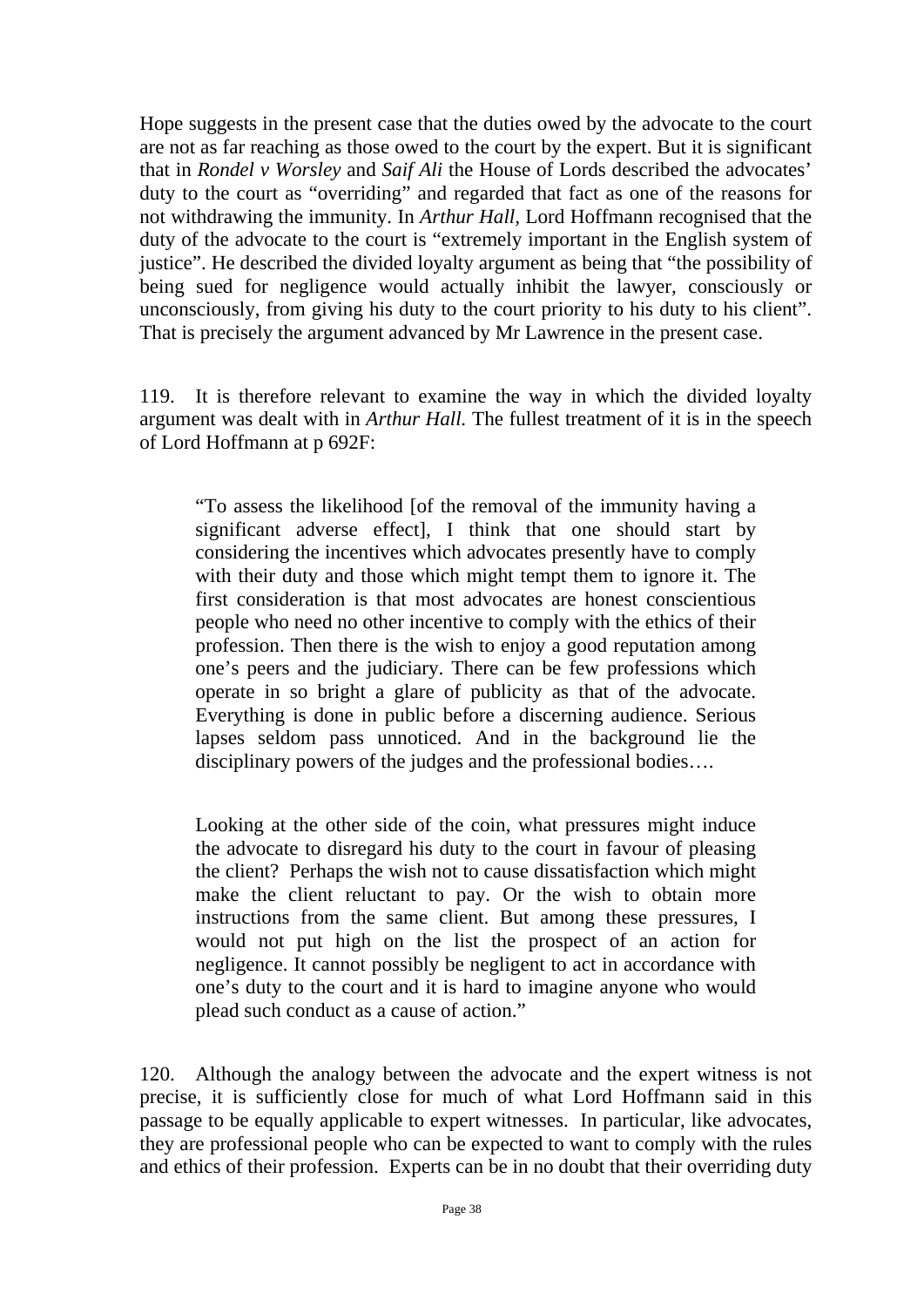Hope suggests in the present case that the duties owed by the advocate to the court are not as far reaching as those owed to the court by the expert. But it is significant that in *Rondel v Worsley* and *Saif Ali* the House of Lords described the advocates' duty to the court as "overriding" and regarded that fact as one of the reasons for not withdrawing the immunity. In *Arthur Hall*, Lord Hoffmann recognised that the duty of the advocate to the court is "extremely important in the English system of justice". He described the divided loyalty argument as being that "the possibility of being sued for negligence would actually inhibit the lawyer, consciously or unconsciously, from giving his duty to the court priority to his duty to his client". That is precisely the argument advanced by Mr Lawrence in the present case.

119. It is therefore relevant to examine the way in which the divided loyalty argument was dealt with in *Arthur Hall.* The fullest treatment of it is in the speech of Lord Hoffmann at p 692F:

> "To assess the likelihood [of the removal of the immunity having a significant adverse effect], I think that one should start by considering the incentives which advocates presently have to comply with their duty and those which might tempt them to ignore it. The first consideration is that most advocates are honest conscientious people who need no other incentive to comply with the ethics of their profession. Then there is the wish to enjoy a good reputation among one's peers and the judiciary. There can be few professions which operate in so bright a glare of publicity as that of the advocate. Everything is done in public before a discerning audience. Serious lapses seldom pass unnoticed. And in the background lie the disciplinary powers of the judges and the professional bodies….
>
> Looking at the other side of the coin, what pressures might induce the advocate to disregard his duty to the court in favour of pleasing the client? Perhaps the wish not to cause dissatisfaction which might make the client reluctant to pay. Or the wish to obtain more instructions from the same client. But among these pressures, I would not put high on the list the prospect of an action for negligence. It cannot possibly be negligent to act in accordance with one's duty to the court and it is hard to imagine anyone who would plead such conduct as a cause of action."

120. Although the analogy between the advocate and the expert witness is not precise, it is sufficiently close for much of what Lord Hoffmann said in this passage to be equally applicable to expert witnesses. In particular, like advocates, they are professional people who can be expected to want to comply with the rules and ethics of their profession. Experts can be in no doubt that their overriding duty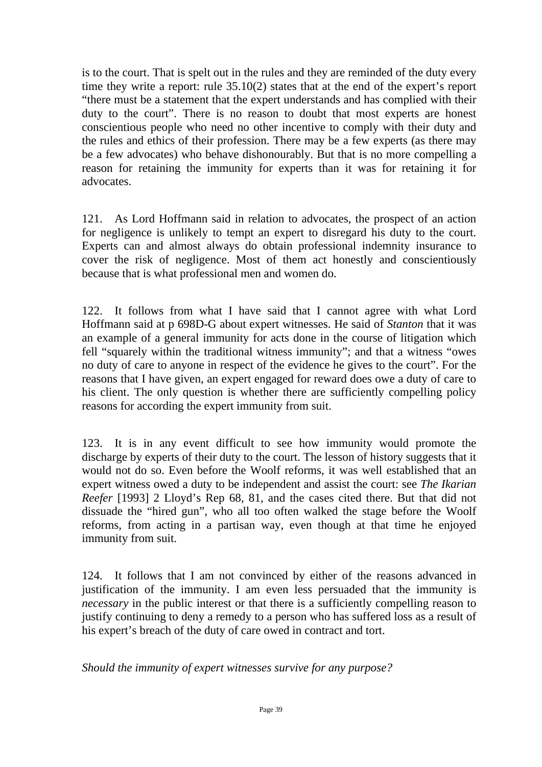is to the court. That is spelt out in the rules and they are reminded of the duty every time they write a report: rule 35.10(2) states that at the end of the expert's report "there must be a statement that the expert understands and has complied with their duty to the court". There is no reason to doubt that most experts are honest conscientious people who need no other incentive to comply with their duty and the rules and ethics of their profession. There may be a few experts (as there may be a few advocates) who behave dishonourably. But that is no more compelling a reason for retaining the immunity for experts than it was for retaining it for advocates.

121. As Lord Hoffmann said in relation to advocates, the prospect of an action for negligence is unlikely to tempt an expert to disregard his duty to the court. Experts can and almost always do obtain professional indemnity insurance to cover the risk of negligence. Most of them act honestly and conscientiously because that is what professional men and women do.

122. It follows from what I have said that I cannot agree with what Lord Hoffmann said at p 698D-G about expert witnesses. He said of *Stanton* that it was an example of a general immunity for acts done in the course of litigation which fell "squarely within the traditional witness immunity"; and that a witness "owes no duty of care to anyone in respect of the evidence he gives to the court". For the reasons that I have given, an expert engaged for reward does owe a duty of care to his client. The only question is whether there are sufficiently compelling policy reasons for according the expert immunity from suit.

123. It is in any event difficult to see how immunity would promote the discharge by experts of their duty to the court. The lesson of history suggests that it would not do so. Even before the Woolf reforms, it was well established that an expert witness owed a duty to be independent and assist the court: see *The Ikarian Reefer* [1993] 2 Lloyd's Rep 68, 81, and the cases cited there. But that did not dissuade the "hired gun", who all too often walked the stage before the Woolf reforms, from acting in a partisan way, even though at that time he enjoyed immunity from suit.

124. It follows that I am not convinced by either of the reasons advanced in justification of the immunity. I am even less persuaded that the immunity is *necessary* in the public interest or that there is a sufficiently compelling reason to justify continuing to deny a remedy to a person who has suffered loss as a result of his expert's breach of the duty of care owed in contract and tort.

*Should the immunity of expert witnesses survive for any purpose?*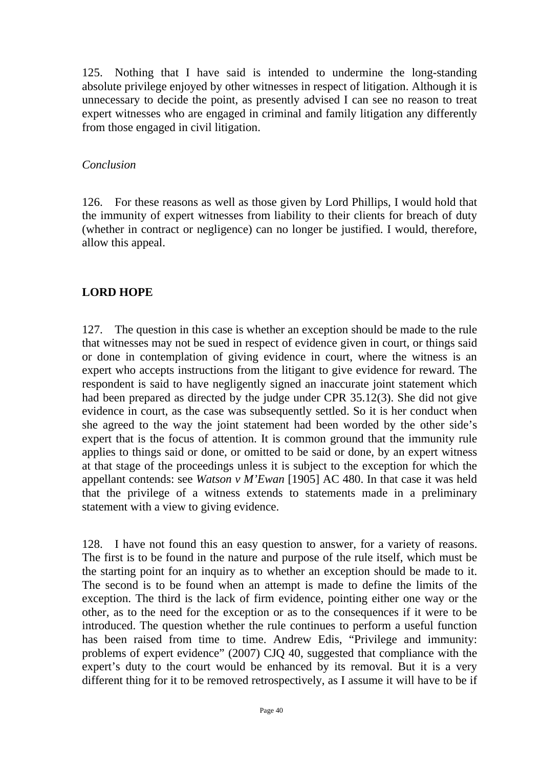125. Nothing that I have said is intended to undermine the long-standing absolute privilege enjoyed by other witnesses in respect of litigation. Although it is unnecessary to decide the point, as presently advised I can see no reason to treat expert witnesses who are engaged in criminal and family litigation any differently from those engaged in civil litigation.

*Conclusion*

126. For these reasons as well as those given by Lord Phillips, I would hold that the immunity of expert witnesses from liability to their clients for breach of duty (whether in contract or negligence) can no longer be justified. I would, therefore, allow this appeal.

## LORD HOPE

127. The question in this case is whether an exception should be made to the rule that witnesses may not be sued in respect of evidence given in court, or things said or done in contemplation of giving evidence in court, where the witness is an expert who accepts instructions from the litigant to give evidence for reward. The respondent is said to have negligently signed an inaccurate joint statement which had been prepared as directed by the judge under CPR 35.12(3). She did not give evidence in court, as the case was subsequently settled. So it is her conduct when she agreed to the way the joint statement had been worded by the other side's expert that is the focus of attention. It is common ground that the immunity rule applies to things said or done, or omitted to be said or done, by an expert witness at that stage of the proceedings unless it is subject to the exception for which the appellant contends: see *Watson v M'Ewan* [1905] AC 480. In that case it was held that the privilege of a witness extends to statements made in a preliminary statement with a view to giving evidence.

128. I have not found this an easy question to answer, for a variety of reasons. The first is to be found in the nature and purpose of the rule itself, which must be the starting point for an inquiry as to whether an exception should be made to it. The second is to be found when an attempt is made to define the limits of the exception. The third is the lack of firm evidence, pointing either one way or the other, as to the need for the exception or as to the consequences if it were to be introduced. The question whether the rule continues to perform a useful function has been raised from time to time. Andrew Edis, "Privilege and immunity: problems of expert evidence" (2007) CJQ 40, suggested that compliance with the expert's duty to the court would be enhanced by its removal. But it is a very different thing for it to be removed retrospectively, as I assume it will have to be if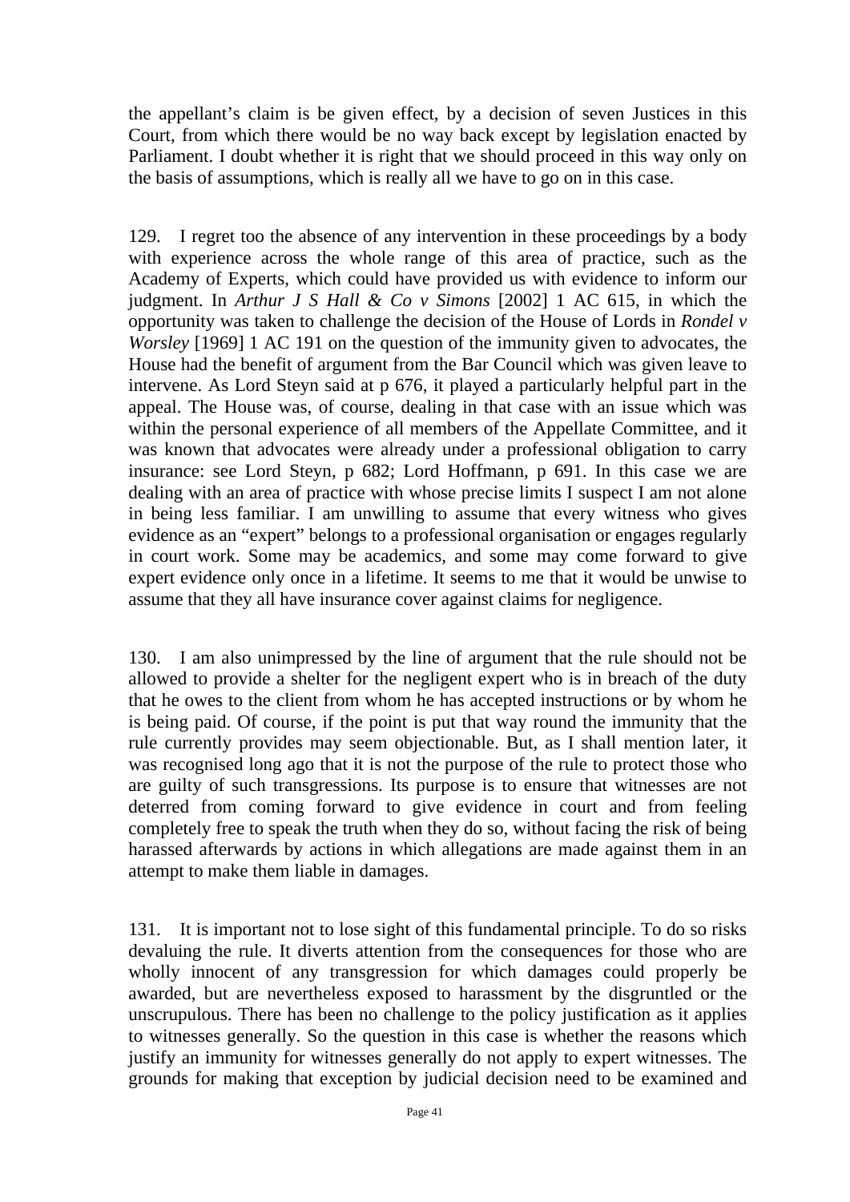the appellant's claim is be given effect, by a decision of seven Justices in this Court, from which there would be no way back except by legislation enacted by Parliament. I doubt whether it is right that we should proceed in this way only on the basis of assumptions, which is really all we have to go on in this case.

129. I regret too the absence of any intervention in these proceedings by a body with experience across the whole range of this area of practice, such as the Academy of Experts, which could have provided us with evidence to inform our judgment. In *Arthur J S Hall & Co v Simons* [2002] 1 AC 615, in which the opportunity was taken to challenge the decision of the House of Lords in *Rondel v Worsley* [1969] 1 AC 191 on the question of the immunity given to advocates, the House had the benefit of argument from the Bar Council which was given leave to intervene. As Lord Steyn said at p 676, it played a particularly helpful part in the appeal. The House was, of course, dealing in that case with an issue which was within the personal experience of all members of the Appellate Committee, and it was known that advocates were already under a professional obligation to carry insurance: see Lord Steyn, p 682; Lord Hoffmann, p 691. In this case we are dealing with an area of practice with whose precise limits I suspect I am not alone in being less familiar. I am unwilling to assume that every witness who gives evidence as an "expert" belongs to a professional organisation or engages regularly in court work. Some may be academics, and some may come forward to give expert evidence only once in a lifetime. It seems to me that it would be unwise to assume that they all have insurance cover against claims for negligence.

130. I am also unimpressed by the line of argument that the rule should not be allowed to provide a shelter for the negligent expert who is in breach of the duty that he owes to the client from whom he has accepted instructions or by whom he is being paid. Of course, if the point is put that way round the immunity that the rule currently provides may seem objectionable. But, as I shall mention later, it was recognised long ago that it is not the purpose of the rule to protect those who are guilty of such transgressions. Its purpose is to ensure that witnesses are not deterred from coming forward to give evidence in court and from feeling completely free to speak the truth when they do so, without facing the risk of being harassed afterwards by actions in which allegations are made against them in an attempt to make them liable in damages.

131. It is important not to lose sight of this fundamental principle. To do so risks devaluing the rule. It diverts attention from the consequences for those who are wholly innocent of any transgression for which damages could properly be awarded, but are nevertheless exposed to harassment by the disgruntled or the unscrupulous. There has been no challenge to the policy justification as it applies to witnesses generally. So the question in this case is whether the reasons which justify an immunity for witnesses generally do not apply to expert witnesses. The grounds for making that exception by judicial decision need to be examined and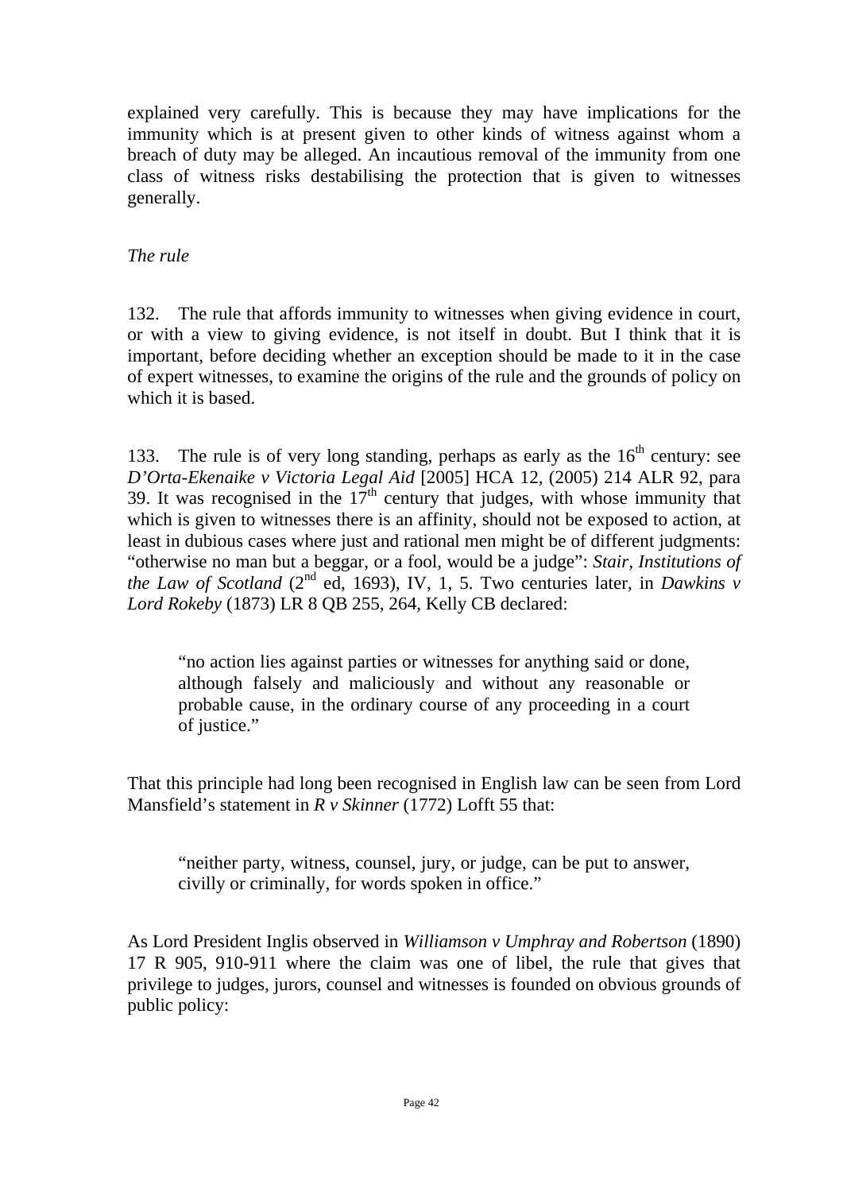explained very carefully. This is because they may have implications for the immunity which is at present given to other kinds of witness against whom a breach of duty may be alleged. An incautious removal of the immunity from one class of witness risks destabilising the protection that is given to witnesses generally.

*The rule*

132. The rule that affords immunity to witnesses when giving evidence in court, or with a view to giving evidence, is not itself in doubt. But I think that it is important, before deciding whether an exception should be made to it in the case of expert witnesses, to examine the origins of the rule and the grounds of policy on which it is based.

133. The rule is of very long standing, perhaps as early as the 16th century: see *D'Orta-Ekenaike v Victoria Legal Aid* [2005] HCA 12, (2005) 214 ALR 92, para 39. It was recognised in the 17th century that judges, with whose immunity that which is given to witnesses there is an affinity, should not be exposed to action, at least in dubious cases where just and rational men might be of different judgments: "otherwise no man but a beggar, or a fool, would be a judge": *Stair, Institutions of the Law of Scotland* (2nd ed, 1693), IV, 1, 5. Two centuries later, in *Dawkins v Lord Rokeby* (1873) LR 8 QB 255, 264, Kelly CB declared:

> "no action lies against parties or witnesses for anything said or done, although falsely and maliciously and without any reasonable or probable cause, in the ordinary course of any proceeding in a court of justice."

That this principle had long been recognised in English law can be seen from Lord Mansfield's statement in *R v Skinner* (1772) Lofft 55 that:

> "neither party, witness, counsel, jury, or judge, can be put to answer, civilly or criminally, for words spoken in office."

As Lord President Inglis observed in *Williamson v Umphray and Robertson* (1890) 17 R 905, 910-911 where the claim was one of libel, the rule that gives that privilege to judges, jurors, counsel and witnesses is founded on obvious grounds of public policy: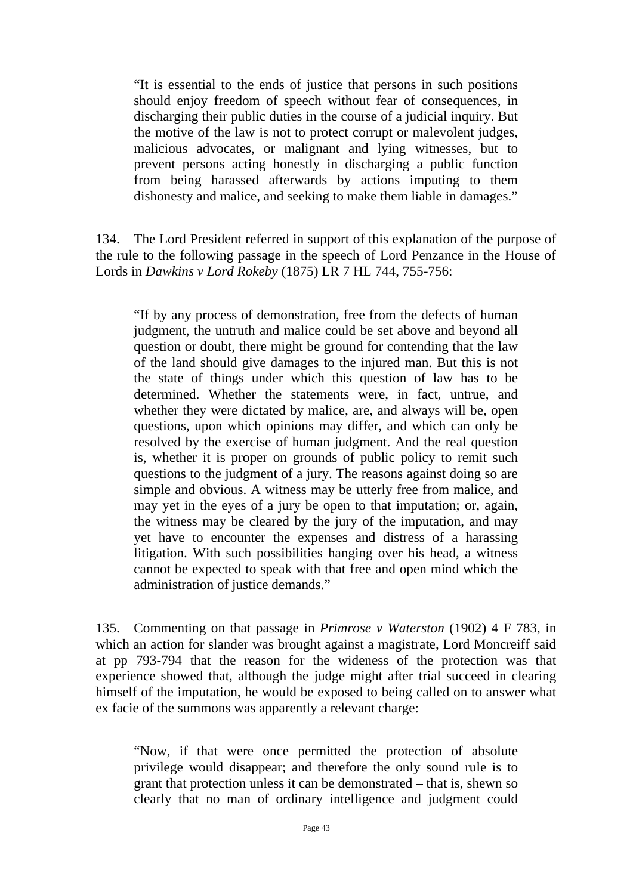> "It is essential to the ends of justice that persons in such positions should enjoy freedom of speech without fear of consequences, in discharging their public duties in the course of a judicial inquiry. But the motive of the law is not to protect corrupt or malevolent judges, malicious advocates, or malignant and lying witnesses, but to prevent persons acting honestly in discharging a public function from being harassed afterwards by actions imputing to them dishonesty and malice, and seeking to make them liable in damages."

134. The Lord President referred in support of this explanation of the purpose of the rule to the following passage in the speech of Lord Penzance in the House of Lords in *Dawkins v Lord Rokeby* (1875) LR 7 HL 744, 755-756:

> "If by any process of demonstration, free from the defects of human judgment, the untruth and malice could be set above and beyond all question or doubt, there might be ground for contending that the law of the land should give damages to the injured man. But this is not the state of things under which this question of law has to be determined. Whether the statements were, in fact, untrue, and whether they were dictated by malice, are, and always will be, open questions, upon which opinions may differ, and which can only be resolved by the exercise of human judgment. And the real question is, whether it is proper on grounds of public policy to remit such questions to the judgment of a jury. The reasons against doing so are simple and obvious. A witness may be utterly free from malice, and may yet in the eyes of a jury be open to that imputation; or, again, the witness may be cleared by the jury of the imputation, and may yet have to encounter the expenses and distress of a harassing litigation. With such possibilities hanging over his head, a witness cannot be expected to speak with that free and open mind which the administration of justice demands."

135. Commenting on that passage in *Primrose v Waterston* (1902) 4 F 783, in which an action for slander was brought against a magistrate, Lord Moncreiff said at pp 793-794 that the reason for the wideness of the protection was that experience showed that, although the judge might after trial succeed in clearing himself of the imputation, he would be exposed to being called on to answer what ex facie of the summons was apparently a relevant charge:

> "Now, if that were once permitted the protection of absolute privilege would disappear; and therefore the only sound rule is to grant that protection unless it can be demonstrated – that is, shewn so clearly that no man of ordinary intelligence and judgment could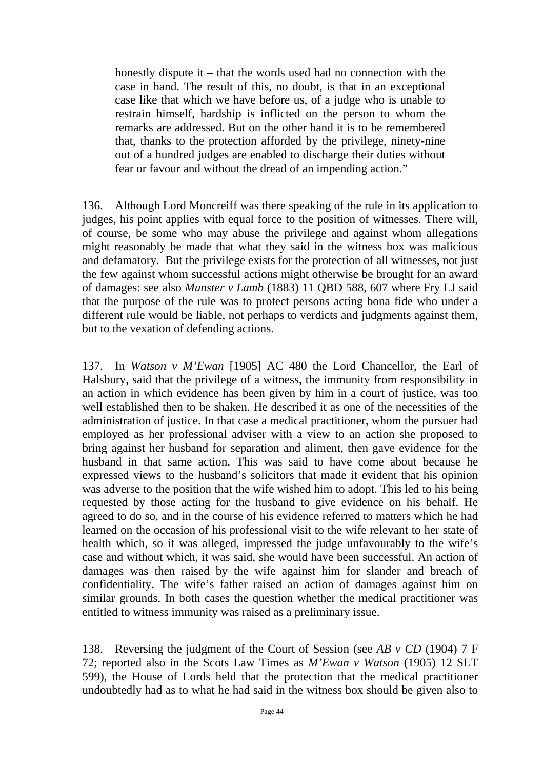> honestly dispute it – that the words used had no connection with the case in hand. The result of this, no doubt, is that in an exceptional case like that which we have before us, of a judge who is unable to restrain himself, hardship is inflicted on the person to whom the remarks are addressed. But on the other hand it is to be remembered that, thanks to the protection afforded by the privilege, ninety-nine out of a hundred judges are enabled to discharge their duties without fear or favour and without the dread of an impending action."

136. Although Lord Moncreiff was there speaking of the rule in its application to judges, his point applies with equal force to the position of witnesses. There will, of course, be some who may abuse the privilege and against whom allegations might reasonably be made that what they said in the witness box was malicious and defamatory. But the privilege exists for the protection of all witnesses, not just the few against whom successful actions might otherwise be brought for an award of damages: see also *Munster v Lamb* (1883) 11 QBD 588, 607 where Fry LJ said that the purpose of the rule was to protect persons acting bona fide who under a different rule would be liable, not perhaps to verdicts and judgments against them, but to the vexation of defending actions.

137. In *Watson v M'Ewan* [1905] AC 480 the Lord Chancellor, the Earl of Halsbury, said that the privilege of a witness, the immunity from responsibility in an action in which evidence has been given by him in a court of justice, was too well established then to be shaken. He described it as one of the necessities of the administration of justice. In that case a medical practitioner, whom the pursuer had employed as her professional adviser with a view to an action she proposed to bring against her husband for separation and aliment, then gave evidence for the husband in that same action. This was said to have come about because he expressed views to the husband's solicitors that made it evident that his opinion was adverse to the position that the wife wished him to adopt. This led to his being requested by those acting for the husband to give evidence on his behalf. He agreed to do so, and in the course of his evidence referred to matters which he had learned on the occasion of his professional visit to the wife relevant to her state of health which, so it was alleged, impressed the judge unfavourably to the wife's case and without which, it was said, she would have been successful. An action of damages was then raised by the wife against him for slander and breach of confidentiality. The wife's father raised an action of damages against him on similar grounds. In both cases the question whether the medical practitioner was entitled to witness immunity was raised as a preliminary issue.

138. Reversing the judgment of the Court of Session (see *AB v CD* (1904) 7 F 72; reported also in the Scots Law Times as *M'Ewan v Watson* (1905) 12 SLT 599), the House of Lords held that the protection that the medical practitioner undoubtedly had as to what he had said in the witness box should be given also to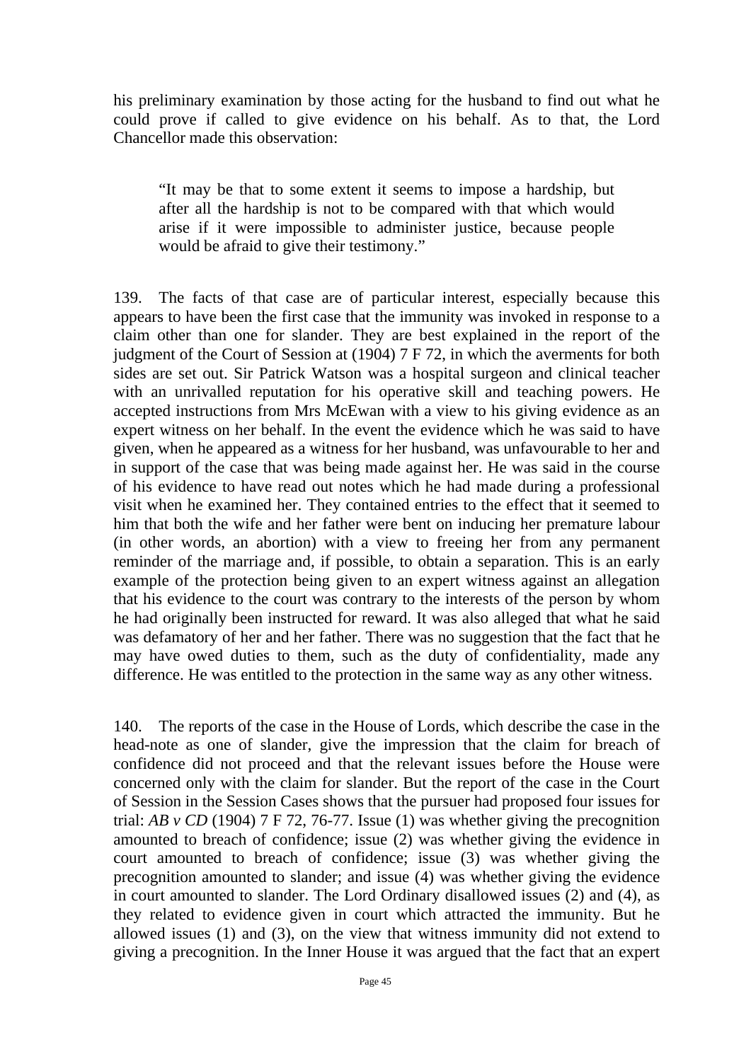his preliminary examination by those acting for the husband to find out what he could prove if called to give evidence on his behalf. As to that, the Lord Chancellor made this observation:

> "It may be that to some extent it seems to impose a hardship, but after all the hardship is not to be compared with that which would arise if it were impossible to administer justice, because people would be afraid to give their testimony."

139. The facts of that case are of particular interest, especially because this appears to have been the first case that the immunity was invoked in response to a claim other than one for slander. They are best explained in the report of the judgment of the Court of Session at (1904) 7 F 72, in which the averments for both sides are set out. Sir Patrick Watson was a hospital surgeon and clinical teacher with an unrivalled reputation for his operative skill and teaching powers. He accepted instructions from Mrs McEwan with a view to his giving evidence as an expert witness on her behalf. In the event the evidence which he was said to have given, when he appeared as a witness for her husband, was unfavourable to her and in support of the case that was being made against her. He was said in the course of his evidence to have read out notes which he had made during a professional visit when he examined her. They contained entries to the effect that it seemed to him that both the wife and her father were bent on inducing her premature labour (in other words, an abortion) with a view to freeing her from any permanent reminder of the marriage and, if possible, to obtain a separation. This is an early example of the protection being given to an expert witness against an allegation that his evidence to the court was contrary to the interests of the person by whom he had originally been instructed for reward. It was also alleged that what he said was defamatory of her and her father. There was no suggestion that the fact that he may have owed duties to them, such as the duty of confidentiality, made any difference. He was entitled to the protection in the same way as any other witness.

140. The reports of the case in the House of Lords, which describe the case in the head-note as one of slander, give the impression that the claim for breach of confidence did not proceed and that the relevant issues before the House were concerned only with the claim for slander. But the report of the case in the Court of Session in the Session Cases shows that the pursuer had proposed four issues for trial: *AB v CD* (1904) 7 F 72, 76-77. Issue (1) was whether giving the precognition amounted to breach of confidence; issue (2) was whether giving the evidence in court amounted to breach of confidence; issue (3) was whether giving the precognition amounted to slander; and issue (4) was whether giving the evidence in court amounted to slander. The Lord Ordinary disallowed issues (2) and (4), as they related to evidence given in court which attracted the immunity. But he allowed issues (1) and (3), on the view that witness immunity did not extend to giving a precognition. In the Inner House it was argued that the fact that an expert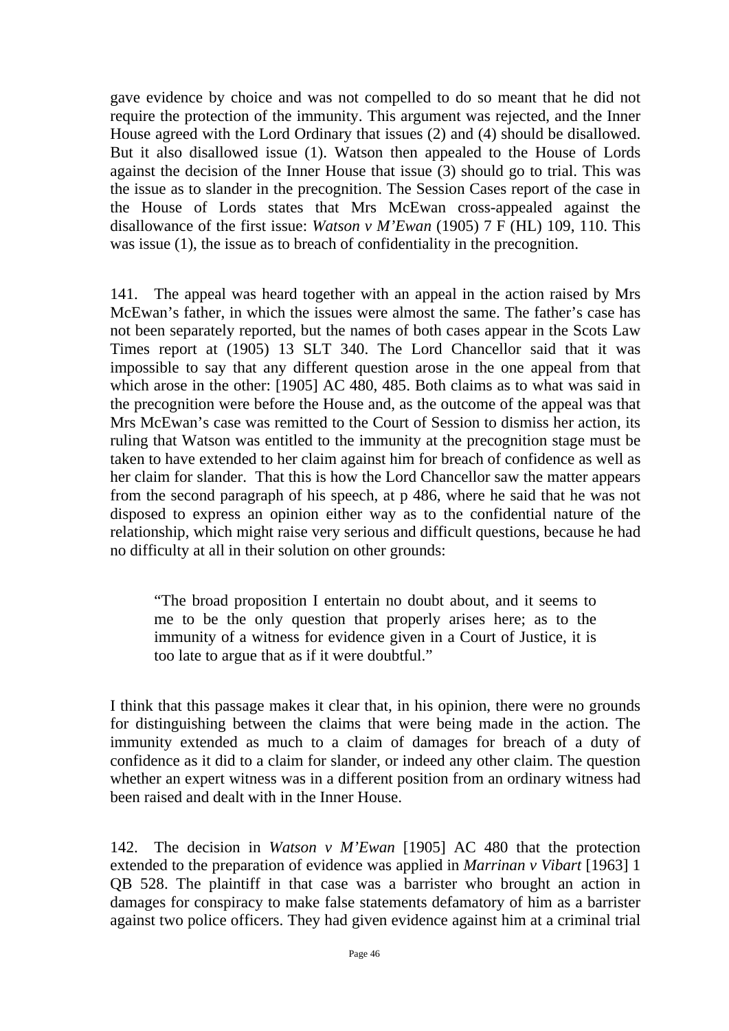gave evidence by choice and was not compelled to do so meant that he did not require the protection of the immunity. This argument was rejected, and the Inner House agreed with the Lord Ordinary that issues (2) and (4) should be disallowed. But it also disallowed issue (1). Watson then appealed to the House of Lords against the decision of the Inner House that issue (3) should go to trial. This was the issue as to slander in the precognition. The Session Cases report of the case in the House of Lords states that Mrs McEwan cross-appealed against the disallowance of the first issue: *Watson v M'Ewan* (1905) 7 F (HL) 109, 110. This was issue (1), the issue as to breach of confidentiality in the precognition.

141. The appeal was heard together with an appeal in the action raised by Mrs McEwan's father, in which the issues were almost the same. The father's case has not been separately reported, but the names of both cases appear in the Scots Law Times report at (1905) 13 SLT 340. The Lord Chancellor said that it was impossible to say that any different question arose in the one appeal from that which arose in the other: [1905] AC 480, 485. Both claims as to what was said in the precognition were before the House and, as the outcome of the appeal was that Mrs McEwan's case was remitted to the Court of Session to dismiss her action, its ruling that Watson was entitled to the immunity at the precognition stage must be taken to have extended to her claim against him for breach of confidence as well as her claim for slander. That this is how the Lord Chancellor saw the matter appears from the second paragraph of his speech, at p 486, where he said that he was not disposed to express an opinion either way as to the confidential nature of the relationship, which might raise very serious and difficult questions, because he had no difficulty at all in their solution on other grounds:

> "The broad proposition I entertain no doubt about, and it seems to me to be the only question that properly arises here; as to the immunity of a witness for evidence given in a Court of Justice, it is too late to argue that as if it were doubtful."

I think that this passage makes it clear that, in his opinion, there were no grounds for distinguishing between the claims that were being made in the action. The immunity extended as much to a claim of damages for breach of a duty of confidence as it did to a claim for slander, or indeed any other claim. The question whether an expert witness was in a different position from an ordinary witness had been raised and dealt with in the Inner House.

142. The decision in *Watson v M'Ewan* [1905] AC 480 that the protection extended to the preparation of evidence was applied in *Marrinan v Vibart* [1963] 1 QB 528. The plaintiff in that case was a barrister who brought an action in damages for conspiracy to make false statements defamatory of him as a barrister against two police officers. They had given evidence against him at a criminal trial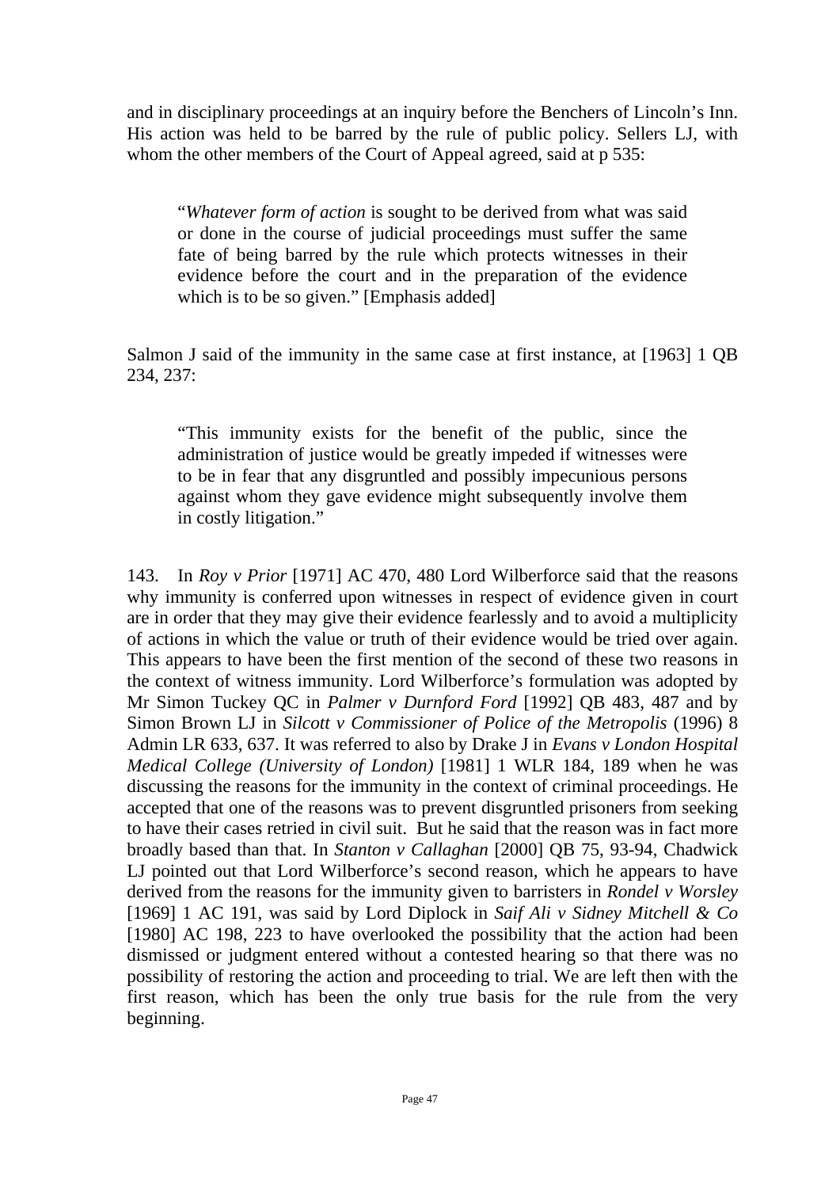and in disciplinary proceedings at an inquiry before the Benchers of Lincoln's Inn. His action was held to be barred by the rule of public policy. Sellers LJ, with whom the other members of the Court of Appeal agreed, said at p 535:

> "*Whatever form of action* is sought to be derived from what was said or done in the course of judicial proceedings must suffer the same fate of being barred by the rule which protects witnesses in their evidence before the court and in the preparation of the evidence which is to be so given." [Emphasis added]

Salmon J said of the immunity in the same case at first instance, at [1963] 1 QB 234, 237:

> "This immunity exists for the benefit of the public, since the administration of justice would be greatly impeded if witnesses were to be in fear that any disgruntled and possibly impecunious persons against whom they gave evidence might subsequently involve them in costly litigation."

143. In *Roy v Prior* [1971] AC 470, 480 Lord Wilberforce said that the reasons why immunity is conferred upon witnesses in respect of evidence given in court are in order that they may give their evidence fearlessly and to avoid a multiplicity of actions in which the value or truth of their evidence would be tried over again. This appears to have been the first mention of the second of these two reasons in the context of witness immunity. Lord Wilberforce's formulation was adopted by Mr Simon Tuckey QC in *Palmer v Durnford Ford* [1992] QB 483, 487 and by Simon Brown LJ in *Silcott v Commissioner of Police of the Metropolis* (1996) 8 Admin LR 633, 637. It was referred to also by Drake J in *Evans v London Hospital Medical College (University of London)* [1981] 1 WLR 184, 189 when he was discussing the reasons for the immunity in the context of criminal proceedings. He accepted that one of the reasons was to prevent disgruntled prisoners from seeking to have their cases retried in civil suit. But he said that the reason was in fact more broadly based than that. In *Stanton v Callaghan* [2000] QB 75, 93-94, Chadwick LJ pointed out that Lord Wilberforce's second reason, which he appears to have derived from the reasons for the immunity given to barristers in *Rondel v Worsley* [1969] 1 AC 191, was said by Lord Diplock in *Saif Ali v Sidney Mitchell & Co* [1980] AC 198, 223 to have overlooked the possibility that the action had been dismissed or judgment entered without a contested hearing so that there was no possibility of restoring the action and proceeding to trial. We are left then with the first reason, which has been the only true basis for the rule from the very beginning.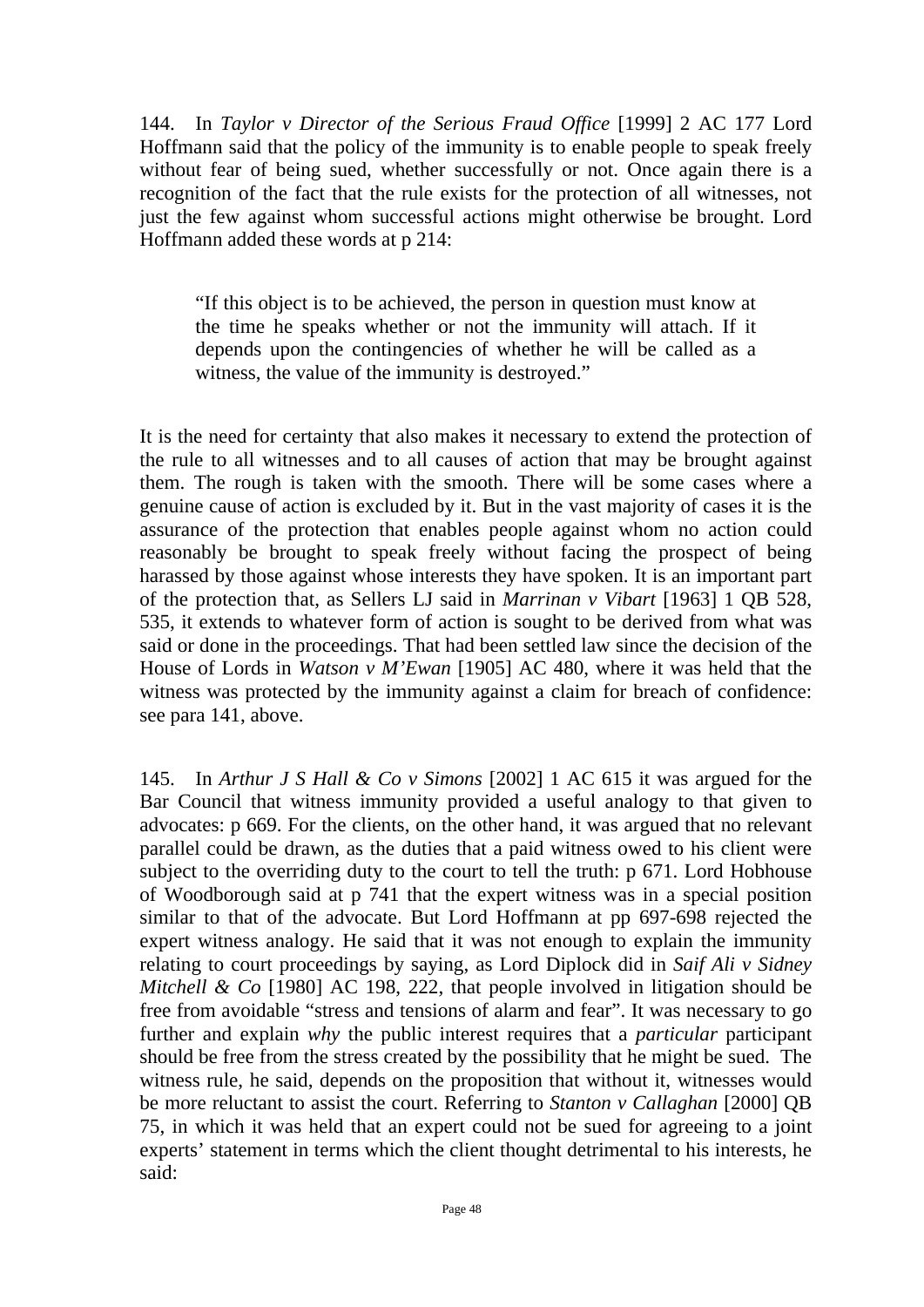144. In *Taylor v Director of the Serious Fraud Office* [1999] 2 AC 177 Lord Hoffmann said that the policy of the immunity is to enable people to speak freely without fear of being sued, whether successfully or not. Once again there is a recognition of the fact that the rule exists for the protection of all witnesses, not just the few against whom successful actions might otherwise be brought. Lord Hoffmann added these words at p 214:

> "If this object is to be achieved, the person in question must know at the time he speaks whether or not the immunity will attach. If it depends upon the contingencies of whether he will be called as a witness, the value of the immunity is destroyed."

It is the need for certainty that also makes it necessary to extend the protection of the rule to all witnesses and to all causes of action that may be brought against them. The rough is taken with the smooth. There will be some cases where a genuine cause of action is excluded by it. But in the vast majority of cases it is the assurance of the protection that enables people against whom no action could reasonably be brought to speak freely without facing the prospect of being harassed by those against whose interests they have spoken. It is an important part of the protection that, as Sellers LJ said in *Marrinan v Vibart* [1963] 1 QB 528, 535, it extends to whatever form of action is sought to be derived from what was said or done in the proceedings. That had been settled law since the decision of the House of Lords in *Watson v M'Ewan* [1905] AC 480, where it was held that the witness was protected by the immunity against a claim for breach of confidence: see para 141, above.

145. In *Arthur J S Hall & Co v Simons* [2002] 1 AC 615 it was argued for the Bar Council that witness immunity provided a useful analogy to that given to advocates: p 669. For the clients, on the other hand, it was argued that no relevant parallel could be drawn, as the duties that a paid witness owed to his client were subject to the overriding duty to the court to tell the truth: p 671. Lord Hobhouse of Woodborough said at p 741 that the expert witness was in a special position similar to that of the advocate. But Lord Hoffmann at pp 697-698 rejected the expert witness analogy. He said that it was not enough to explain the immunity relating to court proceedings by saying, as Lord Diplock did in *Saif Ali v Sidney Mitchell & Co* [1980] AC 198, 222, that people involved in litigation should be free from avoidable "stress and tensions of alarm and fear". It was necessary to go further and explain *why* the public interest requires that a *particular* participant should be free from the stress created by the possibility that he might be sued. The witness rule, he said, depends on the proposition that without it, witnesses would be more reluctant to assist the court. Referring to *Stanton v Callaghan* [2000] QB 75, in which it was held that an expert could not be sued for agreeing to a joint experts' statement in terms which the client thought detrimental to his interests, he said: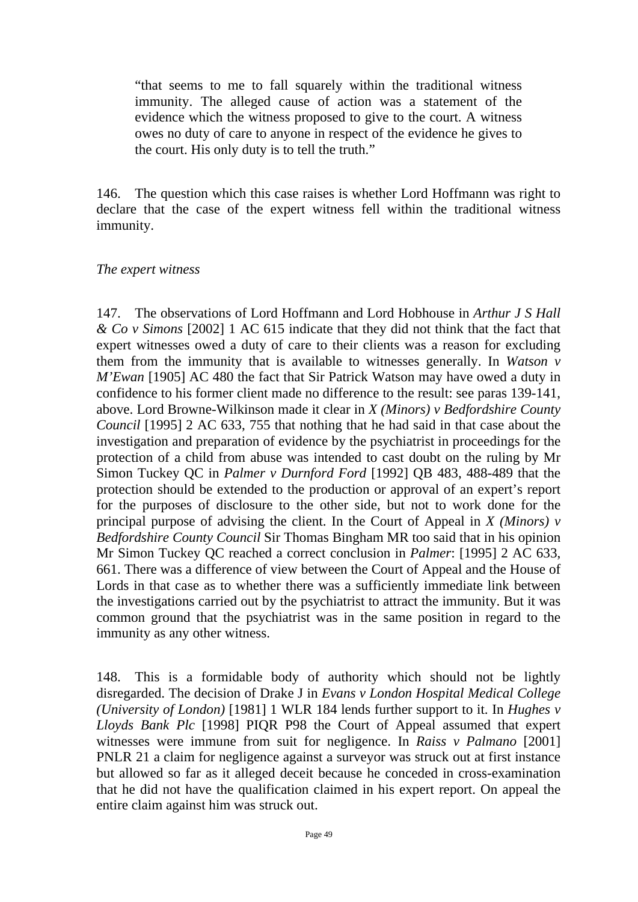> "that seems to me to fall squarely within the traditional witness immunity. The alleged cause of action was a statement of the evidence which the witness proposed to give to the court. A witness owes no duty of care to anyone in respect of the evidence he gives to the court. His only duty is to tell the truth."

146. The question which this case raises is whether Lord Hoffmann was right to declare that the case of the expert witness fell within the traditional witness immunity.

*The expert witness*

147. The observations of Lord Hoffmann and Lord Hobhouse in *Arthur J S Hall & Co v Simons* [2002] 1 AC 615 indicate that they did not think that the fact that expert witnesses owed a duty of care to their clients was a reason for excluding them from the immunity that is available to witnesses generally. In *Watson v M'Ewan* [1905] AC 480 the fact that Sir Patrick Watson may have owed a duty in confidence to his former client made no difference to the result: see paras 139-141, above. Lord Browne-Wilkinson made it clear in *X (Minors) v Bedfordshire County Council* [1995] 2 AC 633, 755 that nothing that he had said in that case about the investigation and preparation of evidence by the psychiatrist in proceedings for the protection of a child from abuse was intended to cast doubt on the ruling by Mr Simon Tuckey QC in *Palmer v Durnford Ford* [1992] QB 483, 488-489 that the protection should be extended to the production or approval of an expert's report for the purposes of disclosure to the other side, but not to work done for the principal purpose of advising the client. In the Court of Appeal in *X (Minors) v Bedfordshire County Council* Sir Thomas Bingham MR too said that in his opinion Mr Simon Tuckey QC reached a correct conclusion in *Palmer*: [1995] 2 AC 633, 661. There was a difference of view between the Court of Appeal and the House of Lords in that case as to whether there was a sufficiently immediate link between the investigations carried out by the psychiatrist to attract the immunity. But it was common ground that the psychiatrist was in the same position in regard to the immunity as any other witness.

148. This is a formidable body of authority which should not be lightly disregarded. The decision of Drake J in *Evans v London Hospital Medical College (University of London)* [1981] 1 WLR 184 lends further support to it. In *Hughes v Lloyds Bank Plc* [1998] PIQR P98 the Court of Appeal assumed that expert witnesses were immune from suit for negligence. In *Raiss v Palmano* [2001] PNLR 21 a claim for negligence against a surveyor was struck out at first instance but allowed so far as it alleged deceit because he conceded in cross-examination that he did not have the qualification claimed in his expert report. On appeal the entire claim against him was struck out.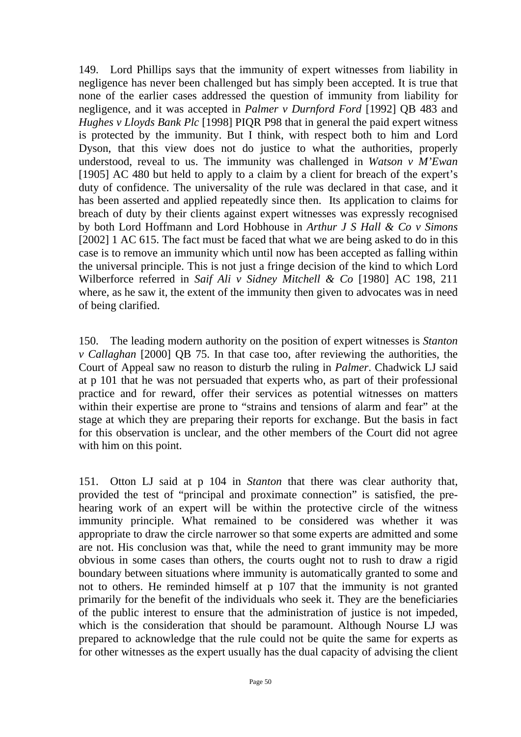149. Lord Phillips says that the immunity of expert witnesses from liability in negligence has never been challenged but has simply been accepted. It is true that none of the earlier cases addressed the question of immunity from liability for negligence, and it was accepted in *Palmer v Durnford Ford* [1992] QB 483 and *Hughes v Lloyds Bank Plc* [1998] PIQR P98 that in general the paid expert witness is protected by the immunity. But I think, with respect both to him and Lord Dyson, that this view does not do justice to what the authorities, properly understood, reveal to us. The immunity was challenged in *Watson v M'Ewan* [1905] AC 480 but held to apply to a claim by a client for breach of the expert's duty of confidence. The universality of the rule was declared in that case, and it has been asserted and applied repeatedly since then. Its application to claims for breach of duty by their clients against expert witnesses was expressly recognised by both Lord Hoffmann and Lord Hobhouse in *Arthur J S Hall & Co v Simons* [2002] 1 AC 615. The fact must be faced that what we are being asked to do in this case is to remove an immunity which until now has been accepted as falling within the universal principle. This is not just a fringe decision of the kind to which Lord Wilberforce referred in *Saif Ali v Sidney Mitchell & Co* [1980] AC 198, 211 where, as he saw it, the extent of the immunity then given to advocates was in need of being clarified.

150. The leading modern authority on the position of expert witnesses is *Stanton v Callaghan* [2000] QB 75. In that case too, after reviewing the authorities, the Court of Appeal saw no reason to disturb the ruling in *Palmer*. Chadwick LJ said at p 101 that he was not persuaded that experts who, as part of their professional practice and for reward, offer their services as potential witnesses on matters within their expertise are prone to "strains and tensions of alarm and fear" at the stage at which they are preparing their reports for exchange. But the basis in fact for this observation is unclear, and the other members of the Court did not agree with him on this point.

151. Otton LJ said at p 104 in *Stanton* that there was clear authority that, provided the test of "principal and proximate connection" is satisfied, the pre-hearing work of an expert will be within the protective circle of the witness immunity principle. What remained to be considered was whether it was appropriate to draw the circle narrower so that some experts are admitted and some are not. His conclusion was that, while the need to grant immunity may be more obvious in some cases than others, the courts ought not to rush to draw a rigid boundary between situations where immunity is automatically granted to some and not to others. He reminded himself at p 107 that the immunity is not granted primarily for the benefit of the individuals who seek it. They are the beneficiaries of the public interest to ensure that the administration of justice is not impeded, which is the consideration that should be paramount. Although Nourse LJ was prepared to acknowledge that the rule could not be quite the same for experts as for other witnesses as the expert usually has the dual capacity of advising the client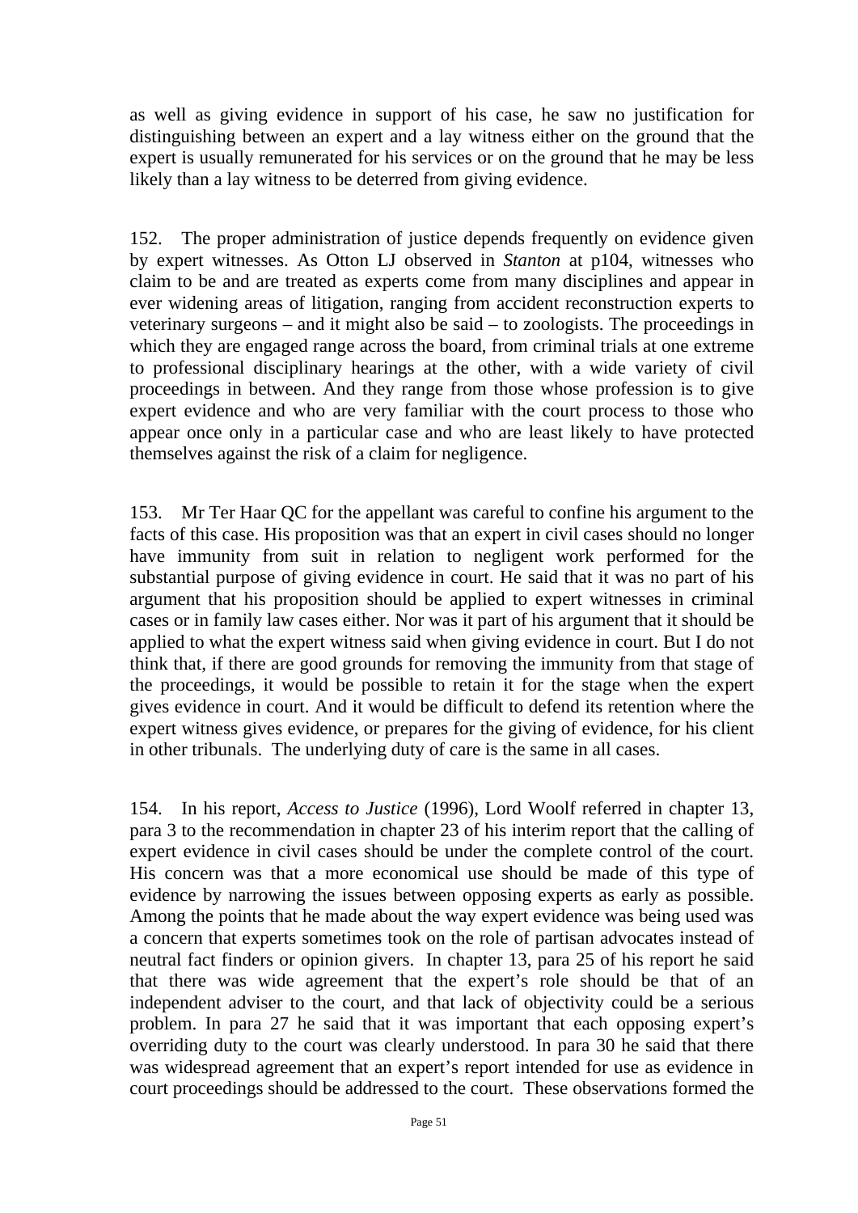as well as giving evidence in support of his case, he saw no justification for distinguishing between an expert and a lay witness either on the ground that the expert is usually remunerated for his services or on the ground that he may be less likely than a lay witness to be deterred from giving evidence.

152. The proper administration of justice depends frequently on evidence given by expert witnesses. As Otton LJ observed in *Stanton* at p104, witnesses who claim to be and are treated as experts come from many disciplines and appear in ever widening areas of litigation, ranging from accident reconstruction experts to veterinary surgeons – and it might also be said – to zoologists. The proceedings in which they are engaged range across the board, from criminal trials at one extreme to professional disciplinary hearings at the other, with a wide variety of civil proceedings in between. And they range from those whose profession is to give expert evidence and who are very familiar with the court process to those who appear once only in a particular case and who are least likely to have protected themselves against the risk of a claim for negligence.

153. Mr Ter Haar QC for the appellant was careful to confine his argument to the facts of this case. His proposition was that an expert in civil cases should no longer have immunity from suit in relation to negligent work performed for the substantial purpose of giving evidence in court. He said that it was no part of his argument that his proposition should be applied to expert witnesses in criminal cases or in family law cases either. Nor was it part of his argument that it should be applied to what the expert witness said when giving evidence in court. But I do not think that, if there are good grounds for removing the immunity from that stage of the proceedings, it would be possible to retain it for the stage when the expert gives evidence in court. And it would be difficult to defend its retention where the expert witness gives evidence, or prepares for the giving of evidence, for his client in other tribunals. The underlying duty of care is the same in all cases.

154. In his report, *Access to Justice* (1996), Lord Woolf referred in chapter 13, para 3 to the recommendation in chapter 23 of his interim report that the calling of expert evidence in civil cases should be under the complete control of the court. His concern was that a more economical use should be made of this type of evidence by narrowing the issues between opposing experts as early as possible. Among the points that he made about the way expert evidence was being used was a concern that experts sometimes took on the role of partisan advocates instead of neutral fact finders or opinion givers. In chapter 13, para 25 of his report he said that there was wide agreement that the expert's role should be that of an independent adviser to the court, and that lack of objectivity could be a serious problem. In para 27 he said that it was important that each opposing expert's overriding duty to the court was clearly understood. In para 30 he said that there was widespread agreement that an expert's report intended for use as evidence in court proceedings should be addressed to the court. These observations formed the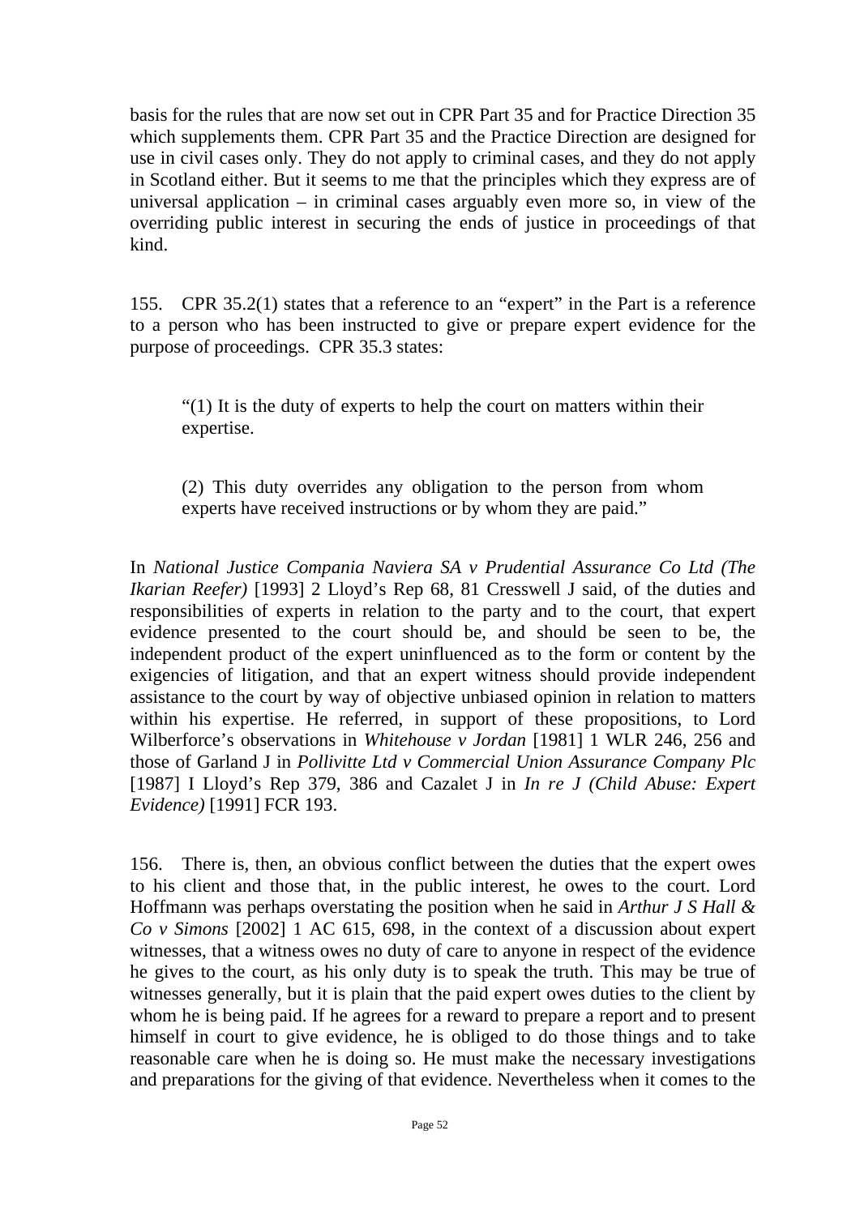basis for the rules that are now set out in CPR Part 35 and for Practice Direction 35 which supplements them. CPR Part 35 and the Practice Direction are designed for use in civil cases only. They do not apply to criminal cases, and they do not apply in Scotland either. But it seems to me that the principles which they express are of universal application – in criminal cases arguably even more so, in view of the overriding public interest in securing the ends of justice in proceedings of that kind.

155. CPR 35.2(1) states that a reference to an "expert" in the Part is a reference to a person who has been instructed to give or prepare expert evidence for the purpose of proceedings. CPR 35.3 states:

> "(1) It is the duty of experts to help the court on matters within their expertise.
>
> (2) This duty overrides any obligation to the person from whom experts have received instructions or by whom they are paid."

In *National Justice Compania Naviera SA v Prudential Assurance Co Ltd (The Ikarian Reefer)* [1993] 2 Lloyd's Rep 68, 81 Cresswell J said, of the duties and responsibilities of experts in relation to the party and to the court, that expert evidence presented to the court should be, and should be seen to be, the independent product of the expert uninfluenced as to the form or content by the exigencies of litigation, and that an expert witness should provide independent assistance to the court by way of objective unbiased opinion in relation to matters within his expertise. He referred, in support of these propositions, to Lord Wilberforce's observations in *Whitehouse v Jordan* [1981] 1 WLR 246, 256 and those of Garland J in *Pollivitte Ltd v Commercial Union Assurance Company Plc* [1987] I Lloyd's Rep 379, 386 and Cazalet J in *In re J (Child Abuse: Expert Evidence)* [1991] FCR 193.

156. There is, then, an obvious conflict between the duties that the expert owes to his client and those that, in the public interest, he owes to the court. Lord Hoffmann was perhaps overstating the position when he said in *Arthur J S Hall & Co v Simons* [2002] 1 AC 615, 698, in the context of a discussion about expert witnesses, that a witness owes no duty of care to anyone in respect of the evidence he gives to the court, as his only duty is to speak the truth. This may be true of witnesses generally, but it is plain that the paid expert owes duties to the client by whom he is being paid. If he agrees for a reward to prepare a report and to present himself in court to give evidence, he is obliged to do those things and to take reasonable care when he is doing so. He must make the necessary investigations and preparations for the giving of that evidence. Nevertheless when it comes to the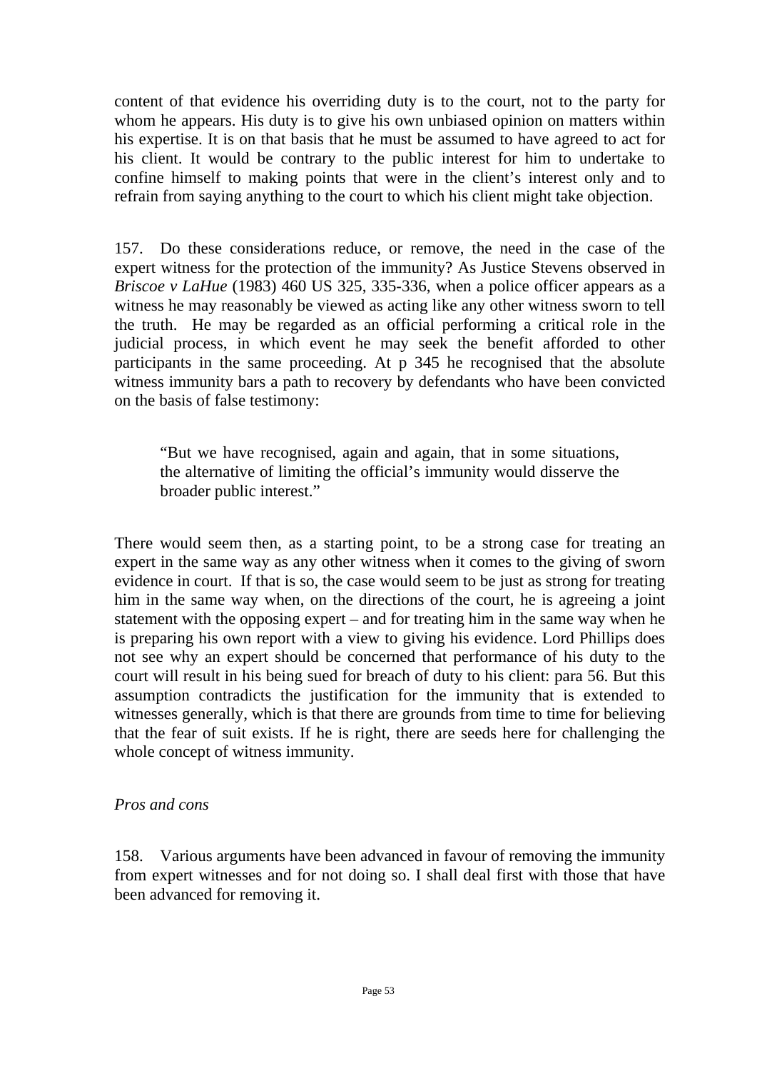content of that evidence his overriding duty is to the court, not to the party for whom he appears. His duty is to give his own unbiased opinion on matters within his expertise. It is on that basis that he must be assumed to have agreed to act for his client. It would be contrary to the public interest for him to undertake to confine himself to making points that were in the client's interest only and to refrain from saying anything to the court to which his client might take objection.

157. Do these considerations reduce, or remove, the need in the case of the expert witness for the protection of the immunity? As Justice Stevens observed in *Briscoe v LaHue* (1983) 460 US 325, 335-336, when a police officer appears as a witness he may reasonably be viewed as acting like any other witness sworn to tell the truth. He may be regarded as an official performing a critical role in the judicial process, in which event he may seek the benefit afforded to other participants in the same proceeding. At p 345 he recognised that the absolute witness immunity bars a path to recovery by defendants who have been convicted on the basis of false testimony:

> "But we have recognised, again and again, that in some situations, the alternative of limiting the official's immunity would disserve the broader public interest."

There would seem then, as a starting point, to be a strong case for treating an expert in the same way as any other witness when it comes to the giving of sworn evidence in court. If that is so, the case would seem to be just as strong for treating him in the same way when, on the directions of the court, he is agreeing a joint statement with the opposing expert – and for treating him in the same way when he is preparing his own report with a view to giving his evidence. Lord Phillips does not see why an expert should be concerned that performance of his duty to the court will result in his being sued for breach of duty to his client: para 56. But this assumption contradicts the justification for the immunity that is extended to witnesses generally, which is that there are grounds from time to time for believing that the fear of suit exists. If he is right, there are seeds here for challenging the whole concept of witness immunity.

*Pros and cons*

158. Various arguments have been advanced in favour of removing the immunity from expert witnesses and for not doing so. I shall deal first with those that have been advanced for removing it.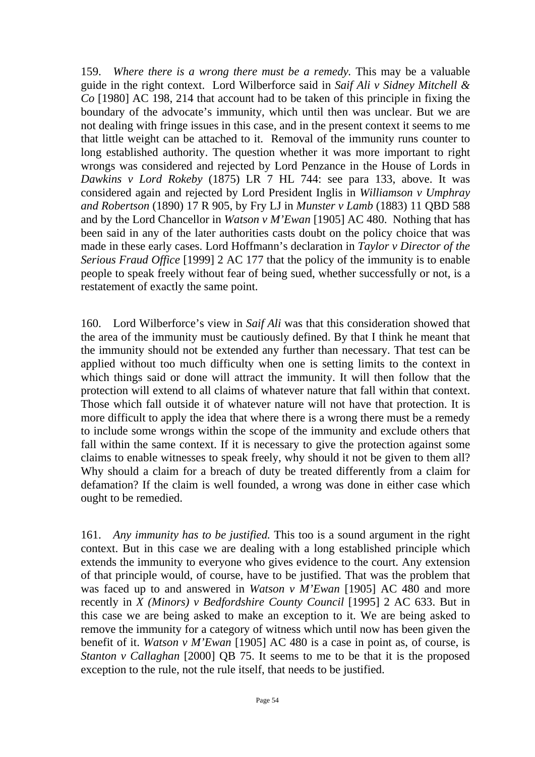159. *Where there is a wrong there must be a remedy.* This may be a valuable guide in the right context. Lord Wilberforce said in *Saif Ali v Sidney Mitchell & Co* [1980] AC 198, 214 that account had to be taken of this principle in fixing the boundary of the advocate's immunity, which until then was unclear. But we are not dealing with fringe issues in this case, and in the present context it seems to me that little weight can be attached to it. Removal of the immunity runs counter to long established authority. The question whether it was more important to right wrongs was considered and rejected by Lord Penzance in the House of Lords in *Dawkins v Lord Rokeby* (1875) LR 7 HL 744: see para 133, above. It was considered again and rejected by Lord President Inglis in *Williamson v Umphray and Robertson* (1890) 17 R 905, by Fry LJ in *Munster v Lamb* (1883) 11 QBD 588 and by the Lord Chancellor in *Watson v M'Ewan* [1905] AC 480. Nothing that has been said in any of the later authorities casts doubt on the policy choice that was made in these early cases. Lord Hoffmann's declaration in *Taylor v Director of the Serious Fraud Office* [1999] 2 AC 177 that the policy of the immunity is to enable people to speak freely without fear of being sued, whether successfully or not, is a restatement of exactly the same point.

160. Lord Wilberforce's view in *Saif Ali* was that this consideration showed that the area of the immunity must be cautiously defined. By that I think he meant that the immunity should not be extended any further than necessary. That test can be applied without too much difficulty when one is setting limits to the context in which things said or done will attract the immunity. It will then follow that the protection will extend to all claims of whatever nature that fall within that context. Those which fall outside it of whatever nature will not have that protection. It is more difficult to apply the idea that where there is a wrong there must be a remedy to include some wrongs within the scope of the immunity and exclude others that fall within the same context. If it is necessary to give the protection against some claims to enable witnesses to speak freely, why should it not be given to them all? Why should a claim for a breach of duty be treated differently from a claim for defamation? If the claim is well founded, a wrong was done in either case which ought to be remedied.

161. *Any immunity has to be justified.* This too is a sound argument in the right context. But in this case we are dealing with a long established principle which extends the immunity to everyone who gives evidence to the court. Any extension of that principle would, of course, have to be justified. That was the problem that was faced up to and answered in *Watson v M'Ewan* [1905] AC 480 and more recently in *X (Minors) v Bedfordshire County Council* [1995] 2 AC 633. But in this case we are being asked to make an exception to it. We are being asked to remove the immunity for a category of witness which until now has been given the benefit of it. *Watson v M'Ewan* [1905] AC 480 is a case in point as, of course, is *Stanton v Callaghan* [2000] QB 75. It seems to me to be that it is the proposed exception to the rule, not the rule itself, that needs to be justified.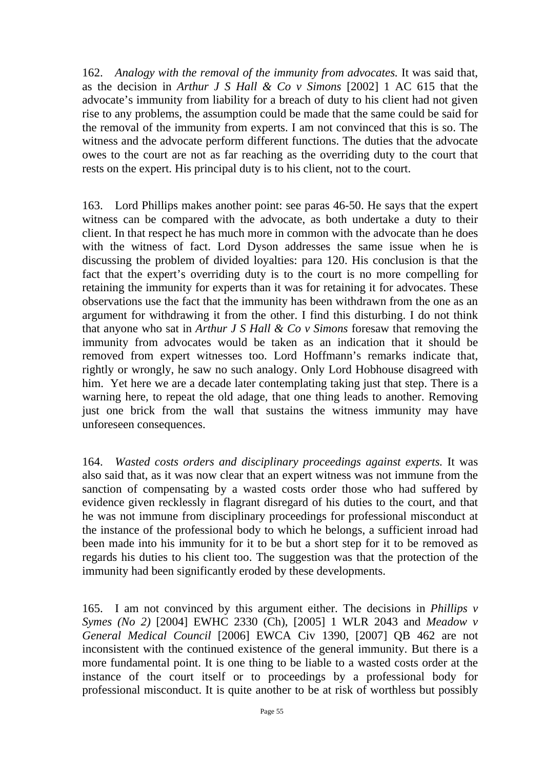162. *Analogy with the removal of the immunity from advocates.* It was said that, as the decision in *Arthur J S Hall & Co v Simons* [2002] 1 AC 615 that the advocate's immunity from liability for a breach of duty to his client had not given rise to any problems, the assumption could be made that the same could be said for the removal of the immunity from experts. I am not convinced that this is so. The witness and the advocate perform different functions. The duties that the advocate owes to the court are not as far reaching as the overriding duty to the court that rests on the expert. His principal duty is to his client, not to the court.

163. Lord Phillips makes another point: see paras 46-50. He says that the expert witness can be compared with the advocate, as both undertake a duty to their client. In that respect he has much more in common with the advocate than he does with the witness of fact. Lord Dyson addresses the same issue when he is discussing the problem of divided loyalties: para 120. His conclusion is that the fact that the expert's overriding duty is to the court is no more compelling for retaining the immunity for experts than it was for retaining it for advocates. These observations use the fact that the immunity has been withdrawn from the one as an argument for withdrawing it from the other. I find this disturbing. I do not think that anyone who sat in *Arthur J S Hall & Co v Simons* foresaw that removing the immunity from advocates would be taken as an indication that it should be removed from expert witnesses too. Lord Hoffmann's remarks indicate that, rightly or wrongly, he saw no such analogy. Only Lord Hobhouse disagreed with him. Yet here we are a decade later contemplating taking just that step. There is a warning here, to repeat the old adage, that one thing leads to another. Removing just one brick from the wall that sustains the witness immunity may have unforeseen consequences.

164. *Wasted costs orders and disciplinary proceedings against experts.* It was also said that, as it was now clear that an expert witness was not immune from the sanction of compensating by a wasted costs order those who had suffered by evidence given recklessly in flagrant disregard of his duties to the court, and that he was not immune from disciplinary proceedings for professional misconduct at the instance of the professional body to which he belongs, a sufficient inroad had been made into his immunity for it to be but a short step for it to be removed as regards his duties to his client too. The suggestion was that the protection of the immunity had been significantly eroded by these developments.

165. I am not convinced by this argument either. The decisions in *Phillips v Symes (No 2)* [2004] EWHC 2330 (Ch), [2005] 1 WLR 2043 and *Meadow v General Medical Council* [2006] EWCA Civ 1390, [2007] QB 462 are not inconsistent with the continued existence of the general immunity. But there is a more fundamental point. It is one thing to be liable to a wasted costs order at the instance of the court itself or to proceedings by a professional body for professional misconduct. It is quite another to be at risk of worthless but possibly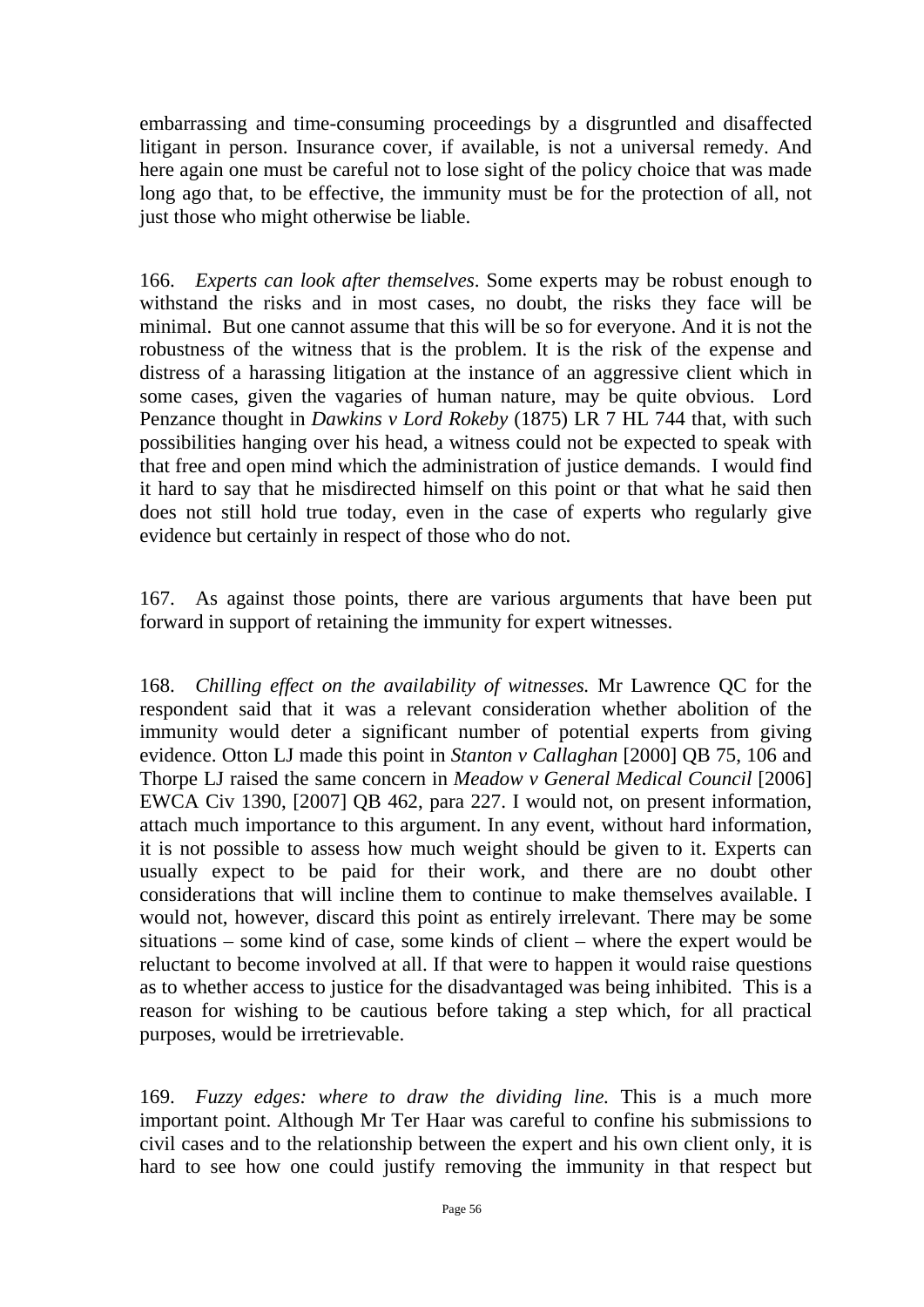embarrassing and time-consuming proceedings by a disgruntled and disaffected litigant in person. Insurance cover, if available, is not a universal remedy. And here again one must be careful not to lose sight of the policy choice that was made long ago that, to be effective, the immunity must be for the protection of all, not just those who might otherwise be liable.

166. *Experts can look after themselves*. Some experts may be robust enough to withstand the risks and in most cases, no doubt, the risks they face will be minimal. But one cannot assume that this will be so for everyone. And it is not the robustness of the witness that is the problem. It is the risk of the expense and distress of a harassing litigation at the instance of an aggressive client which in some cases, given the vagaries of human nature, may be quite obvious. Lord Penzance thought in *Dawkins v Lord Rokeby* (1875) LR 7 HL 744 that, with such possibilities hanging over his head, a witness could not be expected to speak with that free and open mind which the administration of justice demands. I would find it hard to say that he misdirected himself on this point or that what he said then does not still hold true today, even in the case of experts who regularly give evidence but certainly in respect of those who do not.

167. As against those points, there are various arguments that have been put forward in support of retaining the immunity for expert witnesses.

168. *Chilling effect on the availability of witnesses.* Mr Lawrence QC for the respondent said that it was a relevant consideration whether abolition of the immunity would deter a significant number of potential experts from giving evidence. Otton LJ made this point in *Stanton v Callaghan* [2000] QB 75, 106 and Thorpe LJ raised the same concern in *Meadow v General Medical Council* [2006] EWCA Civ 1390, [2007] QB 462, para 227. I would not, on present information, attach much importance to this argument. In any event, without hard information, it is not possible to assess how much weight should be given to it. Experts can usually expect to be paid for their work, and there are no doubt other considerations that will incline them to continue to make themselves available. I would not, however, discard this point as entirely irrelevant. There may be some situations – some kind of case, some kinds of client – where the expert would be reluctant to become involved at all. If that were to happen it would raise questions as to whether access to justice for the disadvantaged was being inhibited. This is a reason for wishing to be cautious before taking a step which, for all practical purposes, would be irretrievable.

169. *Fuzzy edges: where to draw the dividing line.* This is a much more important point. Although Mr Ter Haar was careful to confine his submissions to civil cases and to the relationship between the expert and his own client only, it is hard to see how one could justify removing the immunity in that respect but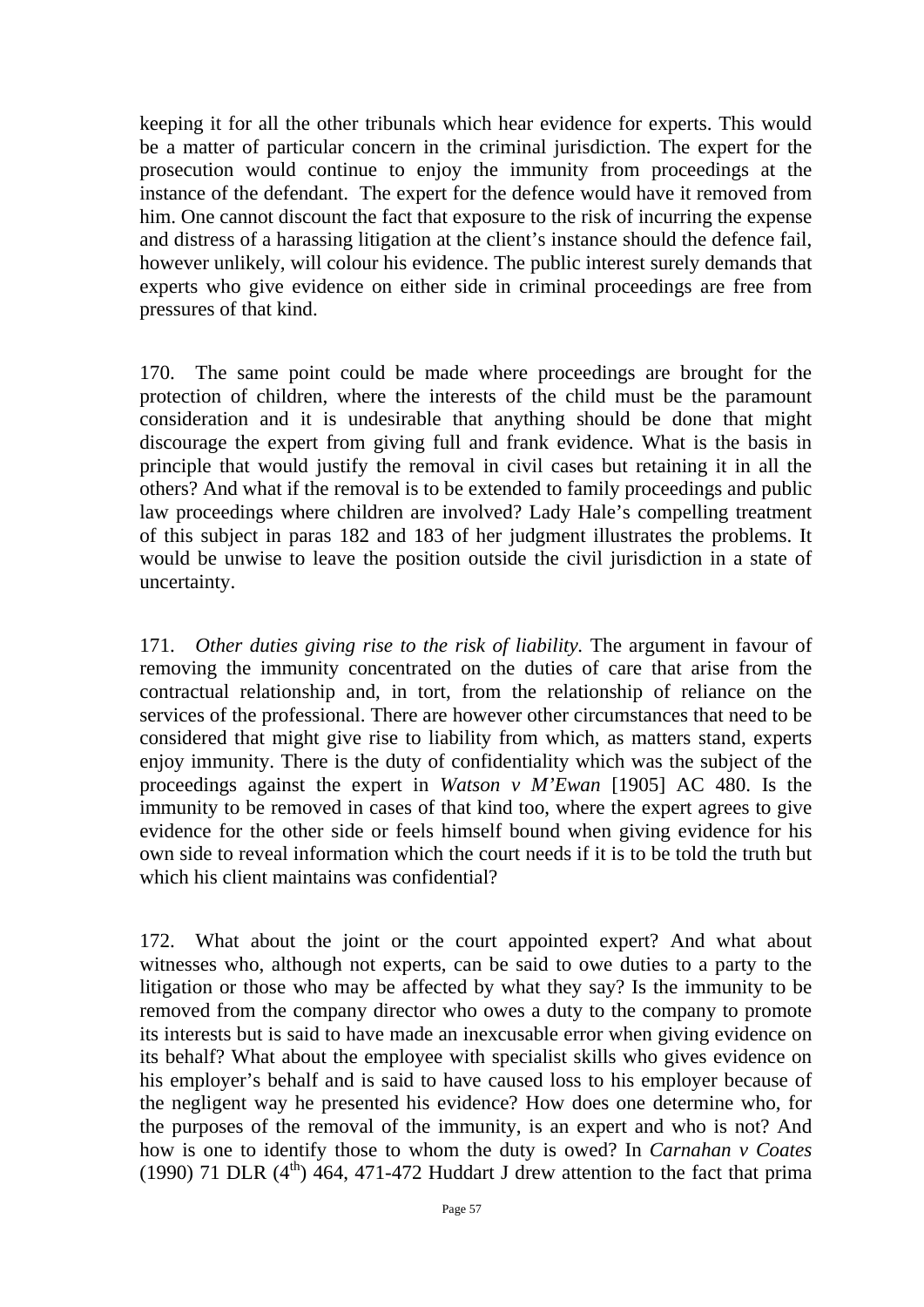keeping it for all the other tribunals which hear evidence for experts. This would be a matter of particular concern in the criminal jurisdiction. The expert for the prosecution would continue to enjoy the immunity from proceedings at the instance of the defendant. The expert for the defence would have it removed from him. One cannot discount the fact that exposure to the risk of incurring the expense and distress of a harassing litigation at the client's instance should the defence fail, however unlikely, will colour his evidence. The public interest surely demands that experts who give evidence on either side in criminal proceedings are free from pressures of that kind.

170. The same point could be made where proceedings are brought for the protection of children, where the interests of the child must be the paramount consideration and it is undesirable that anything should be done that might discourage the expert from giving full and frank evidence. What is the basis in principle that would justify the removal in civil cases but retaining it in all the others? And what if the removal is to be extended to family proceedings and public law proceedings where children are involved? Lady Hale's compelling treatment of this subject in paras 182 and 183 of her judgment illustrates the problems. It would be unwise to leave the position outside the civil jurisdiction in a state of uncertainty.

171. *Other duties giving rise to the risk of liability.* The argument in favour of removing the immunity concentrated on the duties of care that arise from the contractual relationship and, in tort, from the relationship of reliance on the services of the professional. There are however other circumstances that need to be considered that might give rise to liability from which, as matters stand, experts enjoy immunity. There is the duty of confidentiality which was the subject of the proceedings against the expert in *Watson v M'Ewan* [1905] AC 480. Is the immunity to be removed in cases of that kind too, where the expert agrees to give evidence for the other side or feels himself bound when giving evidence for his own side to reveal information which the court needs if it is to be told the truth but which his client maintains was confidential?

172. What about the joint or the court appointed expert? And what about witnesses who, although not experts, can be said to owe duties to a party to the litigation or those who may be affected by what they say? Is the immunity to be removed from the company director who owes a duty to the company to promote its interests but is said to have made an inexcusable error when giving evidence on its behalf? What about the employee with specialist skills who gives evidence on his employer's behalf and is said to have caused loss to his employer because of the negligent way he presented his evidence? How does one determine who, for the purposes of the removal of the immunity, is an expert and who is not? And how is one to identify those to whom the duty is owed? In *Carnahan v Coates* (1990) 71 DLR (4th) 464, 471-472 Huddart J drew attention to the fact that prima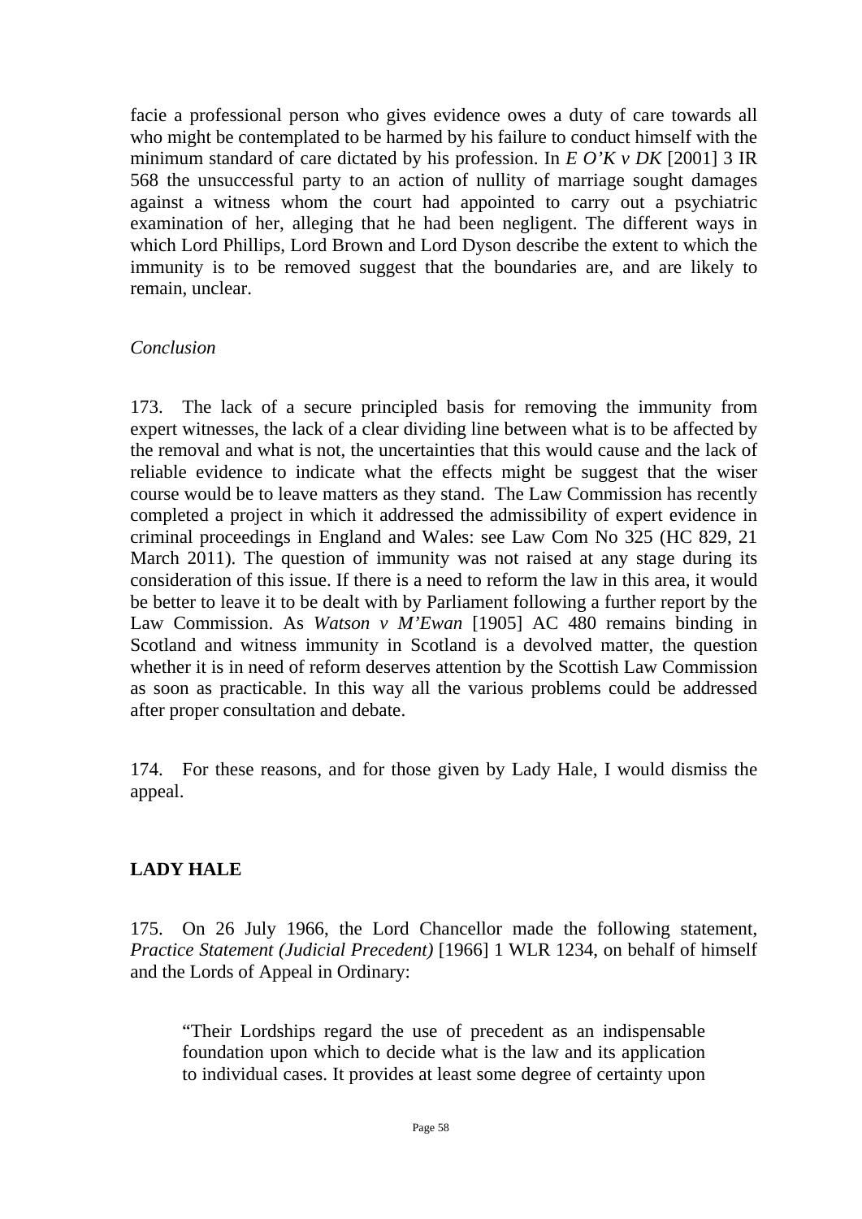facie a professional person who gives evidence owes a duty of care towards all who might be contemplated to be harmed by his failure to conduct himself with the minimum standard of care dictated by his profession. In *E O'K v DK* [2001] 3 IR 568 the unsuccessful party to an action of nullity of marriage sought damages against a witness whom the court had appointed to carry out a psychiatric examination of her, alleging that he had been negligent. The different ways in which Lord Phillips, Lord Brown and Lord Dyson describe the extent to which the immunity is to be removed suggest that the boundaries are, and are likely to remain, unclear.

*Conclusion*

173. The lack of a secure principled basis for removing the immunity from expert witnesses, the lack of a clear dividing line between what is to be affected by the removal and what is not, the uncertainties that this would cause and the lack of reliable evidence to indicate what the effects might be suggest that the wiser course would be to leave matters as they stand. The Law Commission has recently completed a project in which it addressed the admissibility of expert evidence in criminal proceedings in England and Wales: see Law Com No 325 (HC 829, 21 March 2011). The question of immunity was not raised at any stage during its consideration of this issue. If there is a need to reform the law in this area, it would be better to leave it to be dealt with by Parliament following a further report by the Law Commission. As *Watson v M'Ewan* [1905] AC 480 remains binding in Scotland and witness immunity in Scotland is a devolved matter, the question whether it is in need of reform deserves attention by the Scottish Law Commission as soon as practicable. In this way all the various problems could be addressed after proper consultation and debate.

174. For these reasons, and for those given by Lady Hale, I would dismiss the appeal.

**LADY HALE**

175. On 26 July 1966, the Lord Chancellor made the following statement, *Practice Statement (Judicial Precedent)* [1966] 1 WLR 1234, on behalf of himself and the Lords of Appeal in Ordinary:

> "Their Lordships regard the use of precedent as an indispensable foundation upon which to decide what is the law and its application to individual cases. It provides at least some degree of certainty upon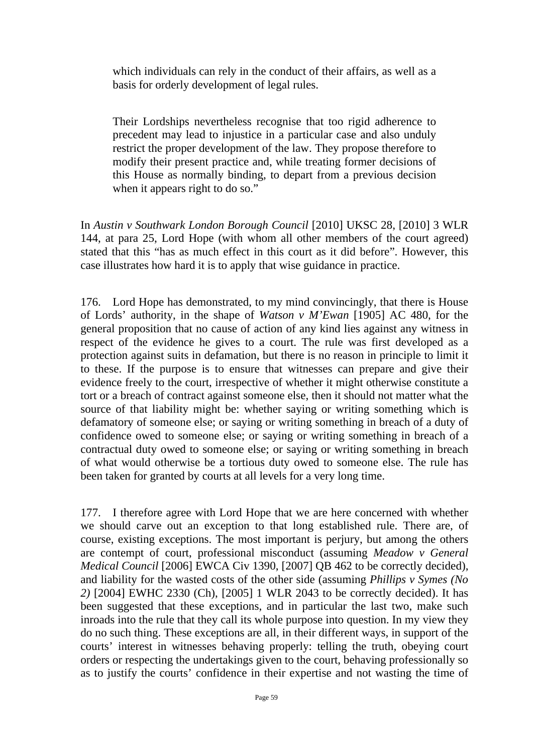> which individuals can rely in the conduct of their affairs, as well as a basis for orderly development of legal rules.
>
> Their Lordships nevertheless recognise that too rigid adherence to precedent may lead to injustice in a particular case and also unduly restrict the proper development of the law. They propose therefore to modify their present practice and, while treating former decisions of this House as normally binding, to depart from a previous decision when it appears right to do so."

In *Austin v Southwark London Borough Council* [2010] UKSC 28, [2010] 3 WLR 144, at para 25, Lord Hope (with whom all other members of the court agreed) stated that this "has as much effect in this court as it did before". However, this case illustrates how hard it is to apply that wise guidance in practice.

176. Lord Hope has demonstrated, to my mind convincingly, that there is House of Lords' authority, in the shape of *Watson v M'Ewan* [1905] AC 480, for the general proposition that no cause of action of any kind lies against any witness in respect of the evidence he gives to a court. The rule was first developed as a protection against suits in defamation, but there is no reason in principle to limit it to these. If the purpose is to ensure that witnesses can prepare and give their evidence freely to the court, irrespective of whether it might otherwise constitute a tort or a breach of contract against someone else, then it should not matter what the source of that liability might be: whether saying or writing something which is defamatory of someone else; or saying or writing something in breach of a duty of confidence owed to someone else; or saying or writing something in breach of a contractual duty owed to someone else; or saying or writing something in breach of what would otherwise be a tortious duty owed to someone else. The rule has been taken for granted by courts at all levels for a very long time.

177. I therefore agree with Lord Hope that we are here concerned with whether we should carve out an exception to that long established rule. There are, of course, existing exceptions. The most important is perjury, but among the others are contempt of court, professional misconduct (assuming *Meadow v General Medical Council* [2006] EWCA Civ 1390, [2007] QB 462 to be correctly decided), and liability for the wasted costs of the other side (assuming *Phillips v Symes (No 2)* [2004] EWHC 2330 (Ch), [2005] 1 WLR 2043 to be correctly decided). It has been suggested that these exceptions, and in particular the last two, make such inroads into the rule that they call its whole purpose into question. In my view they do no such thing. These exceptions are all, in their different ways, in support of the courts' interest in witnesses behaving properly: telling the truth, obeying court orders or respecting the undertakings given to the court, behaving professionally so as to justify the courts' confidence in their expertise and not wasting the time of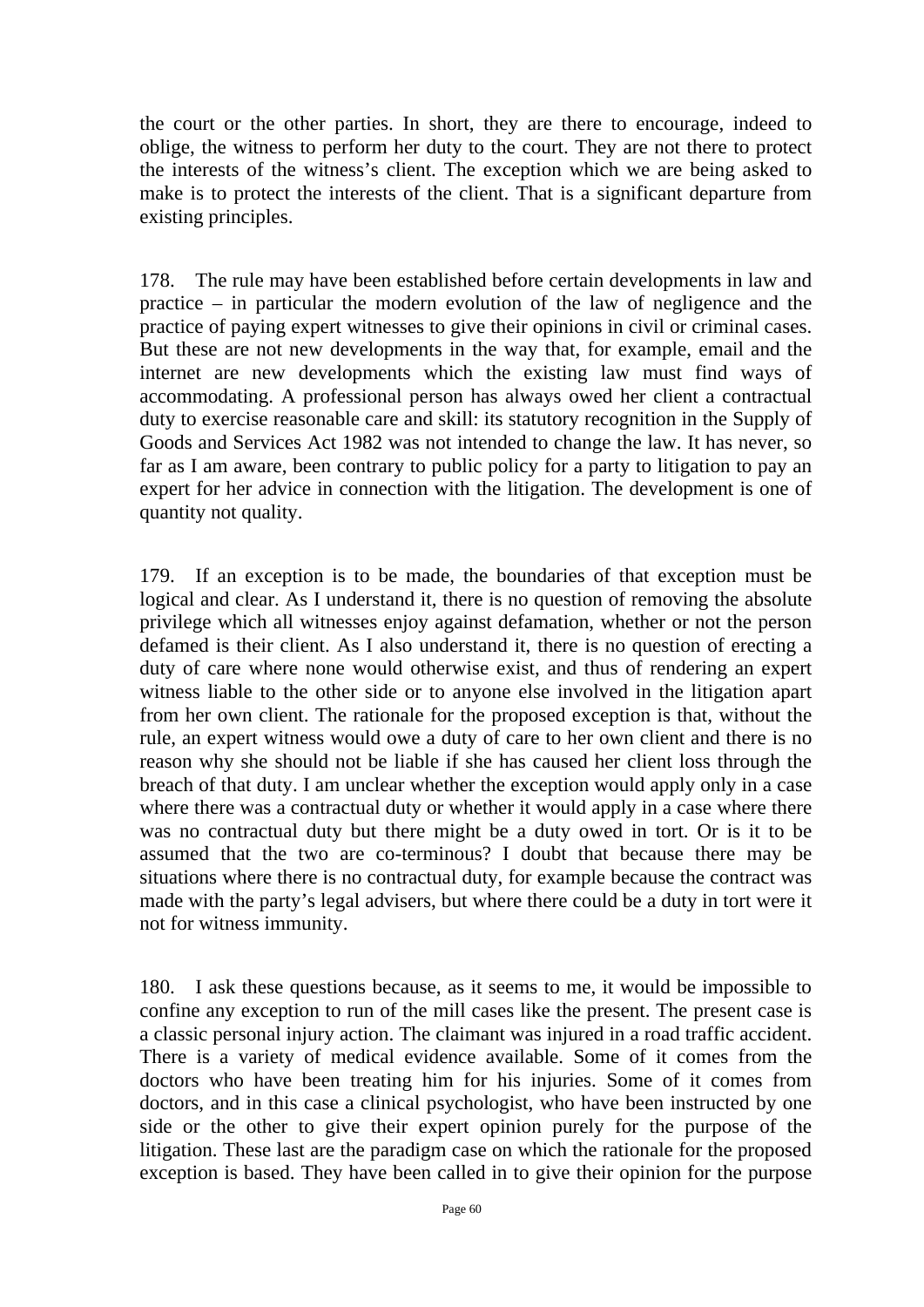the court or the other parties. In short, they are there to encourage, indeed to oblige, the witness to perform her duty to the court. They are not there to protect the interests of the witness's client. The exception which we are being asked to make is to protect the interests of the client. That is a significant departure from existing principles.

178. The rule may have been established before certain developments in law and practice – in particular the modern evolution of the law of negligence and the practice of paying expert witnesses to give their opinions in civil or criminal cases. But these are not new developments in the way that, for example, email and the internet are new developments which the existing law must find ways of accommodating. A professional person has always owed her client a contractual duty to exercise reasonable care and skill: its statutory recognition in the Supply of Goods and Services Act 1982 was not intended to change the law. It has never, so far as I am aware, been contrary to public policy for a party to litigation to pay an expert for her advice in connection with the litigation. The development is one of quantity not quality.

179. If an exception is to be made, the boundaries of that exception must be logical and clear. As I understand it, there is no question of removing the absolute privilege which all witnesses enjoy against defamation, whether or not the person defamed is their client. As I also understand it, there is no question of erecting a duty of care where none would otherwise exist, and thus of rendering an expert witness liable to the other side or to anyone else involved in the litigation apart from her own client. The rationale for the proposed exception is that, without the rule, an expert witness would owe a duty of care to her own client and there is no reason why she should not be liable if she has caused her client loss through the breach of that duty. I am unclear whether the exception would apply only in a case where there was a contractual duty or whether it would apply in a case where there was no contractual duty but there might be a duty owed in tort. Or is it to be assumed that the two are co-terminous? I doubt that because there may be situations where there is no contractual duty, for example because the contract was made with the party's legal advisers, but where there could be a duty in tort were it not for witness immunity.

180. I ask these questions because, as it seems to me, it would be impossible to confine any exception to run of the mill cases like the present. The present case is a classic personal injury action. The claimant was injured in a road traffic accident. There is a variety of medical evidence available. Some of it comes from the doctors who have been treating him for his injuries. Some of it comes from doctors, and in this case a clinical psychologist, who have been instructed by one side or the other to give their expert opinion purely for the purpose of the litigation. These last are the paradigm case on which the rationale for the proposed exception is based. They have been called in to give their opinion for the purpose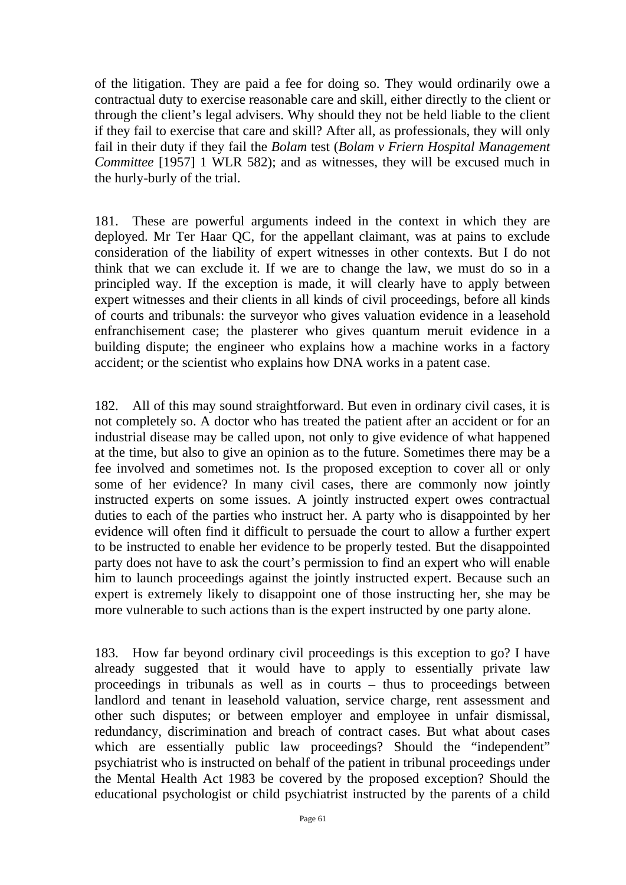of the litigation. They are paid a fee for doing so. They would ordinarily owe a contractual duty to exercise reasonable care and skill, either directly to the client or through the client's legal advisers. Why should they not be held liable to the client if they fail to exercise that care and skill? After all, as professionals, they will only fail in their duty if they fail the *Bolam* test (*Bolam v Friern Hospital Management Committee* [1957] 1 WLR 582); and as witnesses, they will be excused much in the hurly-burly of the trial.

181. These are powerful arguments indeed in the context in which they are deployed. Mr Ter Haar QC, for the appellant claimant, was at pains to exclude consideration of the liability of expert witnesses in other contexts. But I do not think that we can exclude it. If we are to change the law, we must do so in a principled way. If the exception is made, it will clearly have to apply between expert witnesses and their clients in all kinds of civil proceedings, before all kinds of courts and tribunals: the surveyor who gives valuation evidence in a leasehold enfranchisement case; the plasterer who gives quantum meruit evidence in a building dispute; the engineer who explains how a machine works in a factory accident; or the scientist who explains how DNA works in a patent case.

182. All of this may sound straightforward. But even in ordinary civil cases, it is not completely so. A doctor who has treated the patient after an accident or for an industrial disease may be called upon, not only to give evidence of what happened at the time, but also to give an opinion as to the future. Sometimes there may be a fee involved and sometimes not. Is the proposed exception to cover all or only some of her evidence? In many civil cases, there are commonly now jointly instructed experts on some issues. A jointly instructed expert owes contractual duties to each of the parties who instruct her. A party who is disappointed by her evidence will often find it difficult to persuade the court to allow a further expert to be instructed to enable her evidence to be properly tested. But the disappointed party does not have to ask the court's permission to find an expert who will enable him to launch proceedings against the jointly instructed expert. Because such an expert is extremely likely to disappoint one of those instructing her, she may be more vulnerable to such actions than is the expert instructed by one party alone.

183. How far beyond ordinary civil proceedings is this exception to go? I have already suggested that it would have to apply to essentially private law proceedings in tribunals as well as in courts – thus to proceedings between landlord and tenant in leasehold valuation, service charge, rent assessment and other such disputes; or between employer and employee in unfair dismissal, redundancy, discrimination and breach of contract cases. But what about cases which are essentially public law proceedings? Should the "independent" psychiatrist who is instructed on behalf of the patient in tribunal proceedings under the Mental Health Act 1983 be covered by the proposed exception? Should the educational psychologist or child psychiatrist instructed by the parents of a child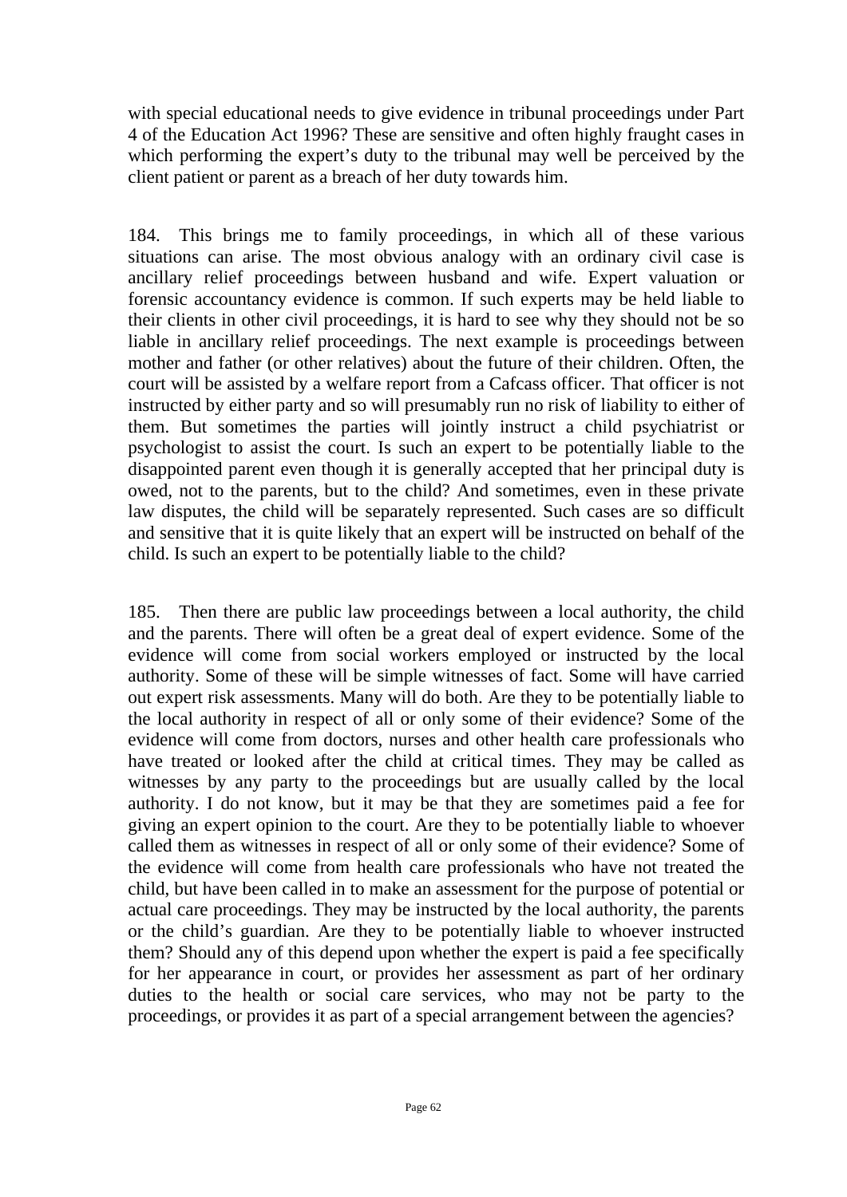with special educational needs to give evidence in tribunal proceedings under Part 4 of the Education Act 1996? These are sensitive and often highly fraught cases in which performing the expert's duty to the tribunal may well be perceived by the client patient or parent as a breach of her duty towards him.

184. This brings me to family proceedings, in which all of these various situations can arise. The most obvious analogy with an ordinary civil case is ancillary relief proceedings between husband and wife. Expert valuation or forensic accountancy evidence is common. If such experts may be held liable to their clients in other civil proceedings, it is hard to see why they should not be so liable in ancillary relief proceedings. The next example is proceedings between mother and father (or other relatives) about the future of their children. Often, the court will be assisted by a welfare report from a Cafcass officer. That officer is not instructed by either party and so will presumably run no risk of liability to either of them. But sometimes the parties will jointly instruct a child psychiatrist or psychologist to assist the court. Is such an expert to be potentially liable to the disappointed parent even though it is generally accepted that her principal duty is owed, not to the parents, but to the child? And sometimes, even in these private law disputes, the child will be separately represented. Such cases are so difficult and sensitive that it is quite likely that an expert will be instructed on behalf of the child. Is such an expert to be potentially liable to the child?

185. Then there are public law proceedings between a local authority, the child and the parents. There will often be a great deal of expert evidence. Some of the evidence will come from social workers employed or instructed by the local authority. Some of these will be simple witnesses of fact. Some will have carried out expert risk assessments. Many will do both. Are they to be potentially liable to the local authority in respect of all or only some of their evidence? Some of the evidence will come from doctors, nurses and other health care professionals who have treated or looked after the child at critical times. They may be called as witnesses by any party to the proceedings but are usually called by the local authority. I do not know, but it may be that they are sometimes paid a fee for giving an expert opinion to the court. Are they to be potentially liable to whoever called them as witnesses in respect of all or only some of their evidence? Some of the evidence will come from health care professionals who have not treated the child, but have been called in to make an assessment for the purpose of potential or actual care proceedings. They may be instructed by the local authority, the parents or the child's guardian. Are they to be potentially liable to whoever instructed them? Should any of this depend upon whether the expert is paid a fee specifically for her appearance in court, or provides her assessment as part of her ordinary duties to the health or social care services, who may not be party to the proceedings, or provides it as part of a special arrangement between the agencies?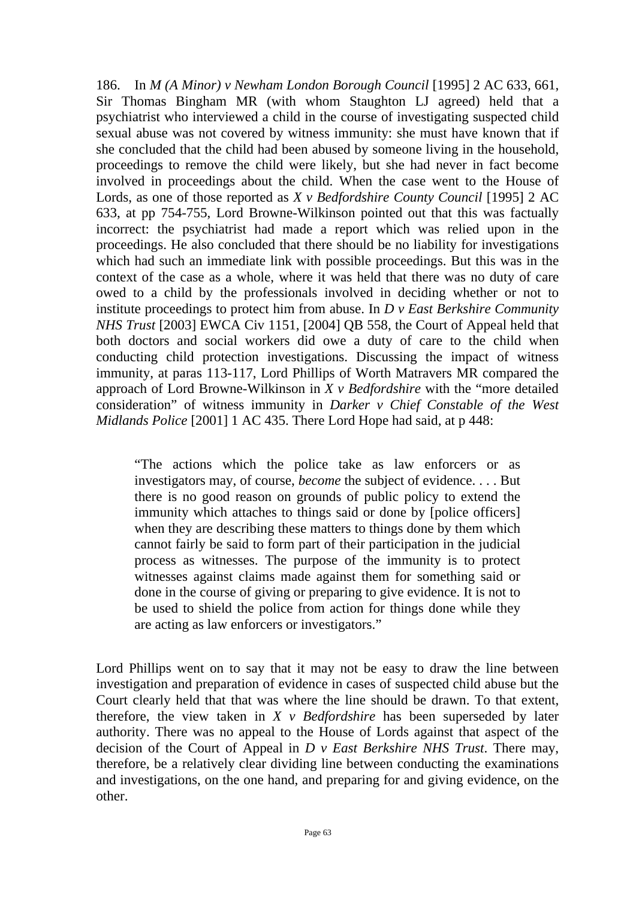186. In *M (A Minor) v Newham London Borough Council* [1995] 2 AC 633, 661, Sir Thomas Bingham MR (with whom Staughton LJ agreed) held that a psychiatrist who interviewed a child in the course of investigating suspected child sexual abuse was not covered by witness immunity: she must have known that if she concluded that the child had been abused by someone living in the household, proceedings to remove the child were likely, but she had never in fact become involved in proceedings about the child. When the case went to the House of Lords, as one of those reported as *X v Bedfordshire County Council* [1995] 2 AC 633, at pp 754-755, Lord Browne-Wilkinson pointed out that this was factually incorrect: the psychiatrist had made a report which was relied upon in the proceedings. He also concluded that there should be no liability for investigations which had such an immediate link with possible proceedings. But this was in the context of the case as a whole, where it was held that there was no duty of care owed to a child by the professionals involved in deciding whether or not to institute proceedings to protect him from abuse. In *D v East Berkshire Community NHS Trust* [2003] EWCA Civ 1151, [2004] QB 558, the Court of Appeal held that both doctors and social workers did owe a duty of care to the child when conducting child protection investigations. Discussing the impact of witness immunity, at paras 113-117, Lord Phillips of Worth Matravers MR compared the approach of Lord Browne-Wilkinson in *X v Bedfordshire* with the "more detailed consideration" of witness immunity in *Darker v Chief Constable of the West Midlands Police* [2001] 1 AC 435. There Lord Hope had said, at p 448:

> "The actions which the police take as law enforcers or as investigators may, of course, *become* the subject of evidence. . . . But there is no good reason on grounds of public policy to extend the immunity which attaches to things said or done by [police officers] when they are describing these matters to things done by them which cannot fairly be said to form part of their participation in the judicial process as witnesses. The purpose of the immunity is to protect witnesses against claims made against them for something said or done in the course of giving or preparing to give evidence. It is not to be used to shield the police from action for things done while they are acting as law enforcers or investigators."

Lord Phillips went on to say that it may not be easy to draw the line between investigation and preparation of evidence in cases of suspected child abuse but the Court clearly held that that was where the line should be drawn. To that extent, therefore, the view taken in *X v Bedfordshire* has been superseded by later authority. There was no appeal to the House of Lords against that aspect of the decision of the Court of Appeal in *D v East Berkshire NHS Trust*. There may, therefore, be a relatively clear dividing line between conducting the examinations and investigations, on the one hand, and preparing for and giving evidence, on the other.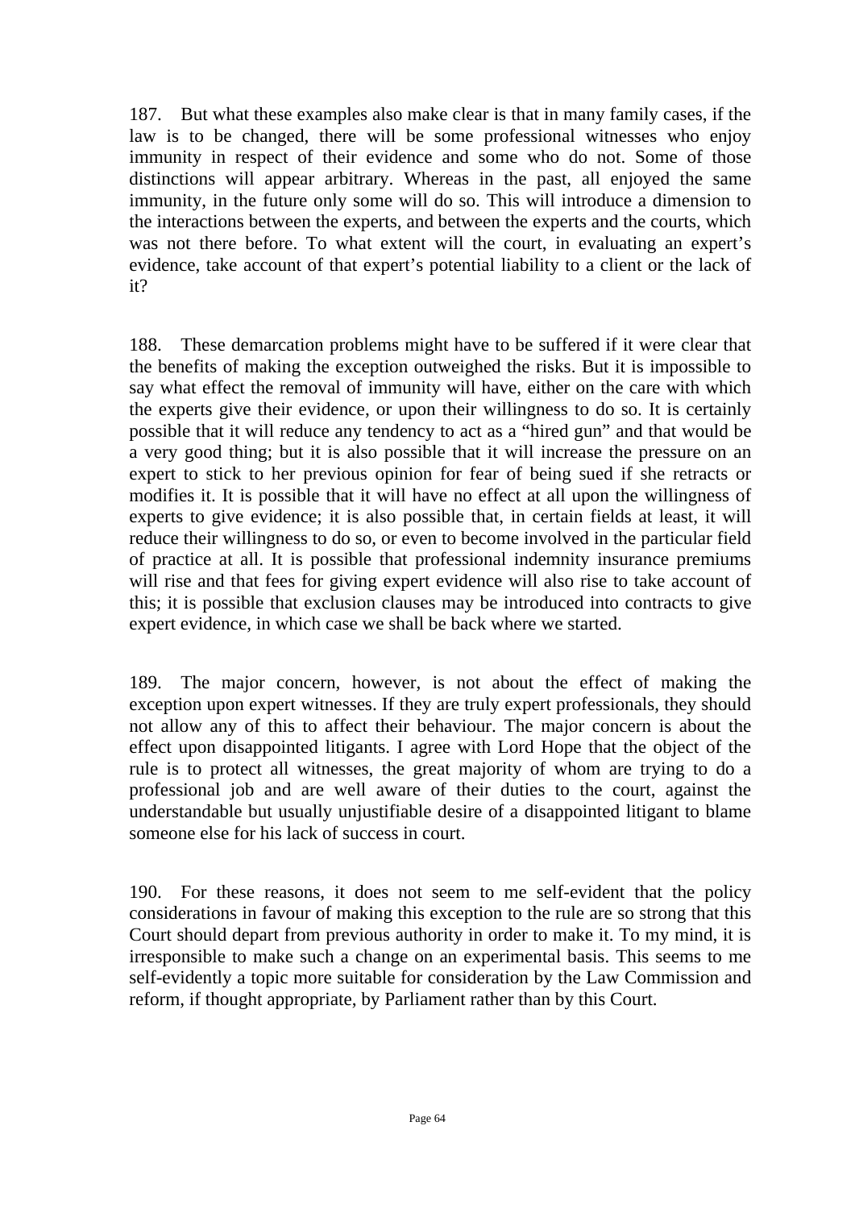187. But what these examples also make clear is that in many family cases, if the law is to be changed, there will be some professional witnesses who enjoy immunity in respect of their evidence and some who do not. Some of those distinctions will appear arbitrary. Whereas in the past, all enjoyed the same immunity, in the future only some will do so. This will introduce a dimension to the interactions between the experts, and between the experts and the courts, which was not there before. To what extent will the court, in evaluating an expert's evidence, take account of that expert's potential liability to a client or the lack of it?

188. These demarcation problems might have to be suffered if it were clear that the benefits of making the exception outweighed the risks. But it is impossible to say what effect the removal of immunity will have, either on the care with which the experts give their evidence, or upon their willingness to do so. It is certainly possible that it will reduce any tendency to act as a "hired gun" and that would be a very good thing; but it is also possible that it will increase the pressure on an expert to stick to her previous opinion for fear of being sued if she retracts or modifies it. It is possible that it will have no effect at all upon the willingness of experts to give evidence; it is also possible that, in certain fields at least, it will reduce their willingness to do so, or even to become involved in the particular field of practice at all. It is possible that professional indemnity insurance premiums will rise and that fees for giving expert evidence will also rise to take account of this; it is possible that exclusion clauses may be introduced into contracts to give expert evidence, in which case we shall be back where we started.

189. The major concern, however, is not about the effect of making the exception upon expert witnesses. If they are truly expert professionals, they should not allow any of this to affect their behaviour. The major concern is about the effect upon disappointed litigants. I agree with Lord Hope that the object of the rule is to protect all witnesses, the great majority of whom are trying to do a professional job and are well aware of their duties to the court, against the understandable but usually unjustifiable desire of a disappointed litigant to blame someone else for his lack of success in court.

190. For these reasons, it does not seem to me self-evident that the policy considerations in favour of making this exception to the rule are so strong that this Court should depart from previous authority in order to make it. To my mind, it is irresponsible to make such a change on an experimental basis. This seems to me self-evidently a topic more suitable for consideration by the Law Commission and reform, if thought appropriate, by Parliament rather than by this Court.